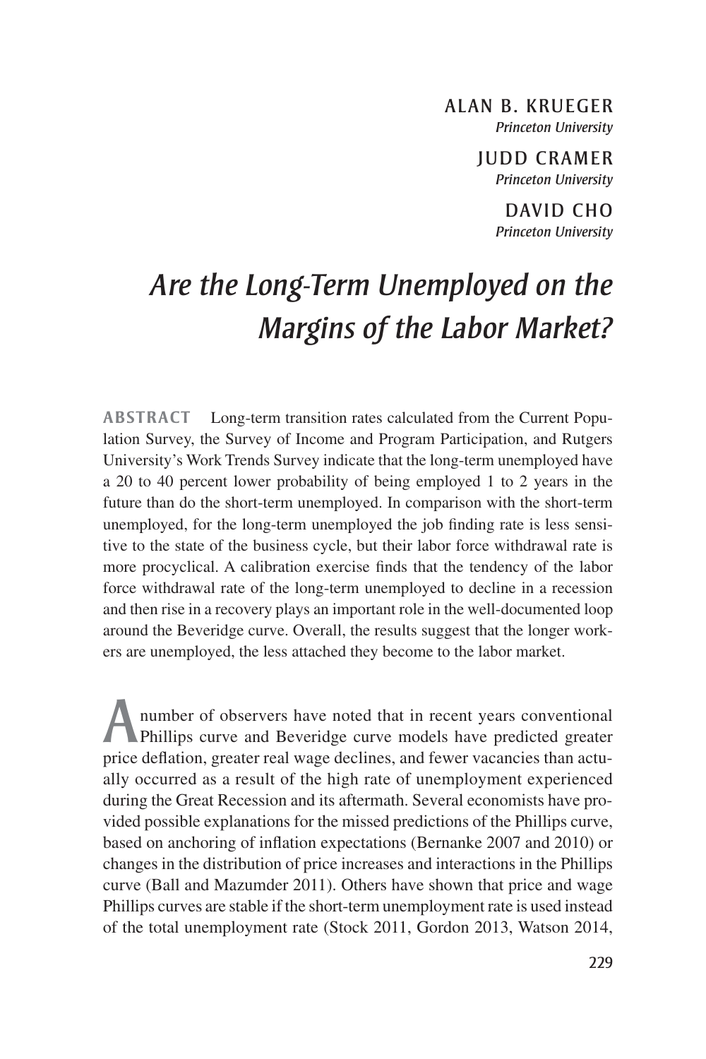ALAN B. KRUEGER
*Princeton University*

JUDD CRAMER
*Princeton University*

DAVID CHO
*Princeton University*

# *Are the Long-Term Unemployed on the Margins of the Labor Market?*

**ABSTRACT** Long-term transition rates calculated from the Current Population Survey, the Survey of Income and Program Participation, and Rutgers University's Work Trends Survey indicate that the long-term unemployed have a 20 to 40 percent lower probability of being employed 1 to 2 years in the future than do the short-term unemployed. In comparison with the short-term unemployed, for the long-term unemployed the job finding rate is less sensitive to the state of the business cycle, but their labor force withdrawal rate is more procyclical. A calibration exercise finds that the tendency of the labor force withdrawal rate of the long-term unemployed to decline in a recession and then rise in a recovery plays an important role in the well-documented loop around the Beveridge curve. Overall, the results suggest that the longer workers are unemployed, the less attached they become to the labor market.

A number of observers have noted that in recent years conventional Phillips curve and Beveridge curve models have predicted greater price deflation, greater real wage declines, and fewer vacancies than actually occurred as a result of the high rate of unemployment experienced during the Great Recession and its aftermath. Several economists have provided possible explanations for the missed predictions of the Phillips curve, based on anchoring of inflation expectations (Bernanke 2007 and 2010) or changes in the distribution of price increases and interactions in the Phillips curve (Ball and Mazumder 2011). Others have shown that price and wage Phillips curves are stable if the short-term unemployment rate is used instead of the total unemployment rate (Stock 2011, Gordon 2013, Watson 2014,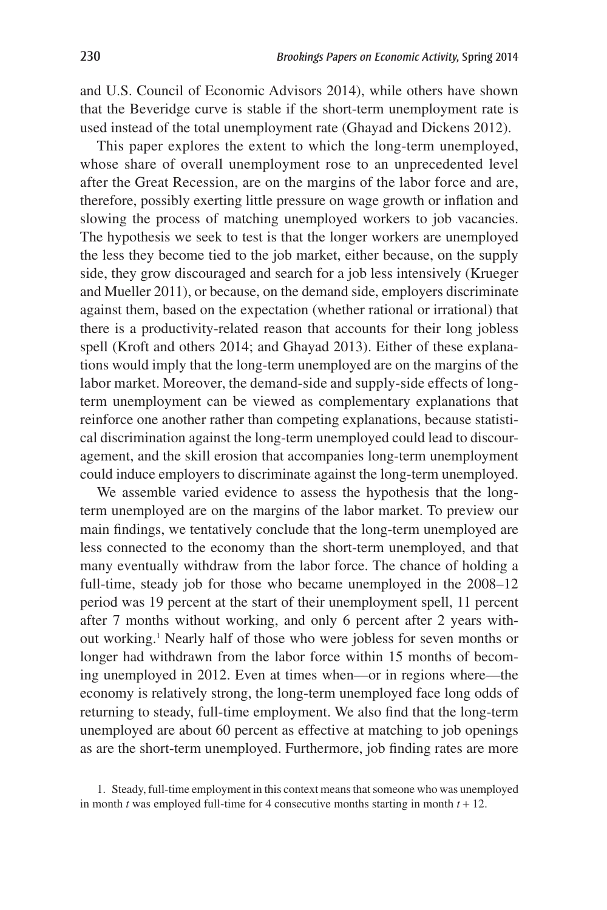and U.S. Council of Economic Advisors 2014), while others have shown that the Beveridge curve is stable if the short-term unemployment rate is used instead of the total unemployment rate (Ghayad and Dickens 2012).

This paper explores the extent to which the long-term unemployed, whose share of overall unemployment rose to an unprecedented level after the Great Recession, are on the margins of the labor force and are, therefore, possibly exerting little pressure on wage growth or inflation and slowing the process of matching unemployed workers to job vacancies. The hypothesis we seek to test is that the longer workers are unemployed the less they become tied to the job market, either because, on the supply side, they grow discouraged and search for a job less intensively (Krueger and Mueller 2011), or because, on the demand side, employers discriminate against them, based on the expectation (whether rational or irrational) that there is a productivity-related reason that accounts for their long jobless spell (Kroft and others 2014; and Ghayad 2013). Either of these explanations would imply that the long-term unemployed are on the margins of the labor market. Moreover, the demand-side and supply-side effects of long-term unemployment can be viewed as complementary explanations that reinforce one another rather than competing explanations, because statistical discrimination against the long-term unemployed could lead to discouragement, and the skill erosion that accompanies long-term unemployment could induce employers to discriminate against the long-term unemployed.

We assemble varied evidence to assess the hypothesis that the long-term unemployed are on the margins of the labor market. To preview our main findings, we tentatively conclude that the long-term unemployed are less connected to the economy than the short-term unemployed, and that many eventually withdraw from the labor force. The chance of holding a full-time, steady job for those who became unemployed in the 2008–12 period was 19 percent at the start of their unemployment spell, 11 percent after 7 months without working, and only 6 percent after 2 years without working.[1] Nearly half of those who were jobless for seven months or longer had withdrawn from the labor force within 15 months of becoming unemployed in 2012. Even at times when—or in regions where—the economy is relatively strong, the long-term unemployed face long odds of returning to steady, full-time employment. We also find that the long-term unemployed are about 60 percent as effective at matching to job openings as are the short-term unemployed. Furthermore, job finding rates are more

1. Steady, full-time employment in this context means that someone who was unemployed in month $t$ was employed full-time for 4 consecutive months starting in month $t + 12$.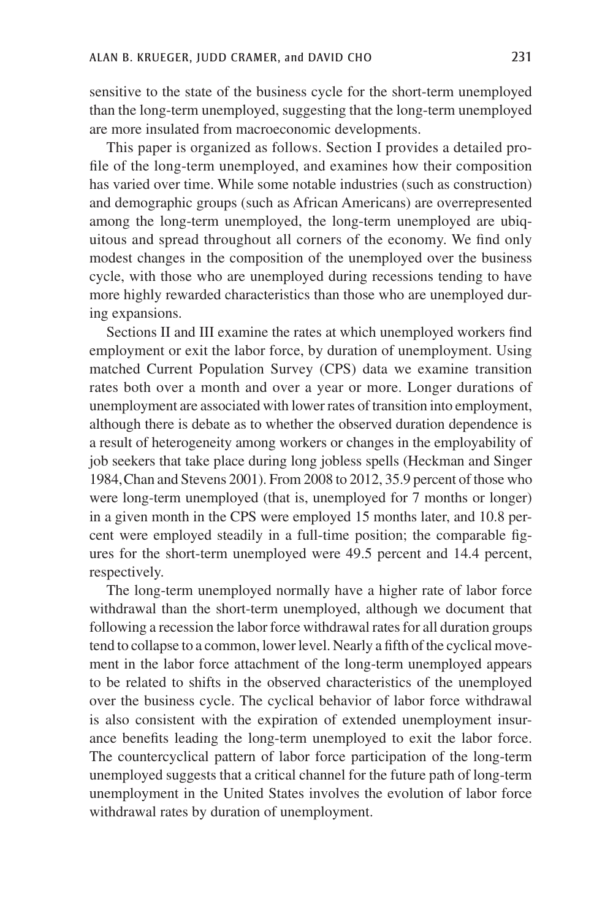sensitive to the state of the business cycle for the short-term unemployed than the long-term unemployed, suggesting that the long-term unemployed are more insulated from macroeconomic developments.

This paper is organized as follows. Section I provides a detailed profile of the long-term unemployed, and examines how their composition has varied over time. While some notable industries (such as construction) and demographic groups (such as African Americans) are overrepresented among the long-term unemployed, the long-term unemployed are ubiquitous and spread throughout all corners of the economy. We find only modest changes in the composition of the unemployed over the business cycle, with those who are unemployed during recessions tending to have more highly rewarded characteristics than those who are unemployed during expansions.

Sections II and III examine the rates at which unemployed workers find employment or exit the labor force, by duration of unemployment. Using matched Current Population Survey (CPS) data we examine transition rates both over a month and over a year or more. Longer durations of unemployment are associated with lower rates of transition into employment, although there is debate as to whether the observed duration dependence is a result of heterogeneity among workers or changes in the employability of job seekers that take place during long jobless spells (Heckman and Singer 1984, Chan and Stevens 2001). From 2008 to 2012, 35.9 percent of those who were long-term unemployed (that is, unemployed for 7 months or longer) in a given month in the CPS were employed 15 months later, and 10.8 percent were employed steadily in a full-time position; the comparable figures for the short-term unemployed were 49.5 percent and 14.4 percent, respectively.

The long-term unemployed normally have a higher rate of labor force withdrawal than the short-term unemployed, although we document that following a recession the labor force withdrawal rates for all duration groups tend to collapse to a common, lower level. Nearly a fifth of the cyclical movement in the labor force attachment of the long-term unemployed appears to be related to shifts in the observed characteristics of the unemployed over the business cycle. The cyclical behavior of labor force withdrawal is also consistent with the expiration of extended unemployment insurance benefits leading the long-term unemployed to exit the labor force. The countercyclical pattern of labor force participation of the long-term unemployed suggests that a critical channel for the future path of long-term unemployment in the United States involves the evolution of labor force withdrawal rates by duration of unemployment.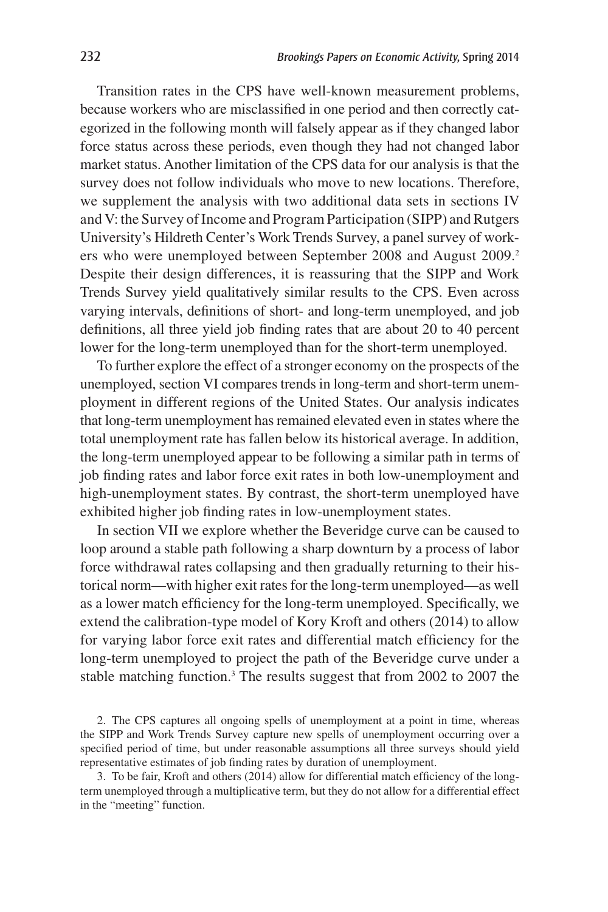Transition rates in the CPS have well-known measurement problems, because workers who are misclassified in one period and then correctly categorized in the following month will falsely appear as if they changed labor force status across these periods, even though they had not changed labor market status. Another limitation of the CPS data for our analysis is that the survey does not follow individuals who move to new locations. Therefore, we supplement the analysis with two additional data sets in sections IV and V: the Survey of Income and Program Participation (SIPP) and Rutgers University's Hildreth Center's Work Trends Survey, a panel survey of workers who were unemployed between September 2008 and August 2009.[2] Despite their design differences, it is reassuring that the SIPP and Work Trends Survey yield qualitatively similar results to the CPS. Even across varying intervals, definitions of short- and long-term unemployed, and job definitions, all three yield job finding rates that are about 20 to 40 percent lower for the long-term unemployed than for the short-term unemployed.

To further explore the effect of a stronger economy on the prospects of the unemployed, section VI compares trends in long-term and short-term unemployment in different regions of the United States. Our analysis indicates that long-term unemployment has remained elevated even in states where the total unemployment rate has fallen below its historical average. In addition, the long-term unemployed appear to be following a similar path in terms of job finding rates and labor force exit rates in both low-unemployment and high-unemployment states. By contrast, the short-term unemployed have exhibited higher job finding rates in low-unemployment states.

In section VII we explore whether the Beveridge curve can be caused to loop around a stable path following a sharp downturn by a process of labor force withdrawal rates collapsing and then gradually returning to their historical norm—with higher exit rates for the long-term unemployed—as well as a lower match efficiency for the long-term unemployed. Specifically, we extend the calibration-type model of Kory Kroft and others (2014) to allow for varying labor force exit rates and differential match efficiency for the long-term unemployed to project the path of the Beveridge curve under a stable matching function.[3] The results suggest that from 2002 to 2007 the

2. The CPS captures all ongoing spells of unemployment at a point in time, whereas the SIPP and Work Trends Survey capture new spells of unemployment occurring over a specified period of time, but under reasonable assumptions all three surveys should yield representative estimates of job finding rates by duration of unemployment.

3. To be fair, Kroft and others (2014) allow for differential match efficiency of the long-term unemployed through a multiplicative term, but they do not allow for a differential effect in the "meeting" function.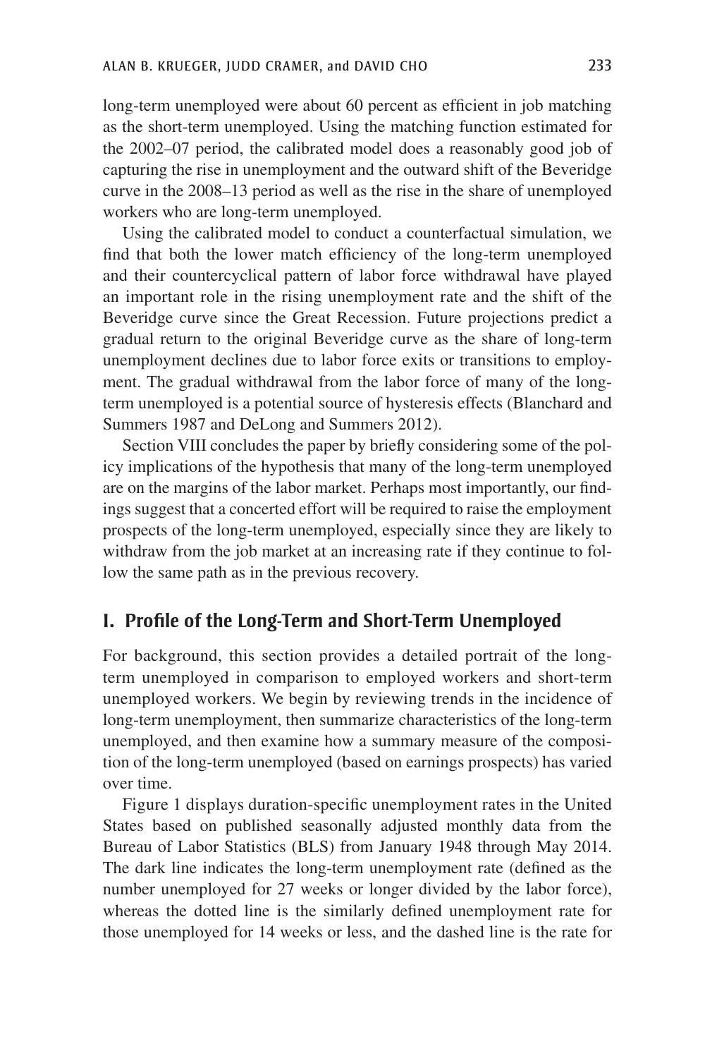long-term unemployed were about 60 percent as efficient in job matching as the short-term unemployed. Using the matching function estimated for the 2002–07 period, the calibrated model does a reasonably good job of capturing the rise in unemployment and the outward shift of the Beveridge curve in the 2008–13 period as well as the rise in the share of unemployed workers who are long-term unemployed.

Using the calibrated model to conduct a counterfactual simulation, we find that both the lower match efficiency of the long-term unemployed and their countercyclical pattern of labor force withdrawal have played an important role in the rising unemployment rate and the shift of the Beveridge curve since the Great Recession. Future projections predict a gradual return to the original Beveridge curve as the share of long-term unemployment declines due to labor force exits or transitions to employment. The gradual withdrawal from the labor force of many of the long-term unemployed is a potential source of hysteresis effects (Blanchard and Summers 1987 and DeLong and Summers 2012).

Section VIII concludes the paper by briefly considering some of the policy implications of the hypothesis that many of the long-term unemployed are on the margins of the labor market. Perhaps most importantly, our findings suggest that a concerted effort will be required to raise the employment prospects of the long-term unemployed, especially since they are likely to withdraw from the job market at an increasing rate if they continue to follow the same path as in the previous recovery.

## I. Profile of the Long-Term and Short-Term Unemployed

For background, this section provides a detailed portrait of the long-term unemployed in comparison to employed workers and short-term unemployed workers. We begin by reviewing trends in the incidence of long-term unemployment, then summarize characteristics of the long-term unemployed, and then examine how a summary measure of the composition of the long-term unemployed (based on earnings prospects) has varied over time.

Figure 1 displays duration-specific unemployment rates in the United States based on published seasonally adjusted monthly data from the Bureau of Labor Statistics (BLS) from January 1948 through May 2014. The dark line indicates the long-term unemployment rate (defined as the number unemployed for 27 weeks or longer divided by the labor force), whereas the dotted line is the similarly defined unemployment rate for those unemployed for 14 weeks or less, and the dashed line is the rate for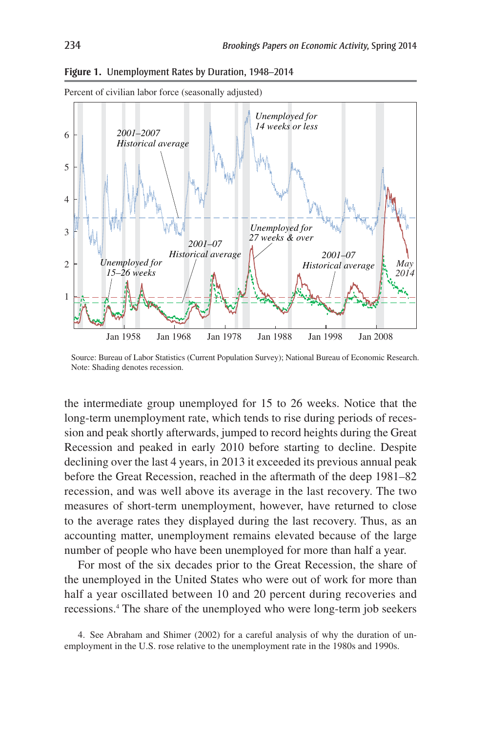**Figure 1.** Unemployment Rates by Duration, 1948–2014

Percent of civilian labor force (seasonally adjusted)

6
5
4
3
2
1

Jan 1958
Jan 1968
Jan 1978
Jan 1988
Jan 1998
Jan 2008

*2001–2007 Historical average*

*Unemployed for 14 weeks or less*

*Unemployed for 27 weeks & over*

*2001–07 Historical average*

*Unemployed for 15–26 weeks*

*2001–07 Historical average*

*May 2014*

Source: Bureau of Labor Statistics (Current Population Survey); National Bureau of Economic Research.
Note: Shading denotes recession.

the intermediate group unemployed for 15 to 26 weeks. Notice that the long-term unemployment rate, which tends to rise during periods of recession and peak shortly afterwards, jumped to record heights during the Great Recession and peaked in early 2010 before starting to decline. Despite declining over the last 4 years, in 2013 it exceeded its previous annual peak before the Great Recession, reached in the aftermath of the deep 1981–82 recession, and was well above its average in the last recovery. The two measures of short-term unemployment, however, have returned to close to the average rates they displayed during the last recovery. Thus, as an accounting matter, unemployment remains elevated because of the large number of people who have been unemployed for more than half a year.

For most of the six decades prior to the Great Recession, the share of the unemployed in the United States who were out of work for more than half a year oscillated between 10 and 20 percent during recoveries and recessions.[4] The share of the unemployed who were long-term job seekers

4. See Abraham and Shimer (2002) for a careful analysis of why the duration of unemployment in the U.S. rose relative to the unemployment rate in the 1980s and 1990s.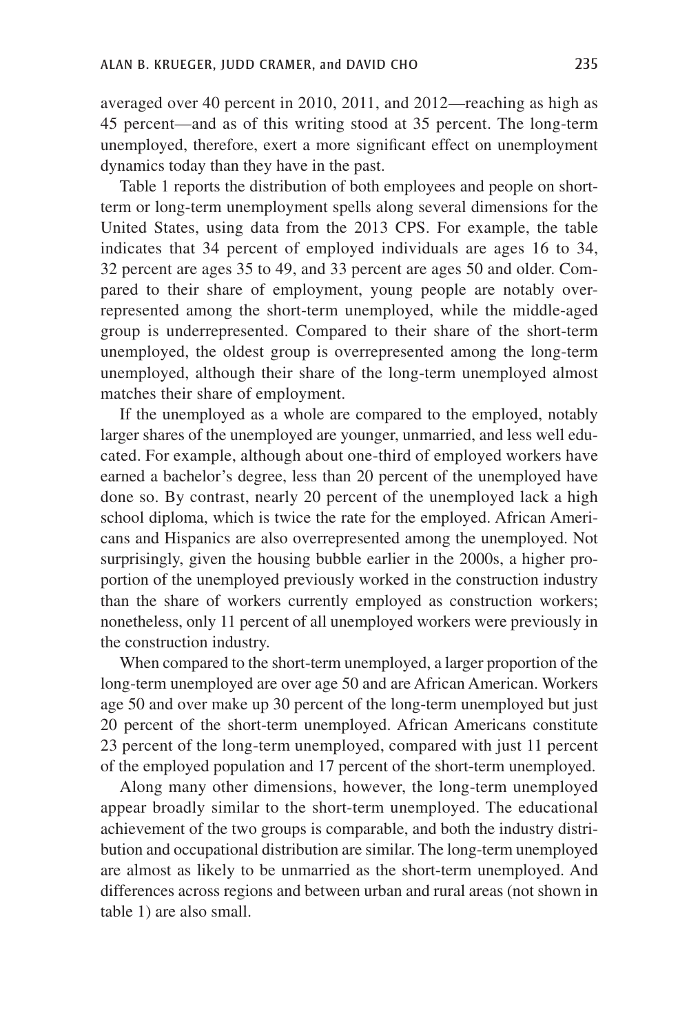averaged over 40 percent in 2010, 2011, and 2012—reaching as high as 45 percent—and as of this writing stood at 35 percent. The long-term unemployed, therefore, exert a more significant effect on unemployment dynamics today than they have in the past.

Table 1 reports the distribution of both employees and people on short-term or long-term unemployment spells along several dimensions for the United States, using data from the 2013 CPS. For example, the table indicates that 34 percent of employed individuals are ages 16 to 34, 32 percent are ages 35 to 49, and 33 percent are ages 50 and older. Compared to their share of employment, young people are notably overrepresented among the short-term unemployed, while the middle-aged group is underrepresented. Compared to their share of the short-term unemployed, the oldest group is overrepresented among the long-term unemployed, although their share of the long-term unemployed almost matches their share of employment.

If the unemployed as a whole are compared to the employed, notably larger shares of the unemployed are younger, unmarried, and less well educated. For example, although about one-third of employed workers have earned a bachelor's degree, less than 20 percent of the unemployed have done so. By contrast, nearly 20 percent of the unemployed lack a high school diploma, which is twice the rate for the employed. African Americans and Hispanics are also overrepresented among the unemployed. Not surprisingly, given the housing bubble earlier in the 2000s, a higher proportion of the unemployed previously worked in the construction industry than the share of workers currently employed as construction workers; nonetheless, only 11 percent of all unemployed workers were previously in the construction industry.

When compared to the short-term unemployed, a larger proportion of the long-term unemployed are over age 50 and are African American. Workers age 50 and over make up 30 percent of the long-term unemployed but just 20 percent of the short-term unemployed. African Americans constitute 23 percent of the long-term unemployed, compared with just 11 percent of the employed population and 17 percent of the short-term unemployed.

Along many other dimensions, however, the long-term unemployed appear broadly similar to the short-term unemployed. The educational achievement of the two groups is comparable, and both the industry distribution and occupational distribution are similar. The long-term unemployed are almost as likely to be unmarried as the short-term unemployed. And differences across regions and between urban and rural areas (not shown in table 1) are also small.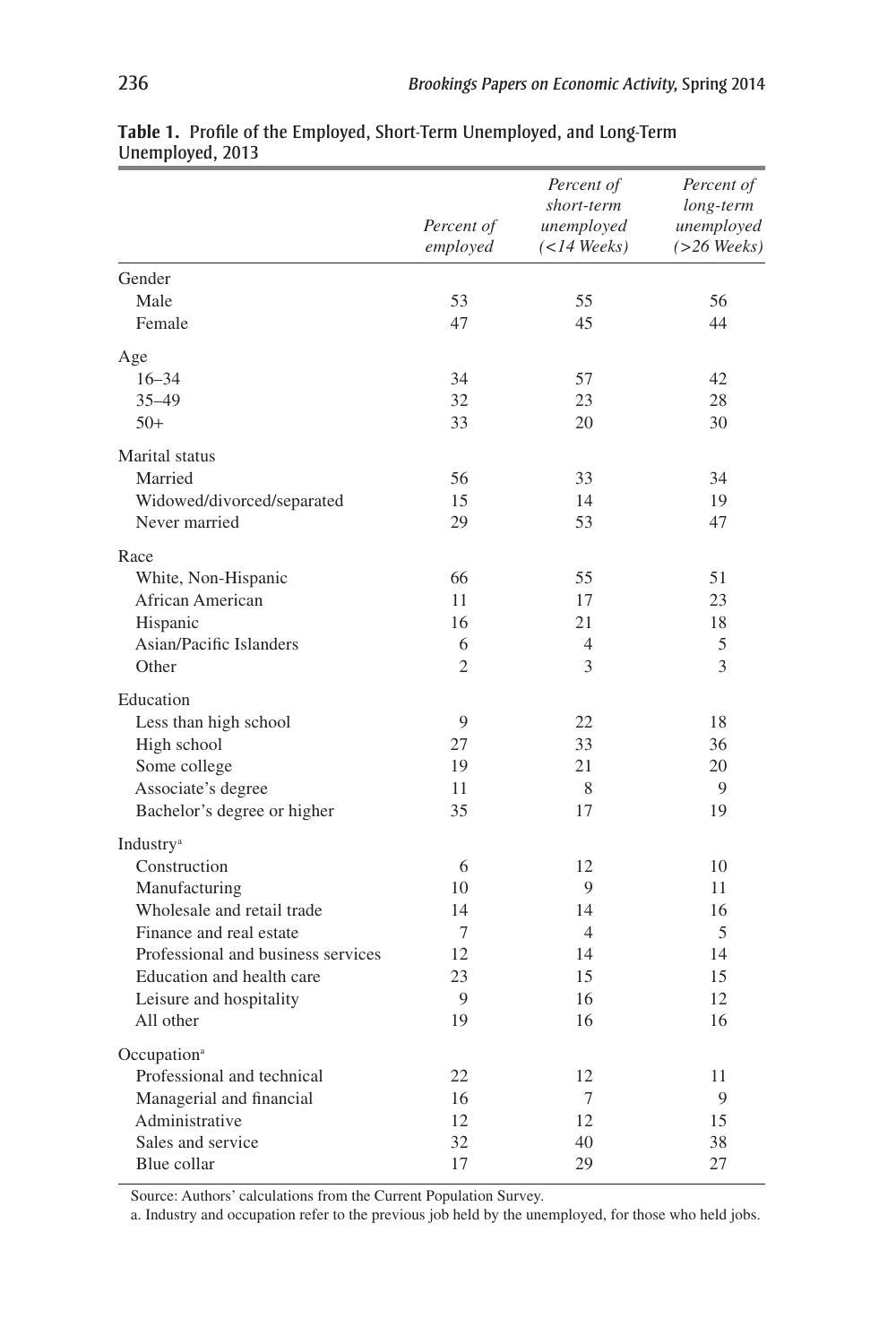**Table 1.** Profile of the Employed, Short-Term Unemployed, and Long-Term Unemployed, 2013

| | *Percent of employed* | *Percent of short-term unemployed (<14 Weeks)* | *Percent of long-term unemployed (>26 Weeks)* |
|---|---|---|---|
| Gender | | | |
| Male | 53 | 55 | 56 |
| Female | 47 | 45 | 44 |
| Age | | | |
| 16–34 | 34 | 57 | 42 |
| 35–49 | 32 | 23 | 28 |
| 50+ | 33 | 20 | 30 |
| Marital status | | | |
| Married | 56 | 33 | 34 |
| Widowed/divorced/separated | 15 | 14 | 19 |
| Never married | 29 | 53 | 47 |
| Race | | | |
| White, Non-Hispanic | 66 | 55 | 51 |
| African American | 11 | 17 | 23 |
| Hispanic | 16 | 21 | 18 |
| Asian/Pacific Islanders | 6 | 4 | 5 |
| Other | 2 | 3 | 3 |
| Education | | | |
| Less than high school | 9 | 22 | 18 |
| High school | 27 | 33 | 36 |
| Some college | 19 | 21 | 20 |
| Associate's degree | 11 | 8 | 9 |
| Bachelor's degree or higher | 35 | 17 | 19 |
| Industry[a] | | | |
| Construction | 6 | 12 | 10 |
| Manufacturing | 10 | 9 | 11 |
| Wholesale and retail trade | 14 | 14 | 16 |
| Finance and real estate | 7 | 4 | 5 |
| Professional and business services | 12 | 14 | 14 |
| Education and health care | 23 | 15 | 15 |
| Leisure and hospitality | 9 | 16 | 12 |
| All other | 19 | 16 | 16 |
| Occupation[a] | | | |
| Professional and technical | 22 | 12 | 11 |
| Managerial and financial | 16 | 7 | 9 |
| Administrative | 12 | 12 | 15 |
| Sales and service | 32 | 40 | 38 |
| Blue collar | 17 | 29 | 27 |

Source: Authors' calculations from the Current Population Survey.

a. Industry and occupation refer to the previous job held by the unemployed, for those who held jobs.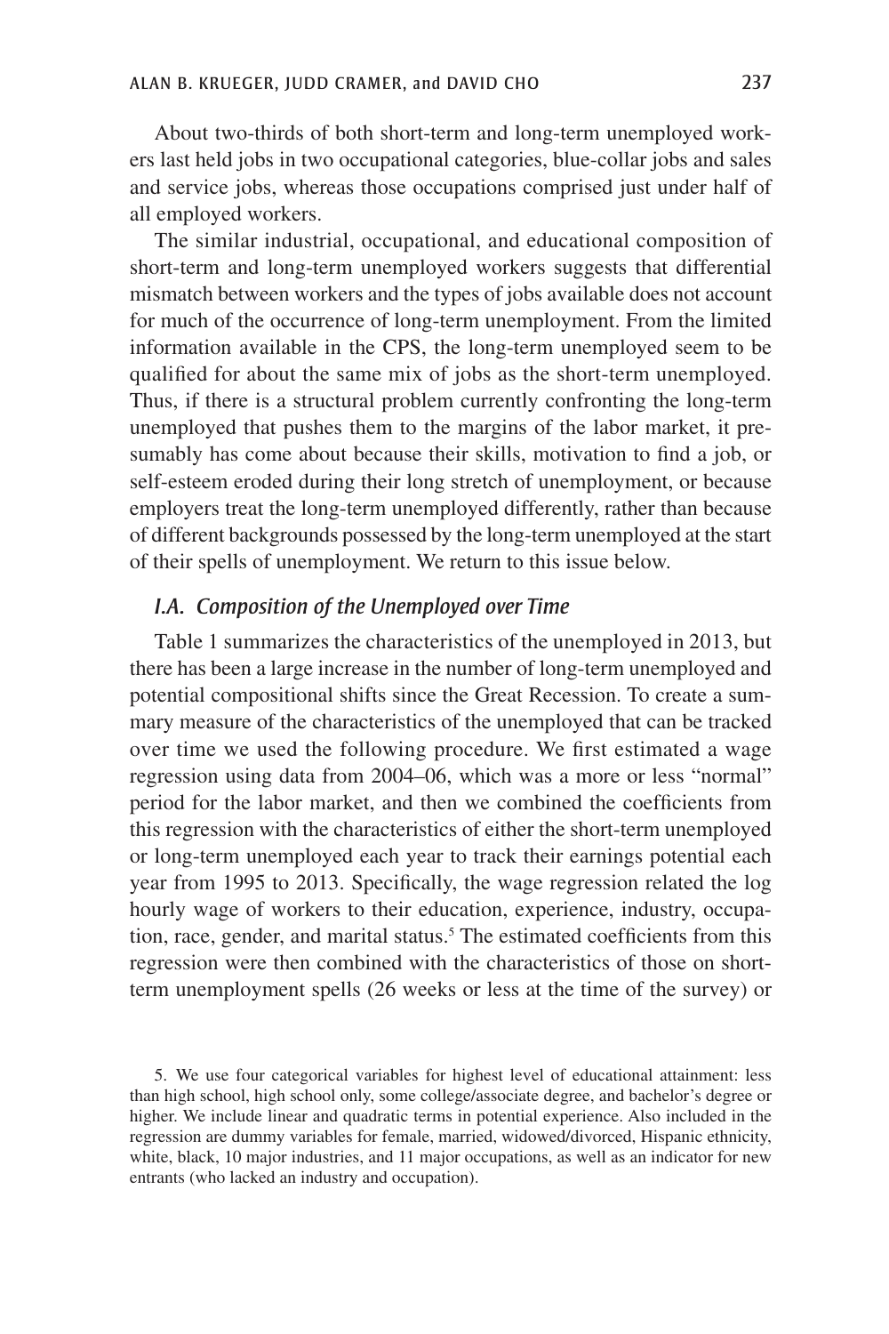About two-thirds of both short-term and long-term unemployed workers last held jobs in two occupational categories, blue-collar jobs and sales and service jobs, whereas those occupations comprised just under half of all employed workers.

The similar industrial, occupational, and educational composition of short-term and long-term unemployed workers suggests that differential mismatch between workers and the types of jobs available does not account for much of the occurrence of long-term unemployment. From the limited information available in the CPS, the long-term unemployed seem to be qualified for about the same mix of jobs as the short-term unemployed. Thus, if there is a structural problem currently confronting the long-term unemployed that pushes them to the margins of the labor market, it presumably has come about because their skills, motivation to find a job, or self-esteem eroded during their long stretch of unemployment, or because employers treat the long-term unemployed differently, rather than because of different backgrounds possessed by the long-term unemployed at the start of their spells of unemployment. We return to this issue below.

### *I.A. Composition of the Unemployed over Time*

Table 1 summarizes the characteristics of the unemployed in 2013, but there has been a large increase in the number of long-term unemployed and potential compositional shifts since the Great Recession. To create a summary measure of the characteristics of the unemployed that can be tracked over time we used the following procedure. We first estimated a wage regression using data from 2004–06, which was a more or less "normal" period for the labor market, and then we combined the coefficients from this regression with the characteristics of either the short-term unemployed or long-term unemployed each year to track their earnings potential each year from 1995 to 2013. Specifically, the wage regression related the log hourly wage of workers to their education, experience, industry, occupation, race, gender, and marital status.[5] The estimated coefficients from this regression were then combined with the characteristics of those on short-term unemployment spells (26 weeks or less at the time of the survey) or

5. We use four categorical variables for highest level of educational attainment: less than high school, high school only, some college/associate degree, and bachelor's degree or higher. We include linear and quadratic terms in potential experience. Also included in the regression are dummy variables for female, married, widowed/divorced, Hispanic ethnicity, white, black, 10 major industries, and 11 major occupations, as well as an indicator for new entrants (who lacked an industry and occupation).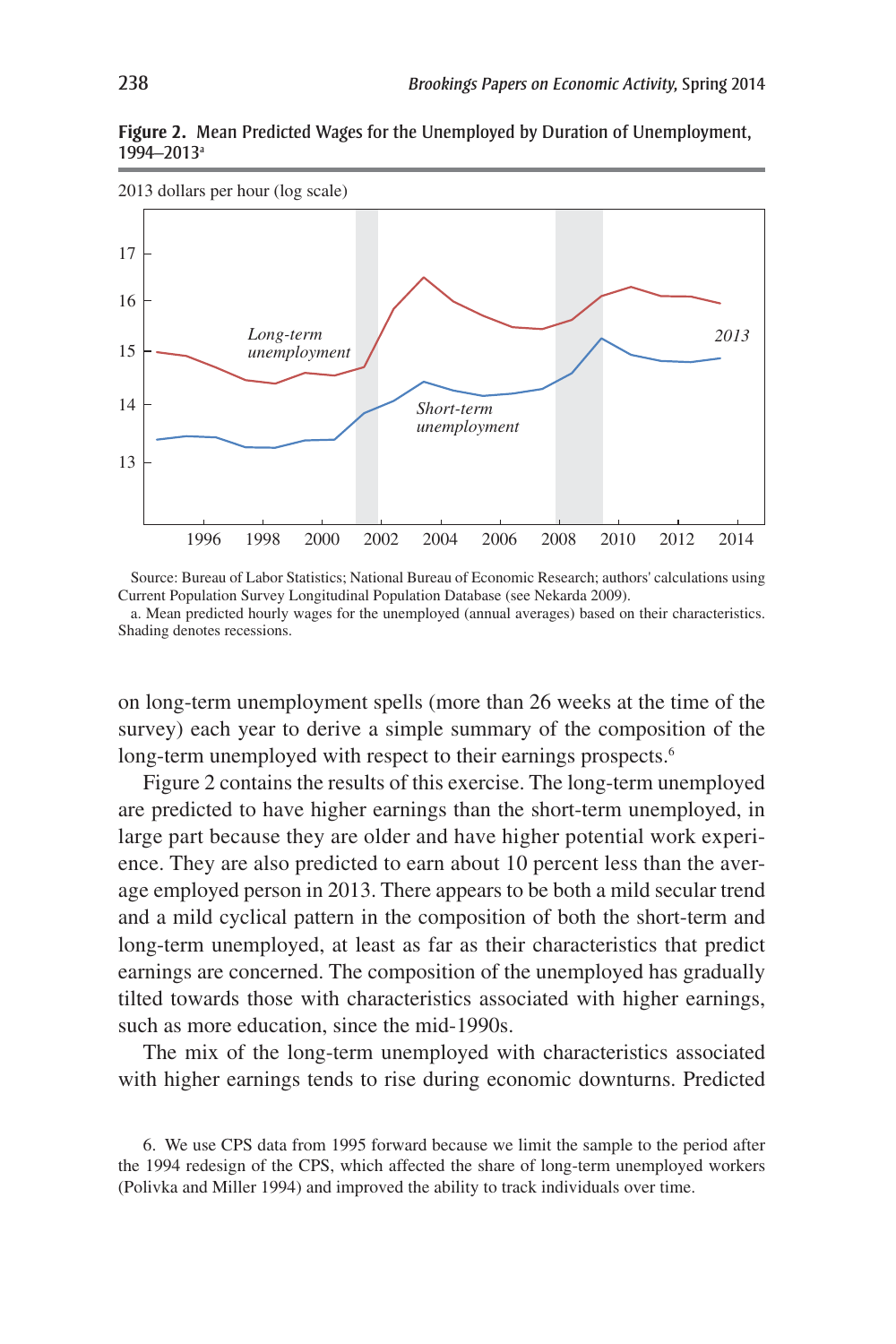**Figure 2. Mean Predicted Wages for the Unemployed by Duration of Unemployment, 1994–2013**[a]

2013 dollars per hour (log scale)

17
16
15
14
13

Long-term unemployment

Short-term unemployment

2013

1996 1998 2000 2002 2004 2006 2008 2010 2012 2014

Source: Bureau of Labor Statistics; National Bureau of Economic Research; authors' calculations using Current Population Survey Longitudinal Population Database (see Nekarda 2009).

a. Mean predicted hourly wages for the unemployed (annual averages) based on their characteristics. Shading denotes recessions.

on long-term unemployment spells (more than 26 weeks at the time of the survey) each year to derive a simple summary of the composition of the long-term unemployed with respect to their earnings prospects.[6]

Figure 2 contains the results of this exercise. The long-term unemployed are predicted to have higher earnings than the short-term unemployed, in large part because they are older and have higher potential work experience. They are also predicted to earn about 10 percent less than the average employed person in 2013. There appears to be both a mild secular trend and a mild cyclical pattern in the composition of both the short-term and long-term unemployed, at least as far as their characteristics that predict earnings are concerned. The composition of the unemployed has gradually tilted towards those with characteristics associated with higher earnings, such as more education, since the mid-1990s.

The mix of the long-term unemployed with characteristics associated with higher earnings tends to rise during economic downturns. Predicted

6. We use CPS data from 1995 forward because we limit the sample to the period after the 1994 redesign of the CPS, which affected the share of long-term unemployed workers (Polivka and Miller 1994) and improved the ability to track individuals over time.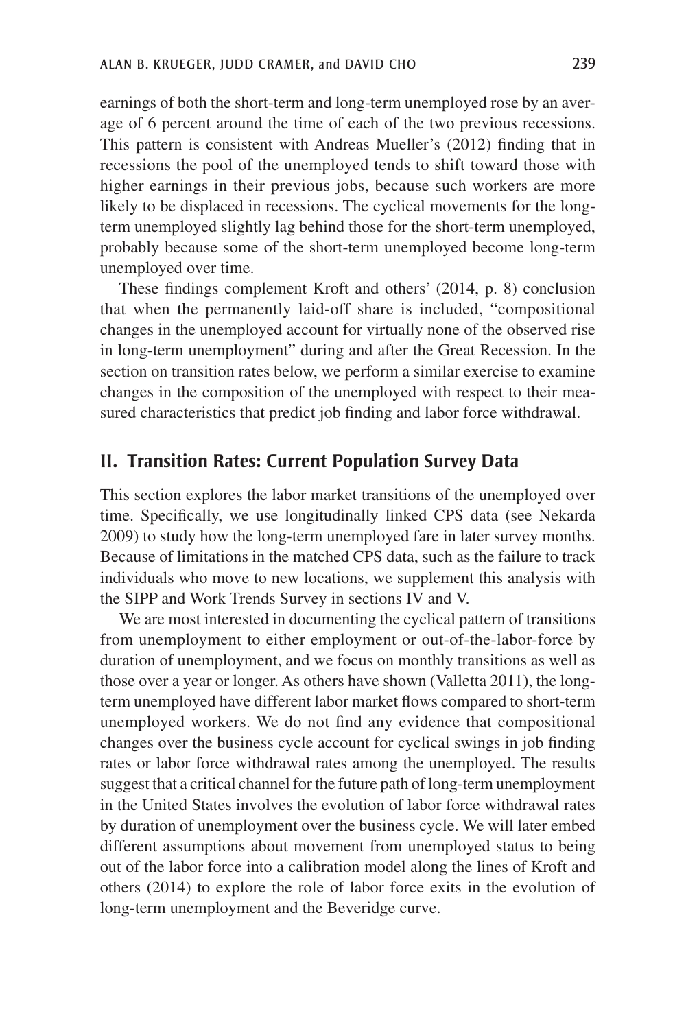earnings of both the short-term and long-term unemployed rose by an average of 6 percent around the time of each of the two previous recessions. This pattern is consistent with Andreas Mueller's (2012) finding that in recessions the pool of the unemployed tends to shift toward those with higher earnings in their previous jobs, because such workers are more likely to be displaced in recessions. The cyclical movements for the long-term unemployed slightly lag behind those for the short-term unemployed, probably because some of the short-term unemployed become long-term unemployed over time.

These findings complement Kroft and others' (2014, p. 8) conclusion that when the permanently laid-off share is included, "compositional changes in the unemployed account for virtually none of the observed rise in long-term unemployment" during and after the Great Recession. In the section on transition rates below, we perform a similar exercise to examine changes in the composition of the unemployed with respect to their measured characteristics that predict job finding and labor force withdrawal.

## II. Transition Rates: Current Population Survey Data

This section explores the labor market transitions of the unemployed over time. Specifically, we use longitudinally linked CPS data (see Nekarda 2009) to study how the long-term unemployed fare in later survey months. Because of limitations in the matched CPS data, such as the failure to track individuals who move to new locations, we supplement this analysis with the SIPP and Work Trends Survey in sections IV and V.

We are most interested in documenting the cyclical pattern of transitions from unemployment to either employment or out-of-the-labor-force by duration of unemployment, and we focus on monthly transitions as well as those over a year or longer. As others have shown (Valletta 2011), the long-term unemployed have different labor market flows compared to short-term unemployed workers. We do not find any evidence that compositional changes over the business cycle account for cyclical swings in job finding rates or labor force withdrawal rates among the unemployed. The results suggest that a critical channel for the future path of long-term unemployment in the United States involves the evolution of labor force withdrawal rates by duration of unemployment over the business cycle. We will later embed different assumptions about movement from unemployed status to being out of the labor force into a calibration model along the lines of Kroft and others (2014) to explore the role of labor force exits in the evolution of long-term unemployment and the Beveridge curve.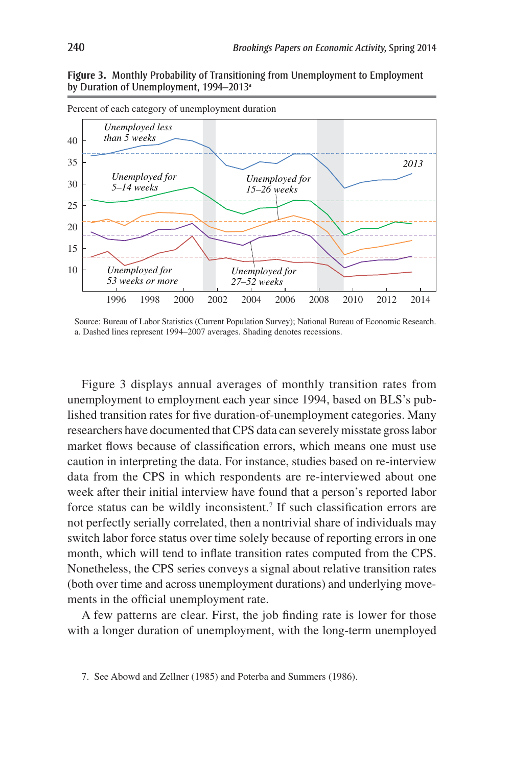**Figure 3. Monthly Probability of Transitioning from Unemployment to Employment by Duration of Unemployment, 1994–2013**[a]

Percent of each category of unemployment duration

40
35
30
25
20
15
10

1996
1998
2000
2002
2004
2006
2008
2010
2012
2014

Unemployed less than 5 weeks
Unemployed for 5–14 weeks
Unemployed for 15–26 weeks
Unemployed for 53 weeks or more
Unemployed for 27–52 weeks
2013

Source: Bureau of Labor Statistics (Current Population Survey); National Bureau of Economic Research.
a. Dashed lines represent 1994–2007 averages. Shading denotes recessions.

Figure 3 displays annual averages of monthly transition rates from unemployment to employment each year since 1994, based on BLS's published transition rates for five duration-of-unemployment categories. Many researchers have documented that CPS data can severely misstate gross labor market flows because of classification errors, which means one must use caution in interpreting the data. For instance, studies based on re-interview data from the CPS in which respondents are re-interviewed about one week after their initial interview have found that a person's reported labor force status can be wildly inconsistent.[7] If such classification errors are not perfectly serially correlated, then a nontrivial share of individuals may switch labor force status over time solely because of reporting errors in one month, which will tend to inflate transition rates computed from the CPS. Nonetheless, the CPS series conveys a signal about relative transition rates (both over time and across unemployment durations) and underlying movements in the official unemployment rate.

A few patterns are clear. First, the job finding rate is lower for those with a longer duration of unemployment, with the long-term unemployed

7. See Abowd and Zellner (1985) and Poterba and Summers (1986).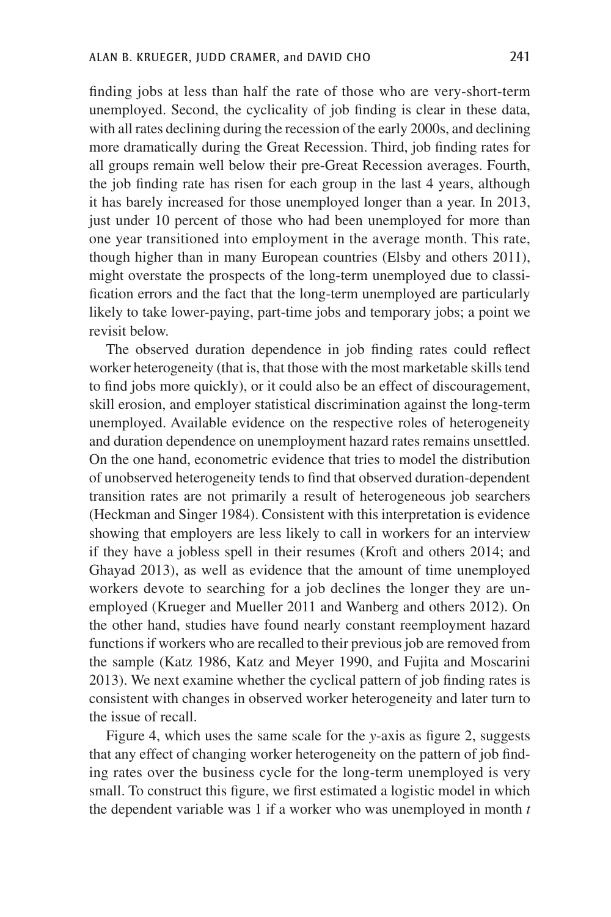finding jobs at less than half the rate of those who are very-short-term unemployed. Second, the cyclicality of job finding is clear in these data, with all rates declining during the recession of the early 2000s, and declining more dramatically during the Great Recession. Third, job finding rates for all groups remain well below their pre-Great Recession averages. Fourth, the job finding rate has risen for each group in the last 4 years, although it has barely increased for those unemployed longer than a year. In 2013, just under 10 percent of those who had been unemployed for more than one year transitioned into employment in the average month. This rate, though higher than in many European countries (Elsby and others 2011), might overstate the prospects of the long-term unemployed due to classification errors and the fact that the long-term unemployed are particularly likely to take lower-paying, part-time jobs and temporary jobs; a point we revisit below.

The observed duration dependence in job finding rates could reflect worker heterogeneity (that is, that those with the most marketable skills tend to find jobs more quickly), or it could also be an effect of discouragement, skill erosion, and employer statistical discrimination against the long-term unemployed. Available evidence on the respective roles of heterogeneity and duration dependence on unemployment hazard rates remains unsettled. On the one hand, econometric evidence that tries to model the distribution of unobserved heterogeneity tends to find that observed duration-dependent transition rates are not primarily a result of heterogeneous job searchers (Heckman and Singer 1984). Consistent with this interpretation is evidence showing that employers are less likely to call in workers for an interview if they have a jobless spell in their resumes (Kroft and others 2014; and Ghayad 2013), as well as evidence that the amount of time unemployed workers devote to searching for a job declines the longer they are unemployed (Krueger and Mueller 2011 and Wanberg and others 2012). On the other hand, studies have found nearly constant reemployment hazard functions if workers who are recalled to their previous job are removed from the sample (Katz 1986, Katz and Meyer 1990, and Fujita and Moscarini 2013). We next examine whether the cyclical pattern of job finding rates is consistent with changes in observed worker heterogeneity and later turn to the issue of recall.

Figure 4, which uses the same scale for the *y*-axis as figure 2, suggests that any effect of changing worker heterogeneity on the pattern of job finding rates over the business cycle for the long-term unemployed is very small. To construct this figure, we first estimated a logistic model in which the dependent variable was 1 if a worker who was unemployed in month $t$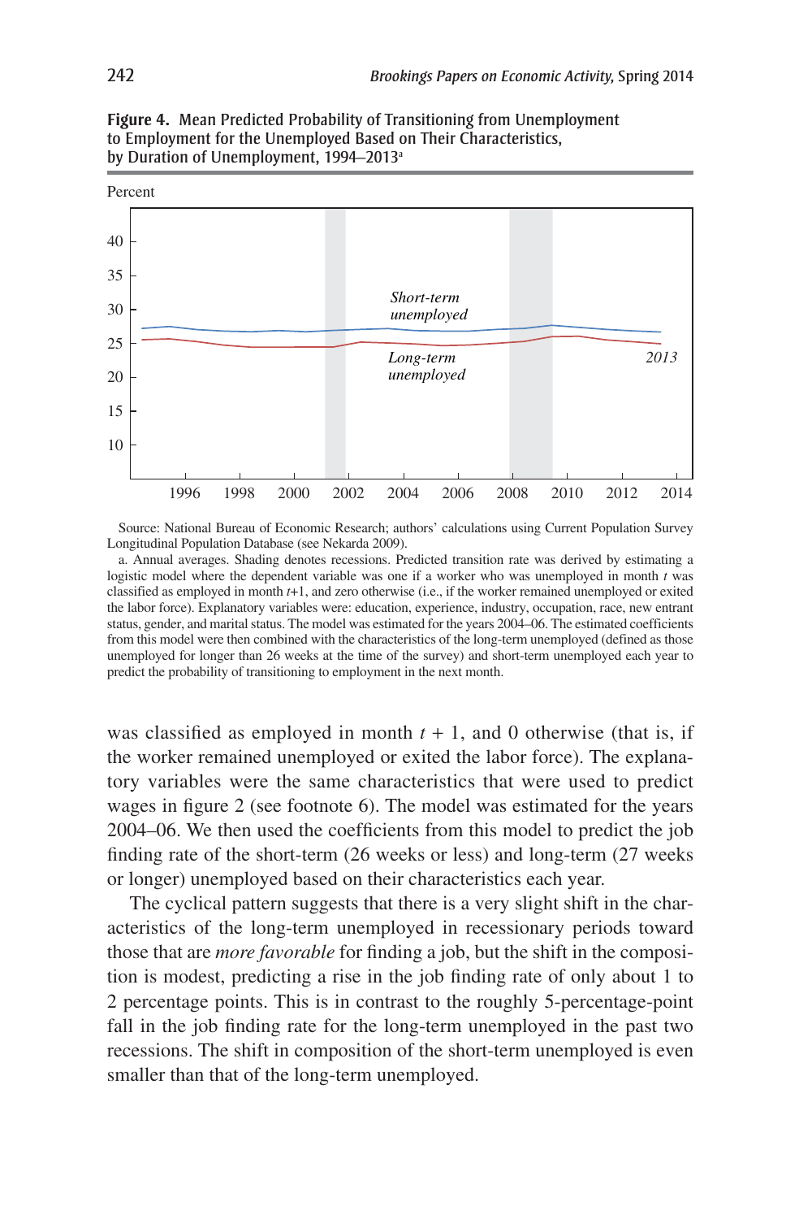**Figure 4. Mean Predicted Probability of Transitioning from Unemployment to Employment for the Unemployed Based on Their Characteristics, by Duration of Unemployment, 1994–2013**[a]

Percent

40
35
30
25
20
15
10

*Short-term unemployed*

*Long-term unemployed*

*2013*

1996 1998 2000 2002 2004 2006 2008 2010 2012 2014

Source: National Bureau of Economic Research; authors' calculations using Current Population Survey Longitudinal Population Database (see Nekarda 2009).

a. Annual averages. Shading denotes recessions. Predicted transition rate was derived by estimating a logistic model where the dependent variable was one if a worker who was unemployed in month $t$ was classified as employed in month $t$+1, and zero otherwise (i.e., if the worker remained unemployed or exited the labor force). Explanatory variables were: education, experience, industry, occupation, race, new entrant status, gender, and marital status. The model was estimated for the years 2004–06. The estimated coefficients from this model were then combined with the characteristics of the long-term unemployed (defined as those unemployed for longer than 26 weeks at the time of the survey) and short-term unemployed each year to predict the probability of transitioning to employment in the next month.

was classified as employed in month $t + 1$, and 0 otherwise (that is, if the worker remained unemployed or exited the labor force). The explanatory variables were the same characteristics that were used to predict wages in figure 2 (see footnote 6). The model was estimated for the years 2004–06. We then used the coefficients from this model to predict the job finding rate of the short-term (26 weeks or less) and long-term (27 weeks or longer) unemployed based on their characteristics each year.

The cyclical pattern suggests that there is a very slight shift in the characteristics of the long-term unemployed in recessionary periods toward those that are *more favorable* for finding a job, but the shift in the composition is modest, predicting a rise in the job finding rate of only about 1 to 2 percentage points. This is in contrast to the roughly 5-percentage-point fall in the job finding rate for the long-term unemployed in the past two recessions. The shift in composition of the short-term unemployed is even smaller than that of the long-term unemployed.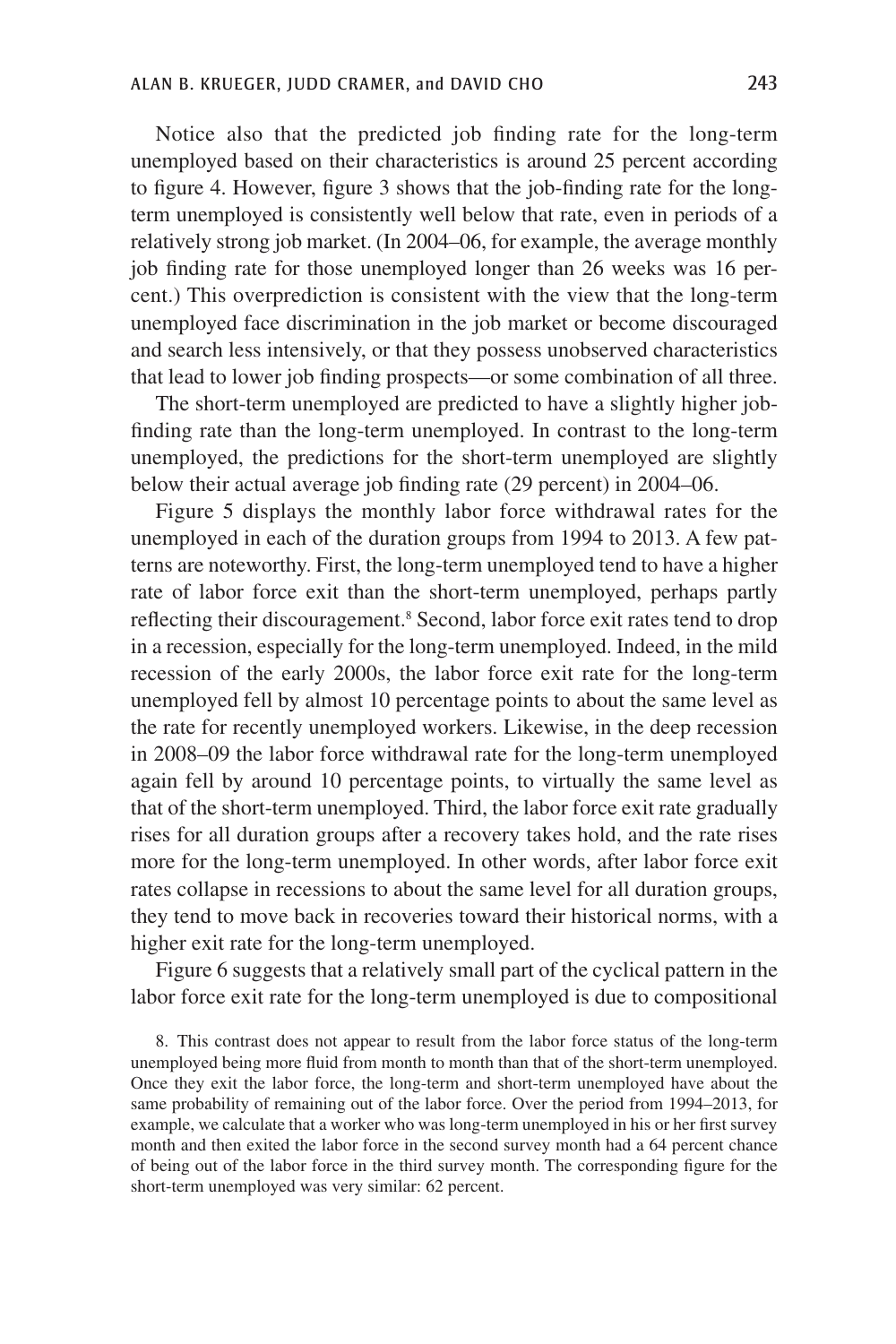Notice also that the predicted job finding rate for the long-term unemployed based on their characteristics is around 25 percent according to figure 4. However, figure 3 shows that the job-finding rate for the long-term unemployed is consistently well below that rate, even in periods of a relatively strong job market. (In 2004–06, for example, the average monthly job finding rate for those unemployed longer than 26 weeks was 16 percent.) This overprediction is consistent with the view that the long-term unemployed face discrimination in the job market or become discouraged and search less intensively, or that they possess unobserved characteristics that lead to lower job finding prospects—or some combination of all three.

The short-term unemployed are predicted to have a slightly higher job-finding rate than the long-term unemployed. In contrast to the long-term unemployed, the predictions for the short-term unemployed are slightly below their actual average job finding rate (29 percent) in 2004–06.

Figure 5 displays the monthly labor force withdrawal rates for the unemployed in each of the duration groups from 1994 to 2013. A few patterns are noteworthy. First, the long-term unemployed tend to have a higher rate of labor force exit than the short-term unemployed, perhaps partly reflecting their discouragement.[8] Second, labor force exit rates tend to drop in a recession, especially for the long-term unemployed. Indeed, in the mild recession of the early 2000s, the labor force exit rate for the long-term unemployed fell by almost 10 percentage points to about the same level as the rate for recently unemployed workers. Likewise, in the deep recession in 2008–09 the labor force withdrawal rate for the long-term unemployed again fell by around 10 percentage points, to virtually the same level as that of the short-term unemployed. Third, the labor force exit rate gradually rises for all duration groups after a recovery takes hold, and the rate rises more for the long-term unemployed. In other words, after labor force exit rates collapse in recessions to about the same level for all duration groups, they tend to move back in recoveries toward their historical norms, with a higher exit rate for the long-term unemployed.

Figure 6 suggests that a relatively small part of the cyclical pattern in the labor force exit rate for the long-term unemployed is due to compositional

8. This contrast does not appear to result from the labor force status of the long-term unemployed being more fluid from month to month than that of the short-term unemployed. Once they exit the labor force, the long-term and short-term unemployed have about the same probability of remaining out of the labor force. Over the period from 1994–2013, for example, we calculate that a worker who was long-term unemployed in his or her first survey month and then exited the labor force in the second survey month had a 64 percent chance of being out of the labor force in the third survey month. The corresponding figure for the short-term unemployed was very similar: 62 percent.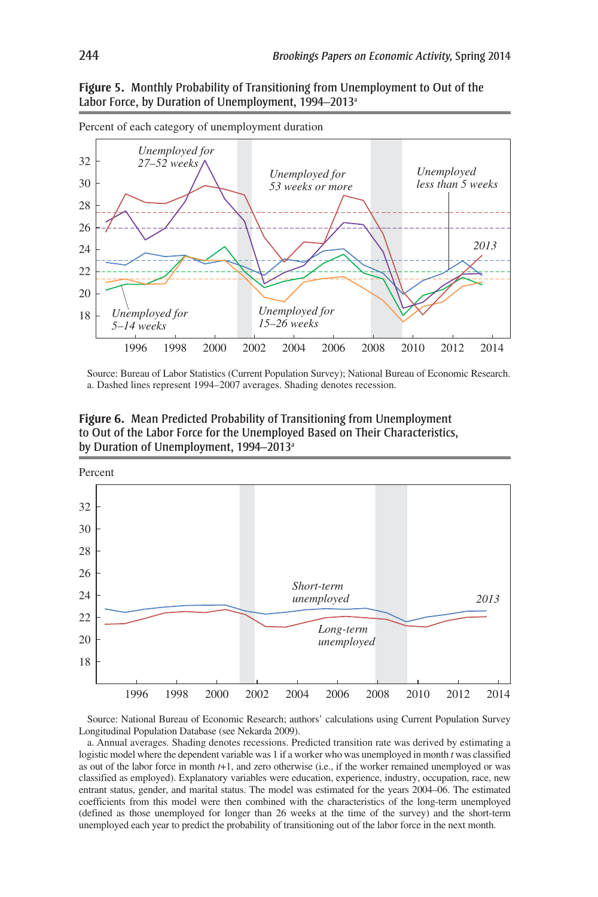**Figure 5. Monthly Probability of Transitioning from Unemployment to Out of the Labor Force, by Duration of Unemployment, 1994–2013[a]**

Percent of each category of unemployment duration

Unemployed for 27–52 weeks

Unemployed for 53 weeks or more

Unemployed less than 5 weeks

2013

Unemployed for 5–14 weeks

Unemployed for 15–26 weeks

32
30
28
26
24
22
20
18

1996 1998 2000 2002 2004 2006 2008 2010 2012 2014

Source: Bureau of Labor Statistics (Current Population Survey); National Bureau of Economic Research.

a. Dashed lines represent 1994–2007 averages. Shading denotes recession.

**Figure 6. Mean Predicted Probability of Transitioning from Unemployment to Out of the Labor Force for the Unemployed Based on Their Characteristics, by Duration of Unemployment, 1994–2013[a]**

Percent

Short-term unemployed

2013

Long-term unemployed

32
30
28
26
24
22
20
18

1996 1998 2000 2002 2004 2006 2008 2010 2012 2014

Source: National Bureau of Economic Research; authors' calculations using Current Population Survey Longitudinal Population Database (see Nekarda 2009).

a. Annual averages. Shading denotes recessions. Predicted transition rate was derived by estimating a logistic model where the dependent variable was 1 if a worker who was unemployed in month $t$ was classified as out of the labor force in month $t$+1, and zero otherwise (i.e., if the worker remained unemployed or was classified as employed). Explanatory variables were education, experience, industry, occupation, race, new entrant status, gender, and marital status. The model was estimated for the years 2004–06. The estimated coefficients from this model were then combined with the characteristics of the long-term unemployed (defined as those unemployed for longer than 26 weeks at the time of the survey) and the short-term unemployed each year to predict the probability of transitioning out of the labor force in the next month.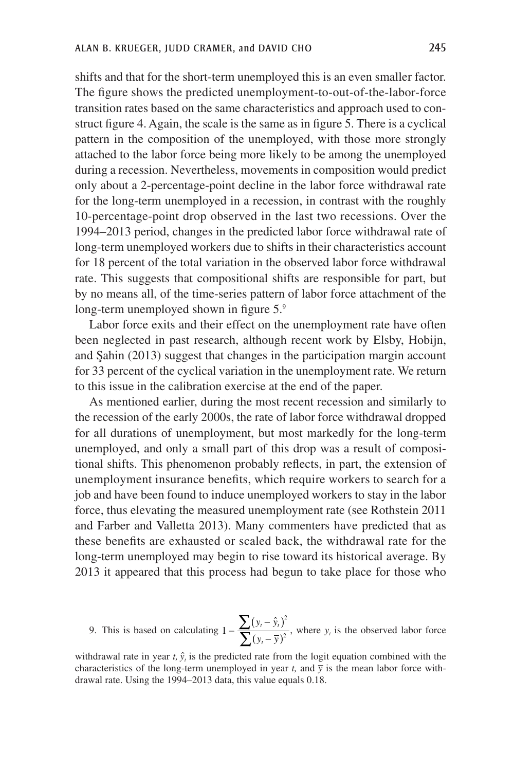shifts and that for the short-term unemployed this is an even smaller factor. The figure shows the predicted unemployment-to-out-of-the-labor-force transition rates based on the same characteristics and approach used to construct figure 4. Again, the scale is the same as in figure 5. There is a cyclical pattern in the composition of the unemployed, with those more strongly attached to the labor force being more likely to be among the unemployed during a recession. Nevertheless, movements in composition would predict only about a 2-percentage-point decline in the labor force withdrawal rate for the long-term unemployed in a recession, in contrast with the roughly 10-percentage-point drop observed in the last two recessions. Over the 1994–2013 period, changes in the predicted labor force withdrawal rate of long-term unemployed workers due to shifts in their characteristics account for 18 percent of the total variation in the observed labor force withdrawal rate. This suggests that compositional shifts are responsible for part, but by no means all, of the time-series pattern of labor force attachment of the long-term unemployed shown in figure 5.[9]

Labor force exits and their effect on the unemployment rate have often been neglected in past research, although recent work by Elsby, Hobijn, and Şahin (2013) suggest that changes in the participation margin account for 33 percent of the cyclical variation in the unemployment rate. We return to this issue in the calibration exercise at the end of the paper.

As mentioned earlier, during the most recent recession and similarly to the recession of the early 2000s, the rate of labor force withdrawal dropped for all durations of unemployment, but most markedly for the long-term unemployed, and only a small part of this drop was a result of compositional shifts. This phenomenon probably reflects, in part, the extension of unemployment insurance benefits, which require workers to search for a job and have been found to induce unemployed workers to stay in the labor force, thus elevating the measured unemployment rate (see Rothstein 2011 and Farber and Valletta 2013). Many commenters have predicted that as these benefits are exhausted or scaled back, the withdrawal rate for the long-term unemployed may begin to rise toward its historical average. By 2013 it appeared that this process had begun to take place for those who

9. This is based on calculating $1 - \frac{\sum (y_t - \hat{y}_t)^2}{\sum (y_t - \bar{y})^2}$, where $y_t$ is the observed labor force withdrawal rate in year $t$, $\hat{y}_t$ is the predicted rate from the logit equation combined with the characteristics of the long-term unemployed in year $t$, and $\bar{y}$ is the mean labor force withdrawal rate. Using the 1994–2013 data, this value equals 0.18.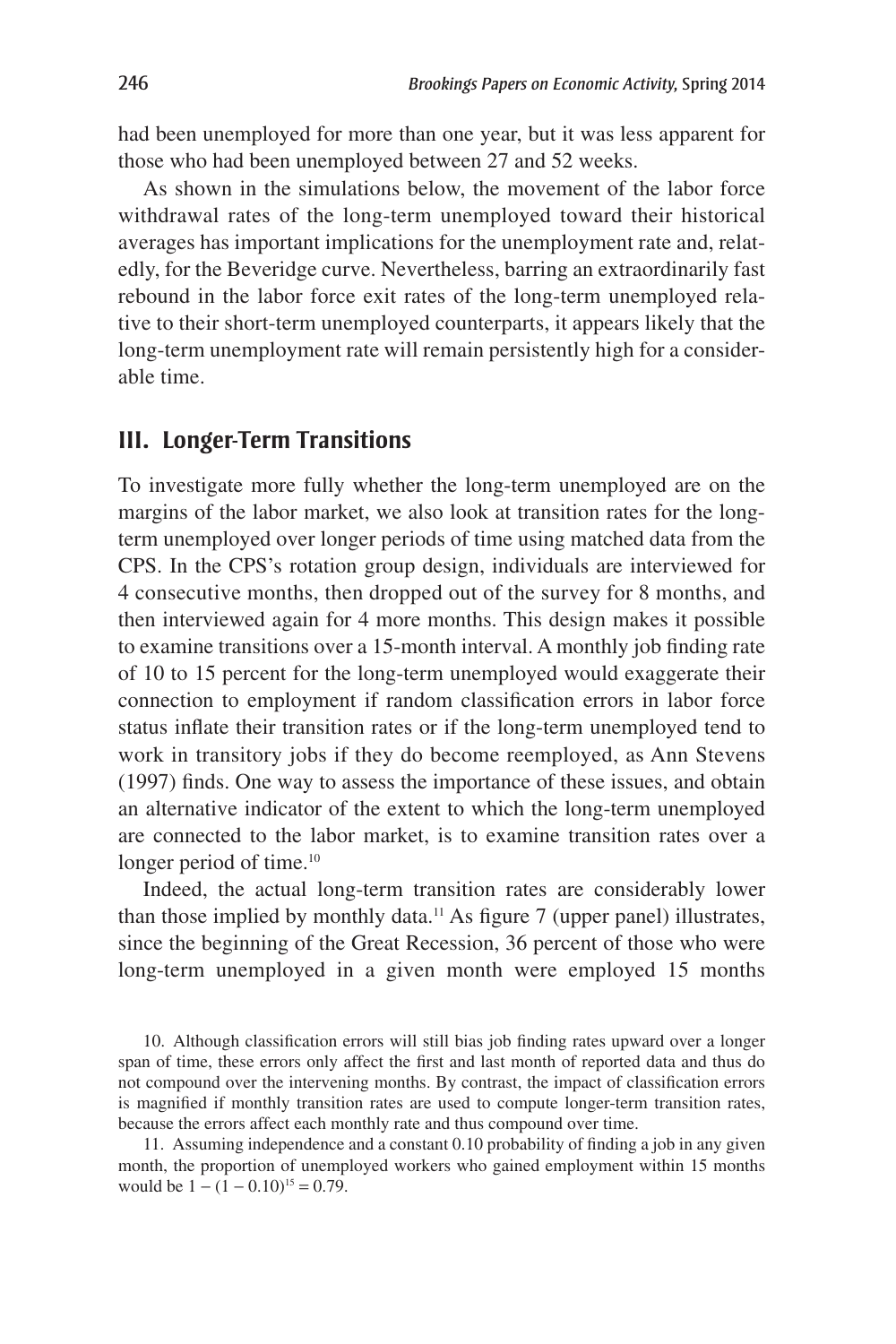had been unemployed for more than one year, but it was less apparent for those who had been unemployed between 27 and 52 weeks.

As shown in the simulations below, the movement of the labor force withdrawal rates of the long-term unemployed toward their historical averages has important implications for the unemployment rate and, relatedly, for the Beveridge curve. Nevertheless, barring an extraordinarily fast rebound in the labor force exit rates of the long-term unemployed relative to their short-term unemployed counterparts, it appears likely that the long-term unemployment rate will remain persistently high for a considerable time.

## III. Longer-Term Transitions

To investigate more fully whether the long-term unemployed are on the margins of the labor market, we also look at transition rates for the long-term unemployed over longer periods of time using matched data from the CPS. In the CPS's rotation group design, individuals are interviewed for 4 consecutive months, then dropped out of the survey for 8 months, and then interviewed again for 4 more months. This design makes it possible to examine transitions over a 15-month interval. A monthly job finding rate of 10 to 15 percent for the long-term unemployed would exaggerate their connection to employment if random classification errors in labor force status inflate their transition rates or if the long-term unemployed tend to work in transitory jobs if they do become reemployed, as Ann Stevens (1997) finds. One way to assess the importance of these issues, and obtain an alternative indicator of the extent to which the long-term unemployed are connected to the labor market, is to examine transition rates over a longer period of time.[10]

Indeed, the actual long-term transition rates are considerably lower than those implied by monthly data.[11] As figure 7 (upper panel) illustrates, since the beginning of the Great Recession, 36 percent of those who were long-term unemployed in a given month were employed 15 months

10. Although classification errors will still bias job finding rates upward over a longer span of time, these errors only affect the first and last month of reported data and thus do not compound over the intervening months. By contrast, the impact of classification errors is magnified if monthly transition rates are used to compute longer-term transition rates, because the errors affect each monthly rate and thus compound over time.

11. Assuming independence and a constant 0.10 probability of finding a job in any given month, the proportion of unemployed workers who gained employment within 15 months would be $1 - (1 - 0.10)^{15} = 0.79$.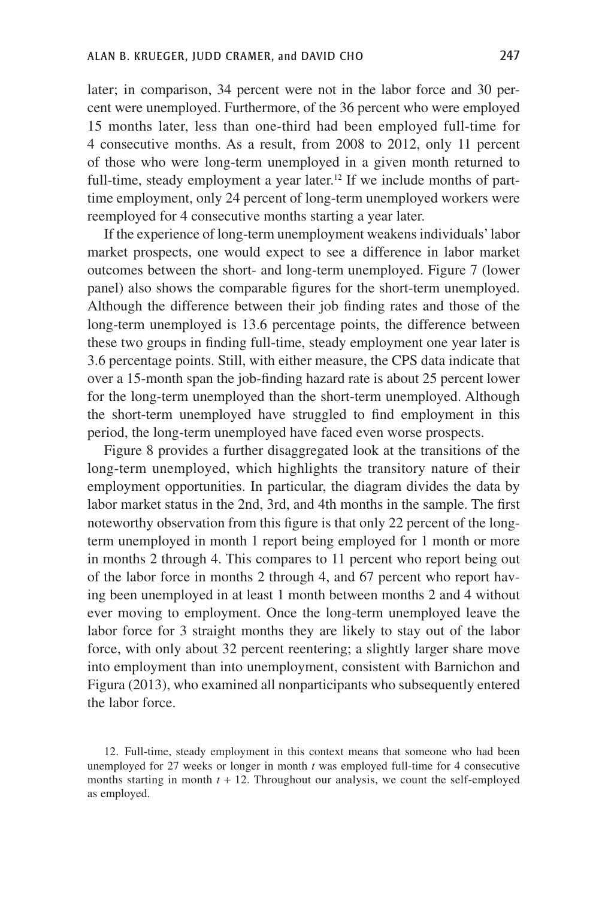later; in comparison, 34 percent were not in the labor force and 30 percent were unemployed. Furthermore, of the 36 percent who were employed 15 months later, less than one-third had been employed full-time for 4 consecutive months. As a result, from 2008 to 2012, only 11 percent of those who were long-term unemployed in a given month returned to full-time, steady employment a year later.[12] If we include months of part-time employment, only 24 percent of long-term unemployed workers were reemployed for 4 consecutive months starting a year later.

If the experience of long-term unemployment weakens individuals' labor market prospects, one would expect to see a difference in labor market outcomes between the short- and long-term unemployed. Figure 7 (lower panel) also shows the comparable figures for the short-term unemployed. Although the difference between their job finding rates and those of the long-term unemployed is 13.6 percentage points, the difference between these two groups in finding full-time, steady employment one year later is 3.6 percentage points. Still, with either measure, the CPS data indicate that over a 15-month span the job-finding hazard rate is about 25 percent lower for the long-term unemployed than the short-term unemployed. Although the short-term unemployed have struggled to find employment in this period, the long-term unemployed have faced even worse prospects.

Figure 8 provides a further disaggregated look at the transitions of the long-term unemployed, which highlights the transitory nature of their employment opportunities. In particular, the diagram divides the data by labor market status in the 2nd, 3rd, and 4th months in the sample. The first noteworthy observation from this figure is that only 22 percent of the long-term unemployed in month 1 report being employed for 1 month or more in months 2 through 4. This compares to 11 percent who report being out of the labor force in months 2 through 4, and 67 percent who report having been unemployed in at least 1 month between months 2 and 4 without ever moving to employment. Once the long-term unemployed leave the labor force for 3 straight months they are likely to stay out of the labor force, with only about 32 percent reentering; a slightly larger share move into employment than into unemployment, consistent with Barnichon and Figura (2013), who examined all nonparticipants who subsequently entered the labor force.

12. Full-time, steady employment in this context means that someone who had been unemployed for 27 weeks or longer in month $t$ was employed full-time for 4 consecutive months starting in month $t + 12$. Throughout our analysis, we count the self-employed as employed.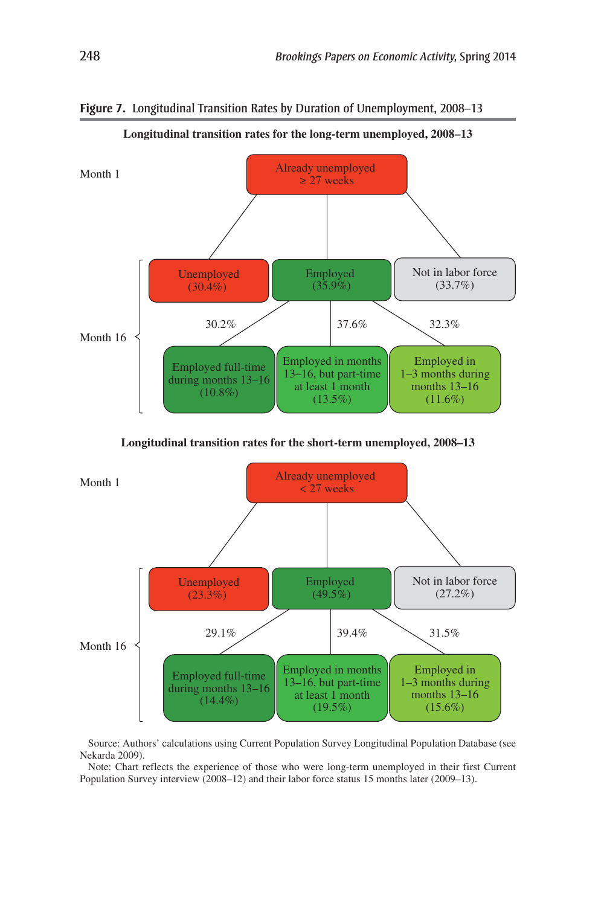**Figure 7.** Longitudinal Transition Rates by Duration of Unemployment, 2008–13

**Longitudinal transition rates for the long-term unemployed, 2008–13**

Month 1

Already unemployed
≥ 27 weeks

Month 16

Unemployed
(30.4%)

Employed
(35.9%)

Not in labor force
(33.7%)

30.2%

37.6%

32.3%

Employed full-time during months 13–16
(10.8%)

Employed in months 13–16, but part-time at least 1 month
(13.5%)

Employed in 1–3 months during months 13–16
(11.6%)

**Longitudinal transition rates for the short-term unemployed, 2008–13**

Month 1

Already unemployed
< 27 weeks

Month 16

Unemployed
(23.3%)

Employed
(49.5%)

Not in labor force
(27.2%)

29.1%

39.4%

31.5%

Employed full-time during months 13–16
(14.4%)

Employed in months 13–16, but part-time at least 1 month
(19.5%)

Employed in 1–3 months during months 13–16
(15.6%)

Source: Authors' calculations using Current Population Survey Longitudinal Population Database (see Nekarda 2009).

Note: Chart reflects the experience of those who were long-term unemployed in their first Current Population Survey interview (2008–12) and their labor force status 15 months later (2009–13).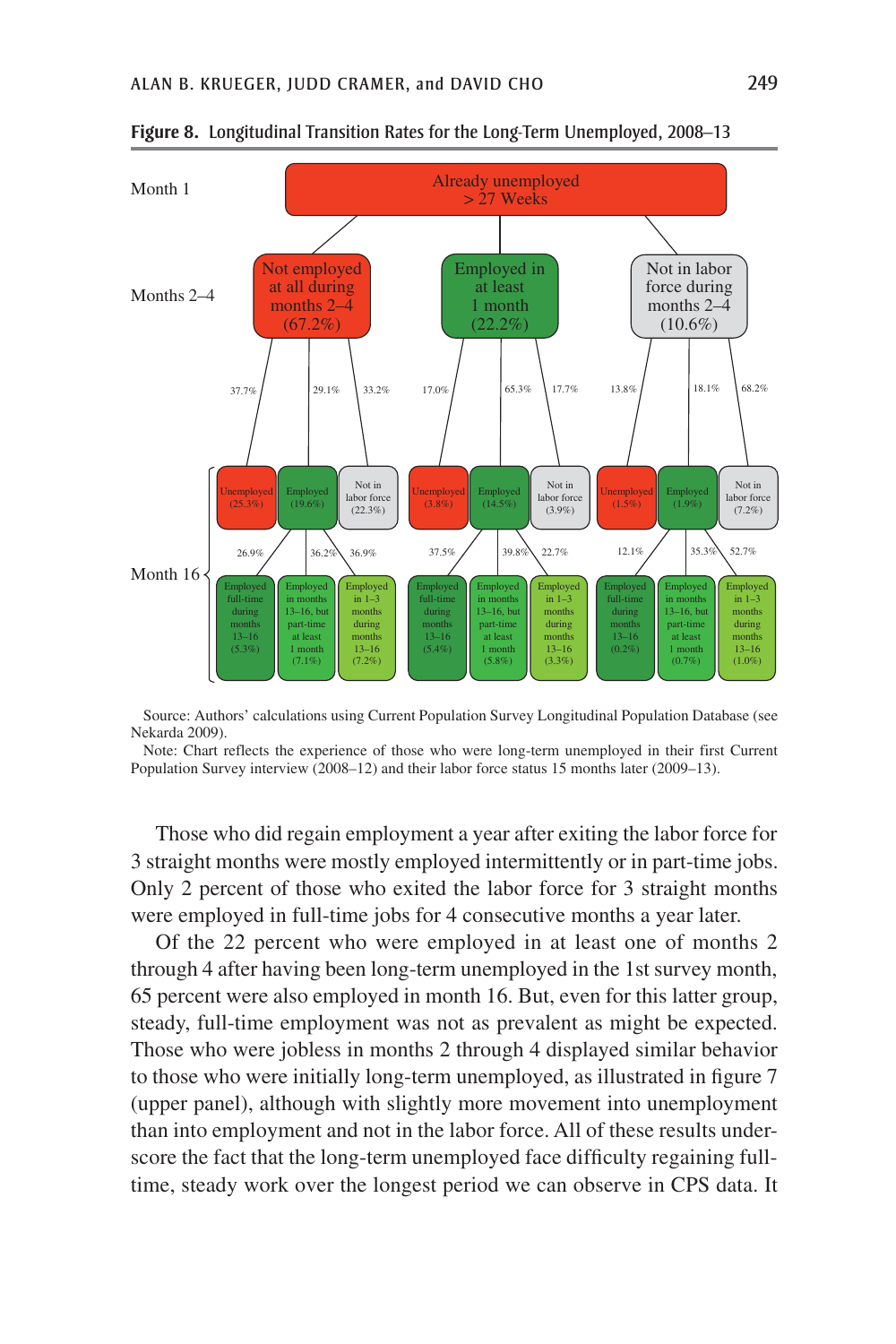**Figure 8. Longitudinal Transition Rates for the Long-Term Unemployed, 2008–13**

Month 1

Already unemployed > 27 Weeks

Months 2–4

Not employed at all during months 2–4 (67.2%)

Employed in at least 1 month (22.2%)

Not in labor force during months 2–4 (10.6%)

37.7% 29.1% 33.2% 17.0% 65.3% 17.7% 13.8% 18.1% 68.2%

Month 16

Unemployed (25.3%) Employed (19.6%) Not in labor force (22.3%) Unemployed (3.8%) Employed (14.5%) Not in labor force (3.9%) Unemployed (1.5%) Employed (1.9%) Not in labor force (7.2%)

26.9% 36.2% 36.9% 37.5% 39.8% 22.7% 12.1% 35.3% 52.7%

Employed full-time during months 13–16 (5.3%)
Employed in months 13–16, but part-time at least 1 month (7.1%)
Employed in 1–3 months during months 13–16 (7.2%)
Employed full-time during months 13–16 (5.4%)
Employed in months 13–16, but part-time at least 1 month (5.8%)
Employed in 1–3 months during months 13–16 (3.3%)
Employed full-time during months 13–16 (0.2%)
Employed in months 13–16, but part-time at least 1 month (0.7%)
Employed in 1–3 months during months 13–16 (1.0%)

Source: Authors' calculations using Current Population Survey Longitudinal Population Database (see Nekarda 2009).

Note: Chart reflects the experience of those who were long-term unemployed in their first Current Population Survey interview (2008–12) and their labor force status 15 months later (2009–13).

Those who did regain employment a year after exiting the labor force for 3 straight months were mostly employed intermittently or in part-time jobs. Only 2 percent of those who exited the labor force for 3 straight months were employed in full-time jobs for 4 consecutive months a year later.

Of the 22 percent who were employed in at least one of months 2 through 4 after having been long-term unemployed in the 1st survey month, 65 percent were also employed in month 16. But, even for this latter group, steady, full-time employment was not as prevalent as might be expected. Those who were jobless in months 2 through 4 displayed similar behavior to those who were initially long-term unemployed, as illustrated in figure 7 (upper panel), although with slightly more movement into unemployment than into employment and not in the labor force. All of these results underscore the fact that the long-term unemployed face difficulty regaining full-time, steady work over the longest period we can observe in CPS data. It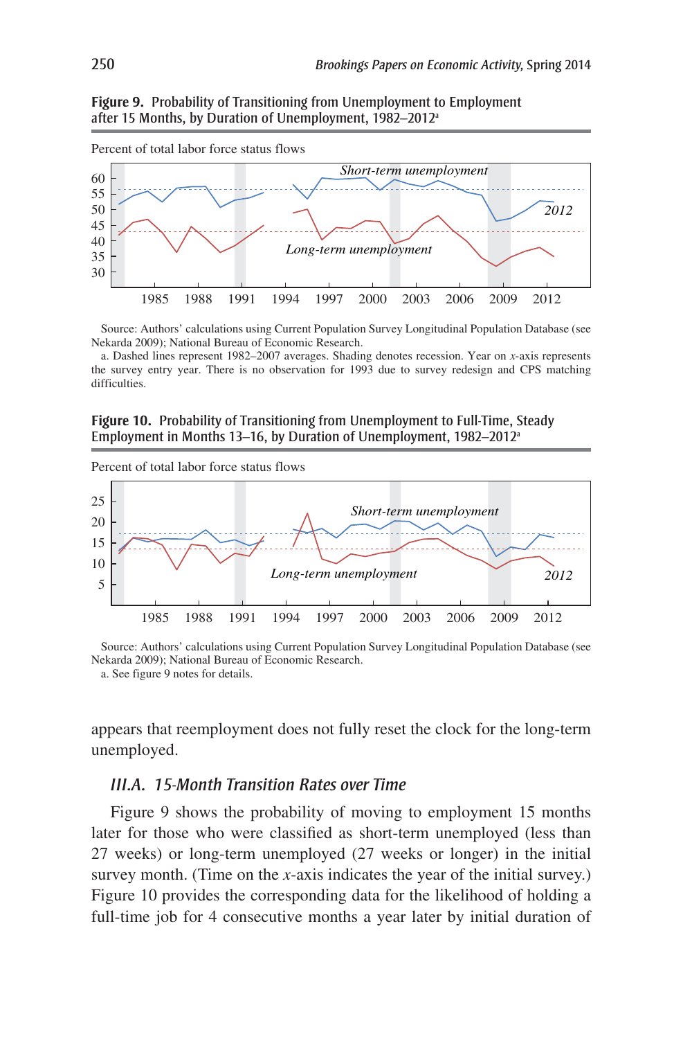**Figure 9. Probability of Transitioning from Unemployment to Employment after 15 Months, by Duration of Unemployment, 1982–2012**[a]

Percent of total labor force status flows

60
55
50
45
40
35
30

1985 1988 1991 1994 1997 2000 2003 2006 2009 2012

*Short-term unemployment*

*Long-term unemployment*

*2012*

Source: Authors' calculations using Current Population Survey Longitudinal Population Database (see Nekarda 2009); National Bureau of Economic Research.

a. Dashed lines represent 1982–2007 averages. Shading denotes recession. Year on *x*-axis represents the survey entry year. There is no observation for 1993 due to survey redesign and CPS matching difficulties.

**Figure 10. Probability of Transitioning from Unemployment to Full-Time, Steady Employment in Months 13–16, by Duration of Unemployment, 1982–2012**[a]

Percent of total labor force status flows

25
20
15
10
5

1985 1988 1991 1994 1997 2000 2003 2006 2009 2012

*Short-term unemployment*

*Long-term unemployment*

*2012*

Source: Authors' calculations using Current Population Survey Longitudinal Population Database (see Nekarda 2009); National Bureau of Economic Research.

a. See figure 9 notes for details.

appears that reemployment does not fully reset the clock for the long-term unemployed.

### III.A. 15-Month Transition Rates over Time

Figure 9 shows the probability of moving to employment 15 months later for those who were classified as short-term unemployed (less than 27 weeks) or long-term unemployed (27 weeks or longer) in the initial survey month. (Time on the *x*-axis indicates the year of the initial survey.) Figure 10 provides the corresponding data for the likelihood of holding a full-time job for 4 consecutive months a year later by initial duration of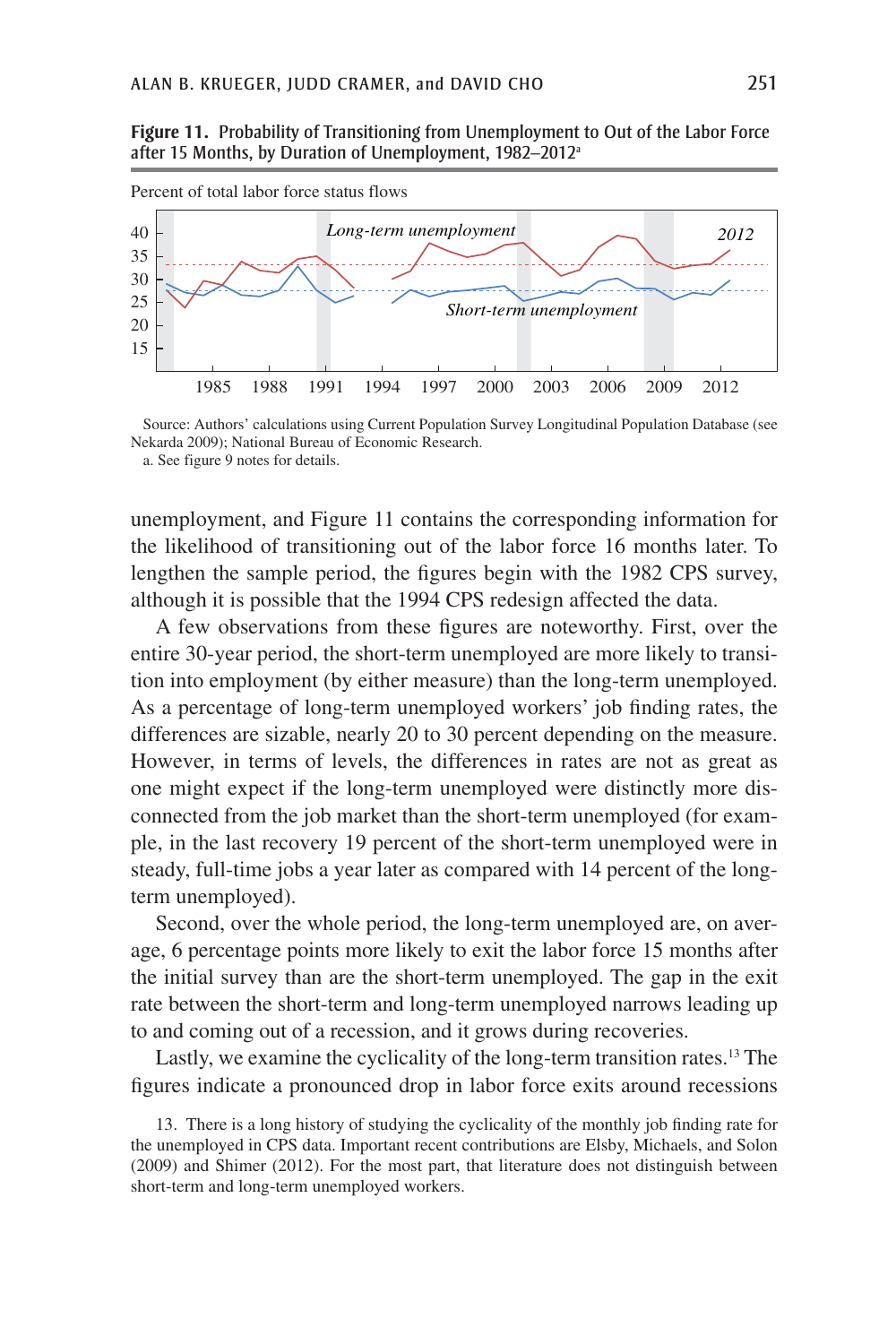**Figure 11. Probability of Transitioning from Unemployment to Out of the Labor Force after 15 Months, by Duration of Unemployment, 1982–2012**[a]

Percent of total labor force status flows

40
35
30
25
20
15

Long-term unemployment

2012

Short-term unemployment

1985 1988 1991 1994 1997 2000 2003 2006 2009 2012

Source: Authors' calculations using Current Population Survey Longitudinal Population Database (see Nekarda 2009); National Bureau of Economic Research.

a. See figure 9 notes for details.

unemployment, and Figure 11 contains the corresponding information for the likelihood of transitioning out of the labor force 16 months later. To lengthen the sample period, the figures begin with the 1982 CPS survey, although it is possible that the 1994 CPS redesign affected the data.

A few observations from these figures are noteworthy. First, over the entire 30-year period, the short-term unemployed are more likely to transition into employment (by either measure) than the long-term unemployed. As a percentage of long-term unemployed workers' job finding rates, the differences are sizable, nearly 20 to 30 percent depending on the measure. However, in terms of levels, the differences in rates are not as great as one might expect if the long-term unemployed were distinctly more disconnected from the job market than the short-term unemployed (for example, in the last recovery 19 percent of the short-term unemployed were in steady, full-time jobs a year later as compared with 14 percent of the long-term unemployed).

Second, over the whole period, the long-term unemployed are, on average, 6 percentage points more likely to exit the labor force 15 months after the initial survey than are the short-term unemployed. The gap in the exit rate between the short-term and long-term unemployed narrows leading up to and coming out of a recession, and it grows during recoveries.

Lastly, we examine the cyclicality of the long-term transition rates.[13] The figures indicate a pronounced drop in labor force exits around recessions

13. There is a long history of studying the cyclicality of the monthly job finding rate for the unemployed in CPS data. Important recent contributions are Elsby, Michaels, and Solon (2009) and Shimer (2012). For the most part, that literature does not distinguish between short-term and long-term unemployed workers.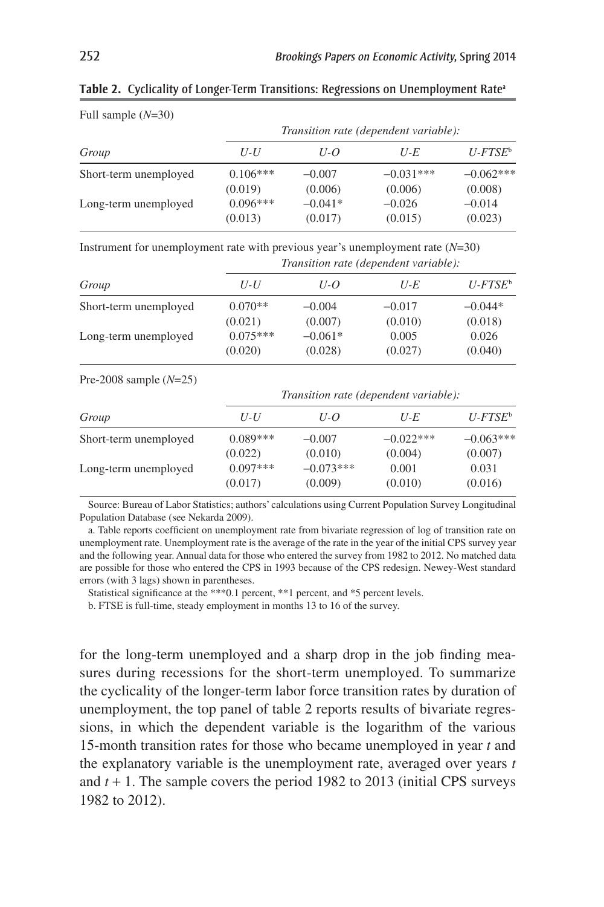**Table 2. Cyclicality of Longer-Term Transitions: Regressions on Unemployment Rate[a]**

Full sample ($N$=30)

| | Transition rate (dependent variable): | | | |
|---|---|---|---|---|
| *Group* | *U-U* | *U-O* | *U-E* | *U-FTSE*[b] |
| Short-term unemployed | 0.106*** | −0.007 | −0.031*** | −0.062*** |
| | (0.019) | (0.006) | (0.006) | (0.008) |
| Long-term unemployed | 0.096*** | −0.041* | −0.026 | −0.014 |
| | (0.013) | (0.017) | (0.015) | (0.023) |

Instrument for unemployment rate with previous year's unemployment rate ($N$=30)

| | Transition rate (dependent variable): | | | |
|---|---|---|---|---|
| *Group* | *U-U* | *U-O* | *U-E* | *U-FTSE*[b] |
| Short-term unemployed | 0.070** | −0.004 | −0.017 | −0.044* |
| | (0.021) | (0.007) | (0.010) | (0.018) |
| Long-term unemployed | 0.075*** | −0.061* | 0.005 | 0.026 |
| | (0.020) | (0.028) | (0.027) | (0.040) |

Pre-2008 sample ($N$=25)

| | Transition rate (dependent variable): | | | |
|---|---|---|---|---|
| *Group* | *U-U* | *U-O* | *U-E* | *U-FTSE*[b] |
| Short-term unemployed | 0.089*** | −0.007 | −0.022*** | −0.063*** |
| | (0.022) | (0.010) | (0.004) | (0.007) |
| Long-term unemployed | 0.097*** | −0.073*** | 0.001 | 0.031 |
| | (0.017) | (0.009) | (0.010) | (0.016) |

Source: Bureau of Labor Statistics; authors' calculations using Current Population Survey Longitudinal Population Database (see Nekarda 2009).

a. Table reports coefficient on unemployment rate from bivariate regression of log of transition rate on unemployment rate. Unemployment rate is the average of the rate in the year of the initial CPS survey year and the following year. Annual data for those who entered the survey from 1982 to 2012. No matched data are possible for those who entered the CPS in 1993 because of the CPS redesign. Newey-West standard errors (with 3 lags) shown in parentheses.

Statistical significance at the ***0.1 percent, **1 percent, and *5 percent levels.

b. FTSE is full-time, steady employment in months 13 to 16 of the survey.

for the long-term unemployed and a sharp drop in the job finding measures during recessions for the short-term unemployed. To summarize the cyclicality of the longer-term labor force transition rates by duration of unemployment, the top panel of table 2 reports results of bivariate regressions, in which the dependent variable is the logarithm of the various 15-month transition rates for those who became unemployed in year $t$ and the explanatory variable is the unemployment rate, averaged over years $t$ and $t + 1$. The sample covers the period 1982 to 2013 (initial CPS surveys 1982 to 2012).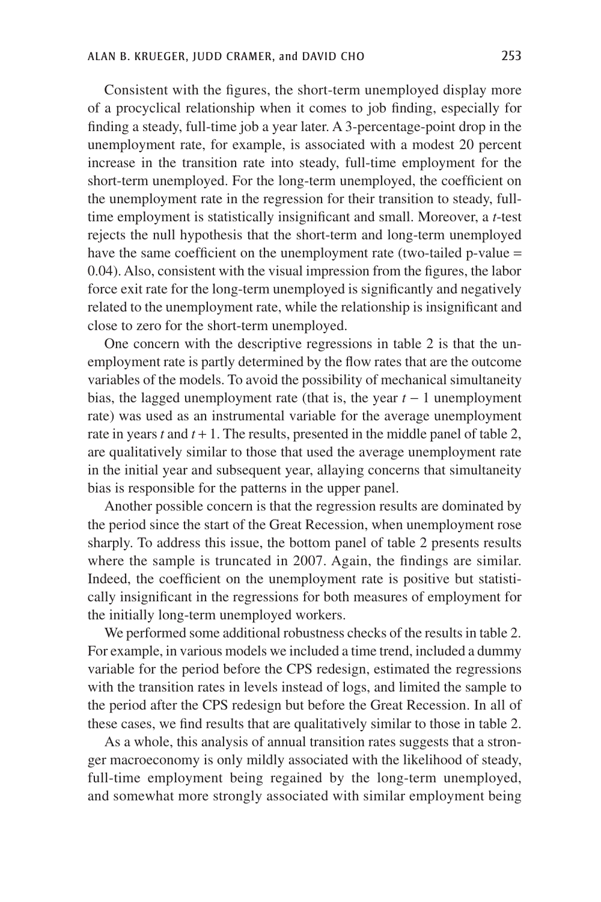Consistent with the figures, the short-term unemployed display more of a procyclical relationship when it comes to job finding, especially for finding a steady, full-time job a year later. A 3-percentage-point drop in the unemployment rate, for example, is associated with a modest 20 percent increase in the transition rate into steady, full-time employment for the short-term unemployed. For the long-term unemployed, the coefficient on the unemployment rate in the regression for their transition to steady, full-time employment is statistically insignificant and small. Moreover, a *t*-test rejects the null hypothesis that the short-term and long-term unemployed have the same coefficient on the unemployment rate (two-tailed p-value = 0.04). Also, consistent with the visual impression from the figures, the labor force exit rate for the long-term unemployed is significantly and negatively related to the unemployment rate, while the relationship is insignificant and close to zero for the short-term unemployed.

One concern with the descriptive regressions in table 2 is that the unemployment rate is partly determined by the flow rates that are the outcome variables of the models. To avoid the possibility of mechanical simultaneity bias, the lagged unemployment rate (that is, the year $t - 1$ unemployment rate) was used as an instrumental variable for the average unemployment rate in years $t$ and $t + 1$. The results, presented in the middle panel of table 2, are qualitatively similar to those that used the average unemployment rate in the initial year and subsequent year, allaying concerns that simultaneity bias is responsible for the patterns in the upper panel.

Another possible concern is that the regression results are dominated by the period since the start of the Great Recession, when unemployment rose sharply. To address this issue, the bottom panel of table 2 presents results where the sample is truncated in 2007. Again, the findings are similar. Indeed, the coefficient on the unemployment rate is positive but statistically insignificant in the regressions for both measures of employment for the initially long-term unemployed workers.

We performed some additional robustness checks of the results in table 2. For example, in various models we included a time trend, included a dummy variable for the period before the CPS redesign, estimated the regressions with the transition rates in levels instead of logs, and limited the sample to the period after the CPS redesign but before the Great Recession. In all of these cases, we find results that are qualitatively similar to those in table 2.

As a whole, this analysis of annual transition rates suggests that a stronger macroeconomy is only mildly associated with the likelihood of steady, full-time employment being regained by the long-term unemployed, and somewhat more strongly associated with similar employment being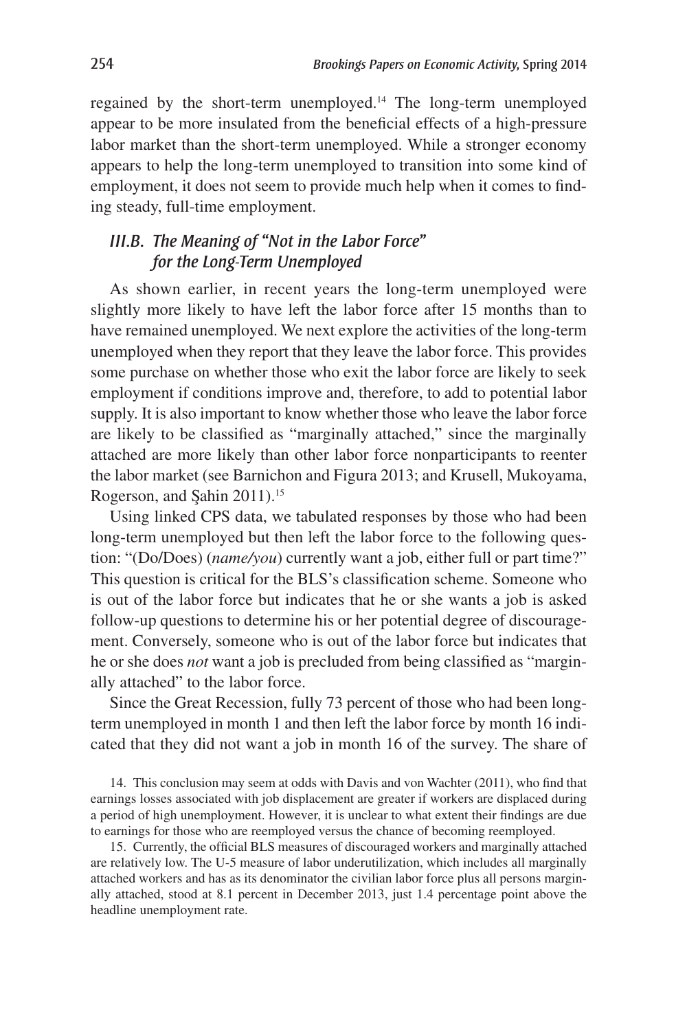regained by the short-term unemployed.[14] The long-term unemployed appear to be more insulated from the beneficial effects of a high-pressure labor market than the short-term unemployed. While a stronger economy appears to help the long-term unemployed to transition into some kind of employment, it does not seem to provide much help when it comes to finding steady, full-time employment.

### III.B. The Meaning of "Not in the Labor Force" for the Long-Term Unemployed

As shown earlier, in recent years the long-term unemployed were slightly more likely to have left the labor force after 15 months than to have remained unemployed. We next explore the activities of the long-term unemployed when they report that they leave the labor force. This provides some purchase on whether those who exit the labor force are likely to seek employment if conditions improve and, therefore, to add to potential labor supply. It is also important to know whether those who leave the labor force are likely to be classified as "marginally attached," since the marginally attached are more likely than other labor force nonparticipants to reenter the labor market (see Barnichon and Figura 2013; and Krusell, Mukoyama, Rogerson, and Şahin 2011).[15]

Using linked CPS data, we tabulated responses by those who had been long-term unemployed but then left the labor force to the following question: "(Do/Does) (*name/you*) currently want a job, either full or part time?" This question is critical for the BLS's classification scheme. Someone who is out of the labor force but indicates that he or she wants a job is asked follow-up questions to determine his or her potential degree of discouragement. Conversely, someone who is out of the labor force but indicates that he or she does *not* want a job is precluded from being classified as "marginally attached" to the labor force.

Since the Great Recession, fully 73 percent of those who had been long-term unemployed in month 1 and then left the labor force by month 16 indicated that they did not want a job in month 16 of the survey. The share of

14. This conclusion may seem at odds with Davis and von Wachter (2011), who find that earnings losses associated with job displacement are greater if workers are displaced during a period of high unemployment. However, it is unclear to what extent their findings are due to earnings for those who are reemployed versus the chance of becoming reemployed.

15. Currently, the official BLS measures of discouraged workers and marginally attached are relatively low. The U-5 measure of labor underutilization, which includes all marginally attached workers and has as its denominator the civilian labor force plus all persons marginally attached, stood at 8.1 percent in December 2013, just 1.4 percentage point above the headline unemployment rate.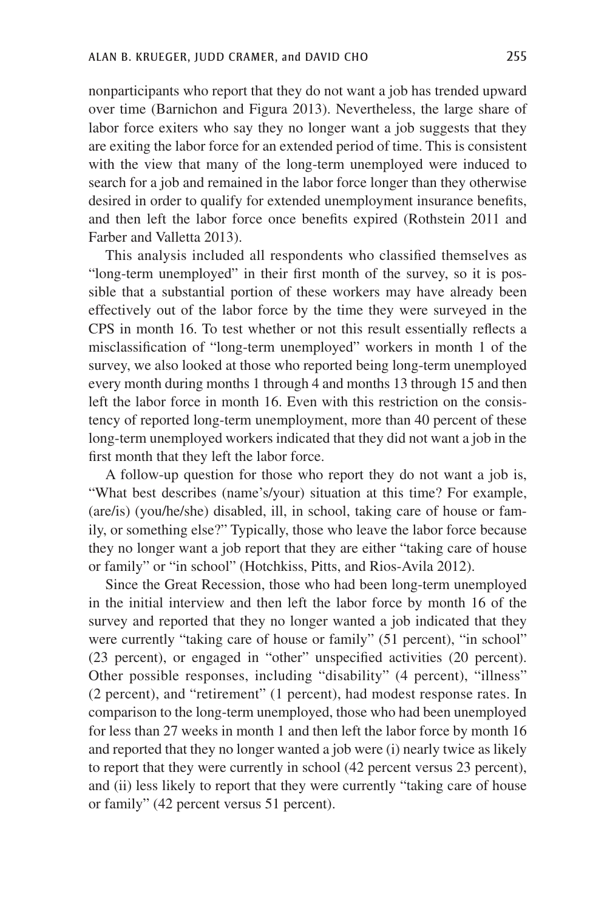nonparticipants who report that they do not want a job has trended upward over time (Barnichon and Figura 2013). Nevertheless, the large share of labor force exiters who say they no longer want a job suggests that they are exiting the labor force for an extended period of time. This is consistent with the view that many of the long-term unemployed were induced to search for a job and remained in the labor force longer than they otherwise desired in order to qualify for extended unemployment insurance benefits, and then left the labor force once benefits expired (Rothstein 2011 and Farber and Valletta 2013).

This analysis included all respondents who classified themselves as "long-term unemployed" in their first month of the survey, so it is possible that a substantial portion of these workers may have already been effectively out of the labor force by the time they were surveyed in the CPS in month 16. To test whether or not this result essentially reflects a misclassification of "long-term unemployed" workers in month 1 of the survey, we also looked at those who reported being long-term unemployed every month during months 1 through 4 and months 13 through 15 and then left the labor force in month 16. Even with this restriction on the consistency of reported long-term unemployment, more than 40 percent of these long-term unemployed workers indicated that they did not want a job in the first month that they left the labor force.

A follow-up question for those who report they do not want a job is, "What best describes (name's/your) situation at this time? For example, (are/is) (you/he/she) disabled, ill, in school, taking care of house or family, or something else?" Typically, those who leave the labor force because they no longer want a job report that they are either "taking care of house or family" or "in school" (Hotchkiss, Pitts, and Rios-Avila 2012).

Since the Great Recession, those who had been long-term unemployed in the initial interview and then left the labor force by month 16 of the survey and reported that they no longer wanted a job indicated that they were currently "taking care of house or family" (51 percent), "in school" (23 percent), or engaged in "other" unspecified activities (20 percent). Other possible responses, including "disability" (4 percent), "illness" (2 percent), and "retirement" (1 percent), had modest response rates. In comparison to the long-term unemployed, those who had been unemployed for less than 27 weeks in month 1 and then left the labor force by month 16 and reported that they no longer wanted a job were (i) nearly twice as likely to report that they were currently in school (42 percent versus 23 percent), and (ii) less likely to report that they were currently "taking care of house or family" (42 percent versus 51 percent).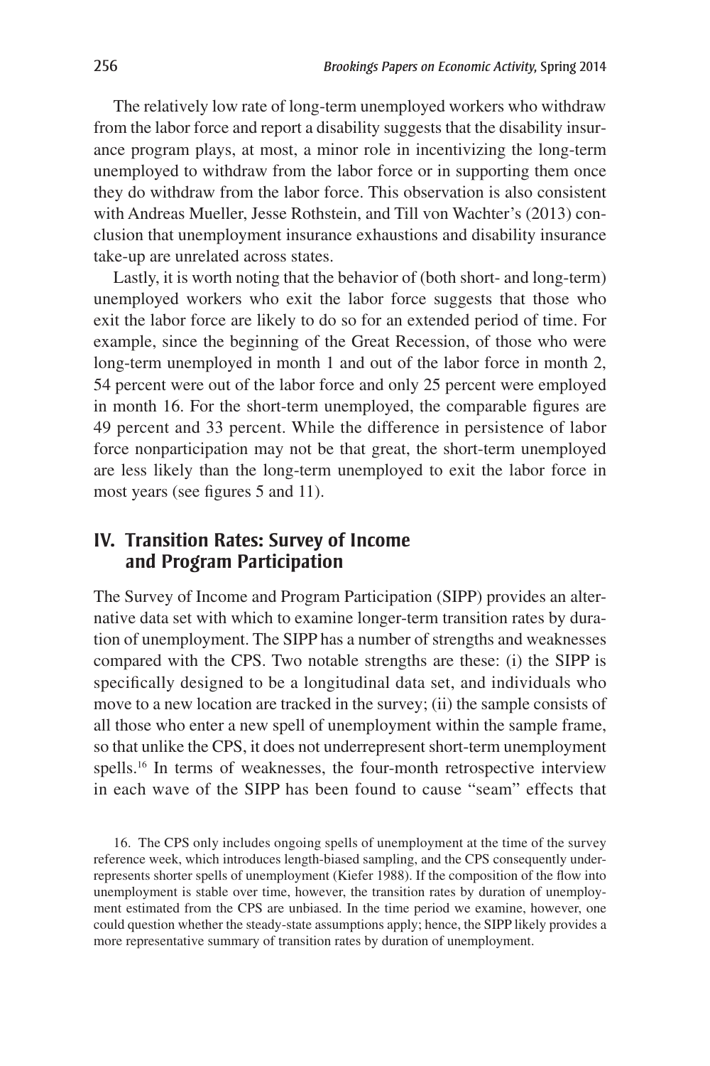The relatively low rate of long-term unemployed workers who withdraw from the labor force and report a disability suggests that the disability insurance program plays, at most, a minor role in incentivizing the long-term unemployed to withdraw from the labor force or in supporting them once they do withdraw from the labor force. This observation is also consistent with Andreas Mueller, Jesse Rothstein, and Till von Wachter's (2013) conclusion that unemployment insurance exhaustions and disability insurance take-up are unrelated across states.

Lastly, it is worth noting that the behavior of (both short- and long-term) unemployed workers who exit the labor force suggests that those who exit the labor force are likely to do so for an extended period of time. For example, since the beginning of the Great Recession, of those who were long-term unemployed in month 1 and out of the labor force in month 2, 54 percent were out of the labor force and only 25 percent were employed in month 16. For the short-term unemployed, the comparable figures are 49 percent and 33 percent. While the difference in persistence of labor force nonparticipation may not be that great, the short-term unemployed are less likely than the long-term unemployed to exit the labor force in most years (see figures 5 and 11).

## IV. Transition Rates: Survey of Income and Program Participation

The Survey of Income and Program Participation (SIPP) provides an alternative data set with which to examine longer-term transition rates by duration of unemployment. The SIPP has a number of strengths and weaknesses compared with the CPS. Two notable strengths are these: (i) the SIPP is specifically designed to be a longitudinal data set, and individuals who move to a new location are tracked in the survey; (ii) the sample consists of all those who enter a new spell of unemployment within the sample frame, so that unlike the CPS, it does not underrepresent short-term unemployment spells.[16] In terms of weaknesses, the four-month retrospective interview in each wave of the SIPP has been found to cause "seam" effects that

16. The CPS only includes ongoing spells of unemployment at the time of the survey reference week, which introduces length-biased sampling, and the CPS consequently underrepresents shorter spells of unemployment (Kiefer 1988). If the composition of the flow into unemployment is stable over time, however, the transition rates by duration of unemployment estimated from the CPS are unbiased. In the time period we examine, however, one could question whether the steady-state assumptions apply; hence, the SIPP likely provides a more representative summary of transition rates by duration of unemployment.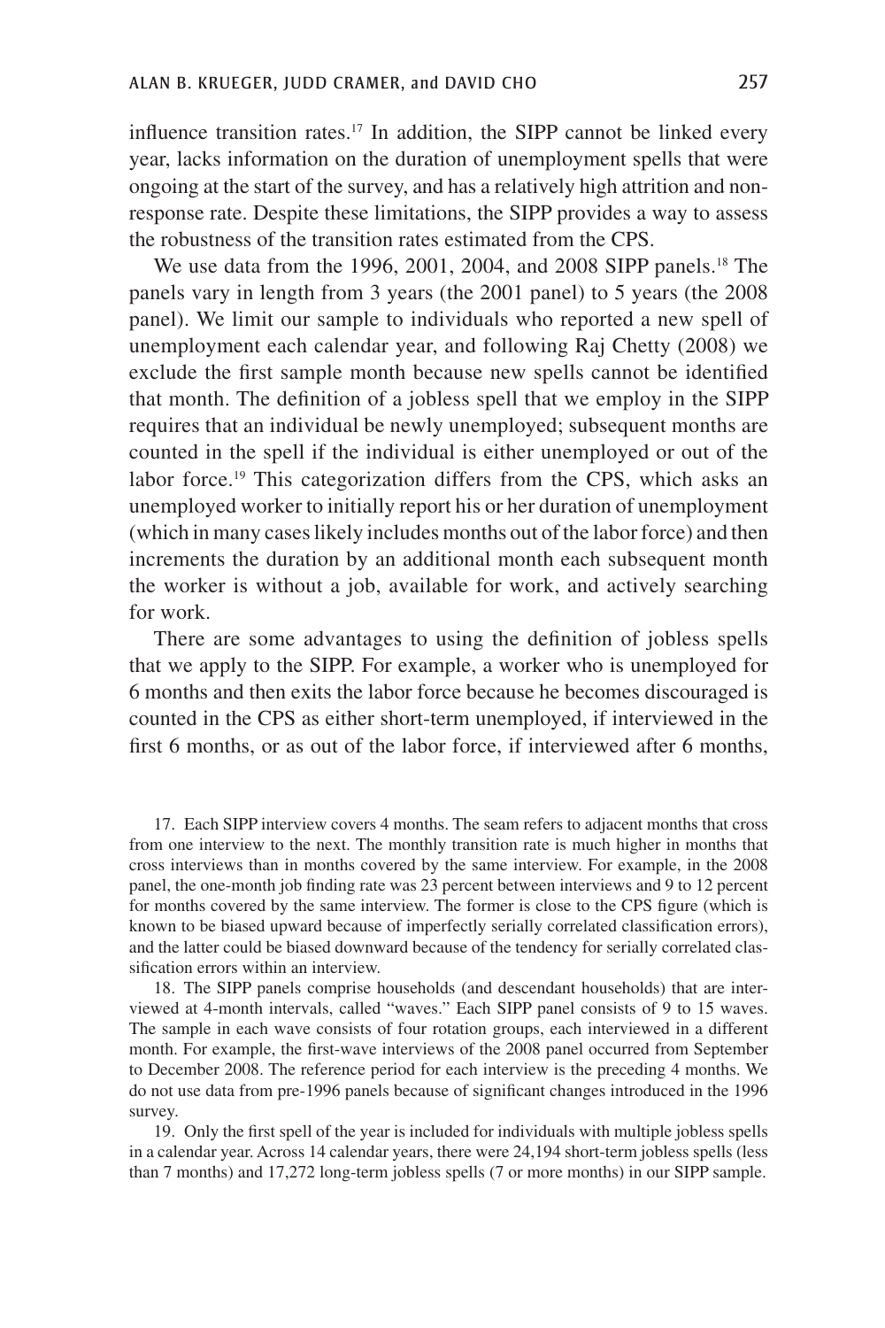influence transition rates.[17] In addition, the SIPP cannot be linked every year, lacks information on the duration of unemployment spells that were ongoing at the start of the survey, and has a relatively high attrition and nonresponse rate. Despite these limitations, the SIPP provides a way to assess the robustness of the transition rates estimated from the CPS.

We use data from the 1996, 2001, 2004, and 2008 SIPP panels.[18] The panels vary in length from 3 years (the 2001 panel) to 5 years (the 2008 panel). We limit our sample to individuals who reported a new spell of unemployment each calendar year, and following Raj Chetty (2008) we exclude the first sample month because new spells cannot be identified that month. The definition of a jobless spell that we employ in the SIPP requires that an individual be newly unemployed; subsequent months are counted in the spell if the individual is either unemployed or out of the labor force.[19] This categorization differs from the CPS, which asks an unemployed worker to initially report his or her duration of unemployment (which in many cases likely includes months out of the labor force) and then increments the duration by an additional month each subsequent month the worker is without a job, available for work, and actively searching for work.

There are some advantages to using the definition of jobless spells that we apply to the SIPP. For example, a worker who is unemployed for 6 months and then exits the labor force because he becomes discouraged is counted in the CPS as either short-term unemployed, if interviewed in the first 6 months, or as out of the labor force, if interviewed after 6 months,

17. Each SIPP interview covers 4 months. The seam refers to adjacent months that cross from one interview to the next. The monthly transition rate is much higher in months that cross interviews than in months covered by the same interview. For example, in the 2008 panel, the one-month job finding rate was 23 percent between interviews and 9 to 12 percent for months covered by the same interview. The former is close to the CPS figure (which is known to be biased upward because of imperfectly serially correlated classification errors), and the latter could be biased downward because of the tendency for serially correlated classification errors within an interview.

18. The SIPP panels comprise households (and descendant households) that are interviewed at 4-month intervals, called "waves." Each SIPP panel consists of 9 to 15 waves. The sample in each wave consists of four rotation groups, each interviewed in a different month. For example, the first-wave interviews of the 2008 panel occurred from September to December 2008. The reference period for each interview is the preceding 4 months. We do not use data from pre-1996 panels because of significant changes introduced in the 1996 survey.

19. Only the first spell of the year is included for individuals with multiple jobless spells in a calendar year. Across 14 calendar years, there were 24,194 short-term jobless spells (less than 7 months) and 17,272 long-term jobless spells (7 or more months) in our SIPP sample.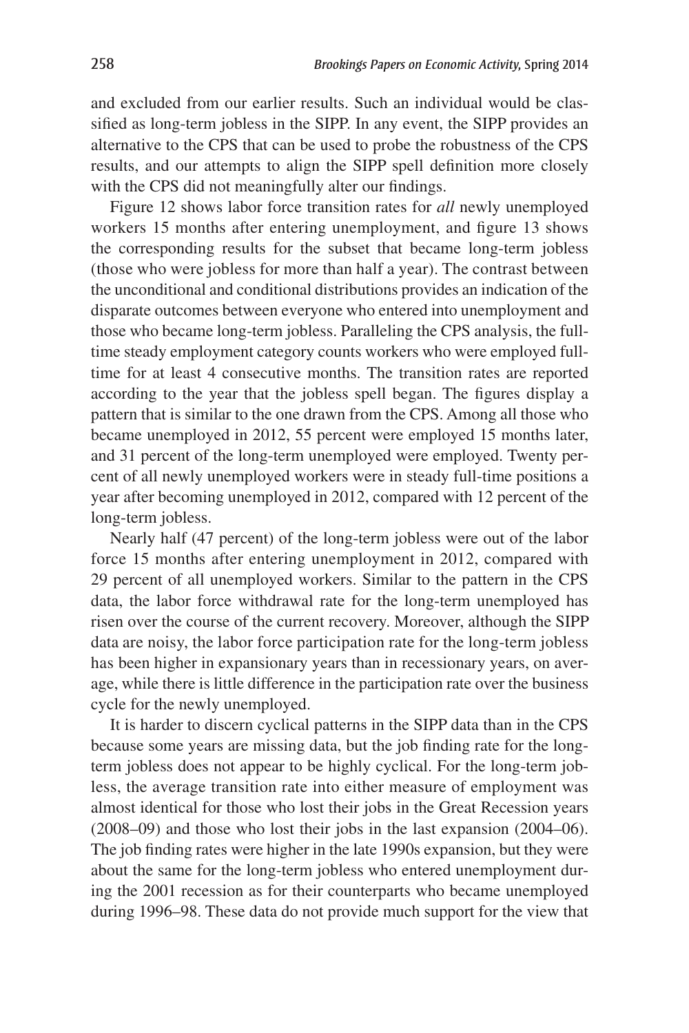and excluded from our earlier results. Such an individual would be classified as long-term jobless in the SIPP. In any event, the SIPP provides an alternative to the CPS that can be used to probe the robustness of the CPS results, and our attempts to align the SIPP spell definition more closely with the CPS did not meaningfully alter our findings.

Figure 12 shows labor force transition rates for *all* newly unemployed workers 15 months after entering unemployment, and figure 13 shows the corresponding results for the subset that became long-term jobless (those who were jobless for more than half a year). The contrast between the unconditional and conditional distributions provides an indication of the disparate outcomes between everyone who entered into unemployment and those who became long-term jobless. Paralleling the CPS analysis, the full-time steady employment category counts workers who were employed full-time for at least 4 consecutive months. The transition rates are reported according to the year that the jobless spell began. The figures display a pattern that is similar to the one drawn from the CPS. Among all those who became unemployed in 2012, 55 percent were employed 15 months later, and 31 percent of the long-term unemployed were employed. Twenty percent of all newly unemployed workers were in steady full-time positions a year after becoming unemployed in 2012, compared with 12 percent of the long-term jobless.

Nearly half (47 percent) of the long-term jobless were out of the labor force 15 months after entering unemployment in 2012, compared with 29 percent of all unemployed workers. Similar to the pattern in the CPS data, the labor force withdrawal rate for the long-term unemployed has risen over the course of the current recovery. Moreover, although the SIPP data are noisy, the labor force participation rate for the long-term jobless has been higher in expansionary years than in recessionary years, on average, while there is little difference in the participation rate over the business cycle for the newly unemployed.

It is harder to discern cyclical patterns in the SIPP data than in the CPS because some years are missing data, but the job finding rate for the long-term jobless does not appear to be highly cyclical. For the long-term jobless, the average transition rate into either measure of employment was almost identical for those who lost their jobs in the Great Recession years (2008–09) and those who lost their jobs in the last expansion (2004–06). The job finding rates were higher in the late 1990s expansion, but they were about the same for the long-term jobless who entered unemployment during the 2001 recession as for their counterparts who became unemployed during 1996–98. These data do not provide much support for the view that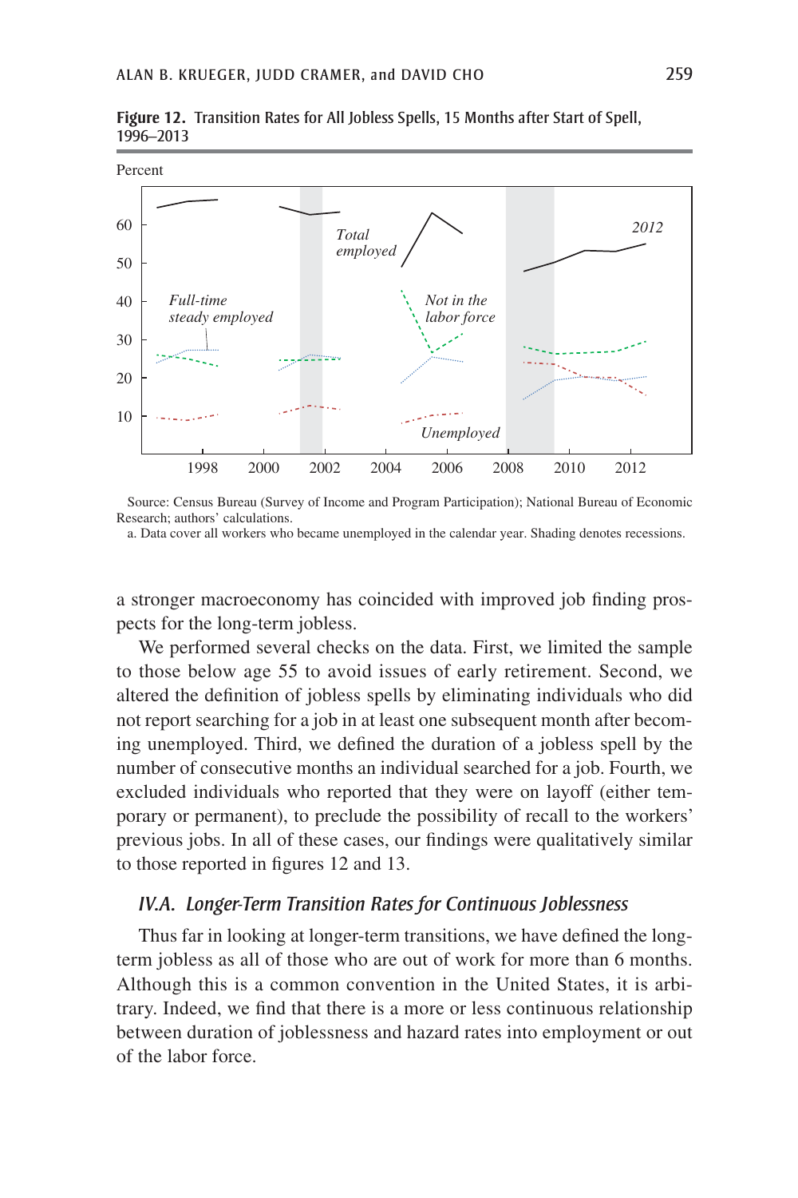**Figure 12. Transition Rates for All Jobless Spells, 15 Months after Start of Spell, 1996–2013**

Percent

60
50
40
30
20
10

1998
2000
2002
2004
2006
2008
2010
2012

Total employed

2012

Full-time steady employed

Not in the labor force

Unemployed

Source: Census Bureau (Survey of Income and Program Participation); National Bureau of Economic Research; authors' calculations.

a. Data cover all workers who became unemployed in the calendar year. Shading denotes recessions.

a stronger macroeconomy has coincided with improved job finding prospects for the long-term jobless.

We performed several checks on the data. First, we limited the sample to those below age 55 to avoid issues of early retirement. Second, we altered the definition of jobless spells by eliminating individuals who did not report searching for a job in at least one subsequent month after becoming unemployed. Third, we defined the duration of a jobless spell by the number of consecutive months an individual searched for a job. Fourth, we excluded individuals who reported that they were on layoff (either temporary or permanent), to preclude the possibility of recall to the workers' previous jobs. In all of these cases, our findings were qualitatively similar to those reported in figures 12 and 13.

### IV.A. Longer-Term Transition Rates for Continuous Joblessness

Thus far in looking at longer-term transitions, we have defined the long-term jobless as all of those who are out of work for more than 6 months. Although this is a common convention in the United States, it is arbitrary. Indeed, we find that there is a more or less continuous relationship between duration of joblessness and hazard rates into employment or out of the labor force.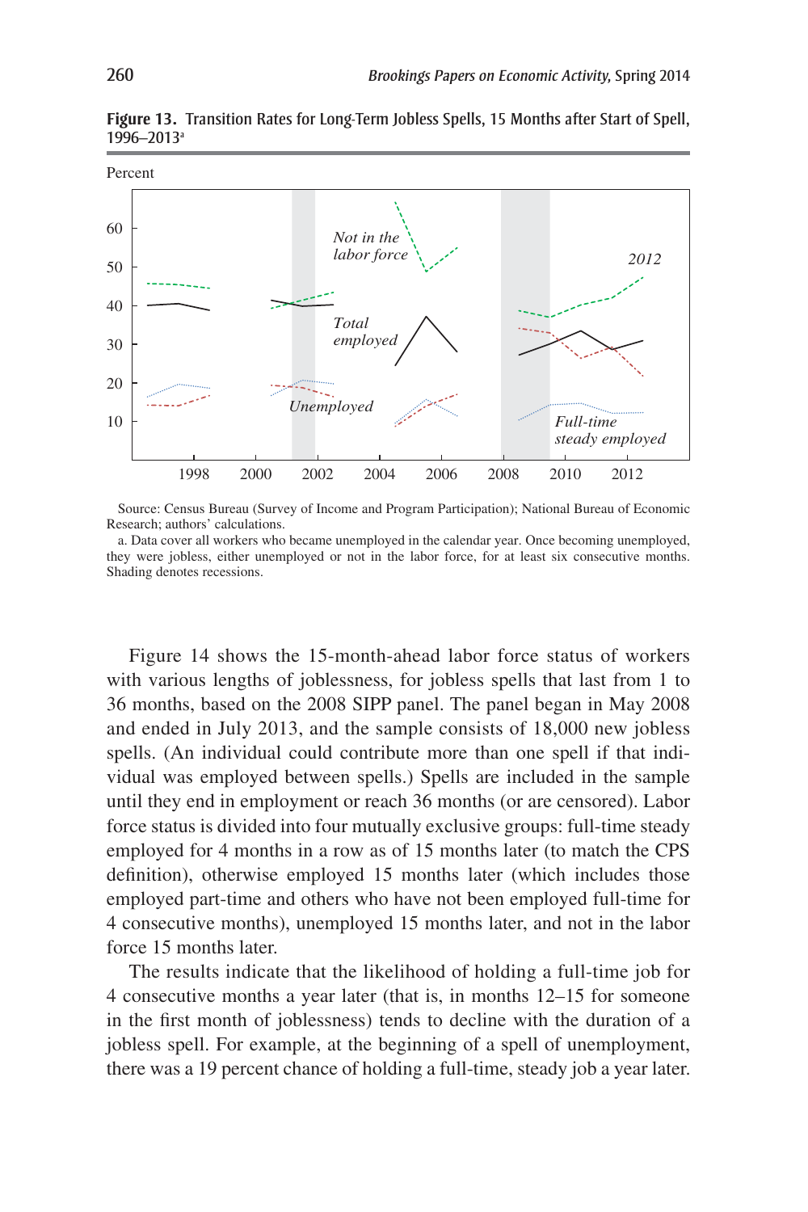**Figure 13. Transition Rates for Long-Term Jobless Spells, 15 Months after Start of Spell, 1996–2013**[a]

Source: Census Bureau (Survey of Income and Program Participation); National Bureau of Economic Research; authors' calculations.

a. Data cover all workers who became unemployed in the calendar year. Once becoming unemployed, they were jobless, either unemployed or not in the labor force, for at least six consecutive months. Shading denotes recessions.

Figure 14 shows the 15-month-ahead labor force status of workers with various lengths of joblessness, for jobless spells that last from 1 to 36 months, based on the 2008 SIPP panel. The panel began in May 2008 and ended in July 2013, and the sample consists of 18,000 new jobless spells. (An individual could contribute more than one spell if that individual was employed between spells.) Spells are included in the sample until they end in employment or reach 36 months (or are censored). Labor force status is divided into four mutually exclusive groups: full-time steady employed for 4 months in a row as of 15 months later (to match the CPS definition), otherwise employed 15 months later (which includes those employed part-time and others who have not been employed full-time for 4 consecutive months), unemployed 15 months later, and not in the labor force 15 months later.

The results indicate that the likelihood of holding a full-time job for 4 consecutive months a year later (that is, in months 12–15 for someone in the first month of joblessness) tends to decline with the duration of a jobless spell. For example, at the beginning of a spell of unemployment, there was a 19 percent chance of holding a full-time, steady job a year later.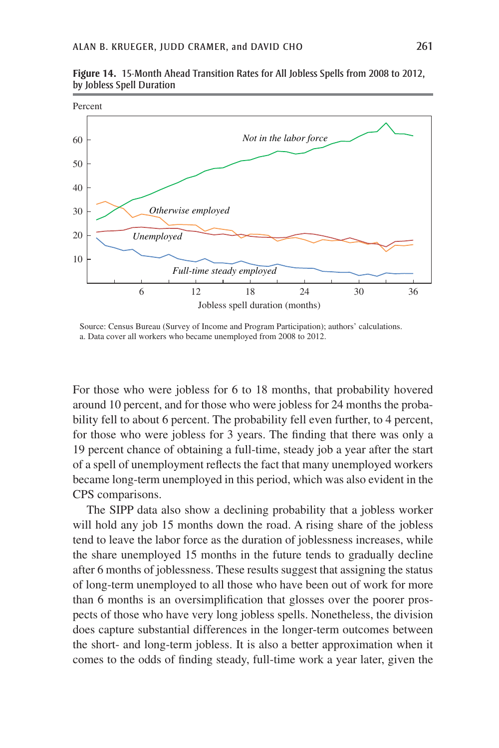**Figure 14.** 15-Month Ahead Transition Rates for All Jobless Spells from 2008 to 2012, by Jobless Spell Duration

Percent

60
50
40
30
20
10

Not in the labor force
Otherwise employed
Unemployed
Full-time steady employed

6
12
18
24
30
36

Jobless spell duration (months)

Source: Census Bureau (Survey of Income and Program Participation); authors' calculations.
a. Data cover all workers who became unemployed from 2008 to 2012.

For those who were jobless for 6 to 18 months, that probability hovered around 10 percent, and for those who were jobless for 24 months the probability fell to about 6 percent. The probability fell even further, to 4 percent, for those who were jobless for 3 years. The finding that there was only a 19 percent chance of obtaining a full-time, steady job a year after the start of a spell of unemployment reflects the fact that many unemployed workers became long-term unemployed in this period, which was also evident in the CPS comparisons.

The SIPP data also show a declining probability that a jobless worker will hold any job 15 months down the road. A rising share of the jobless tend to leave the labor force as the duration of joblessness increases, while the share unemployed 15 months in the future tends to gradually decline after 6 months of joblessness. These results suggest that assigning the status of long-term unemployed to all those who have been out of work for more than 6 months is an oversimplification that glosses over the poorer prospects of those who have very long jobless spells. Nonetheless, the division does capture substantial differences in the longer-term outcomes between the short- and long-term jobless. It is also a better approximation when it comes to the odds of finding steady, full-time work a year later, given the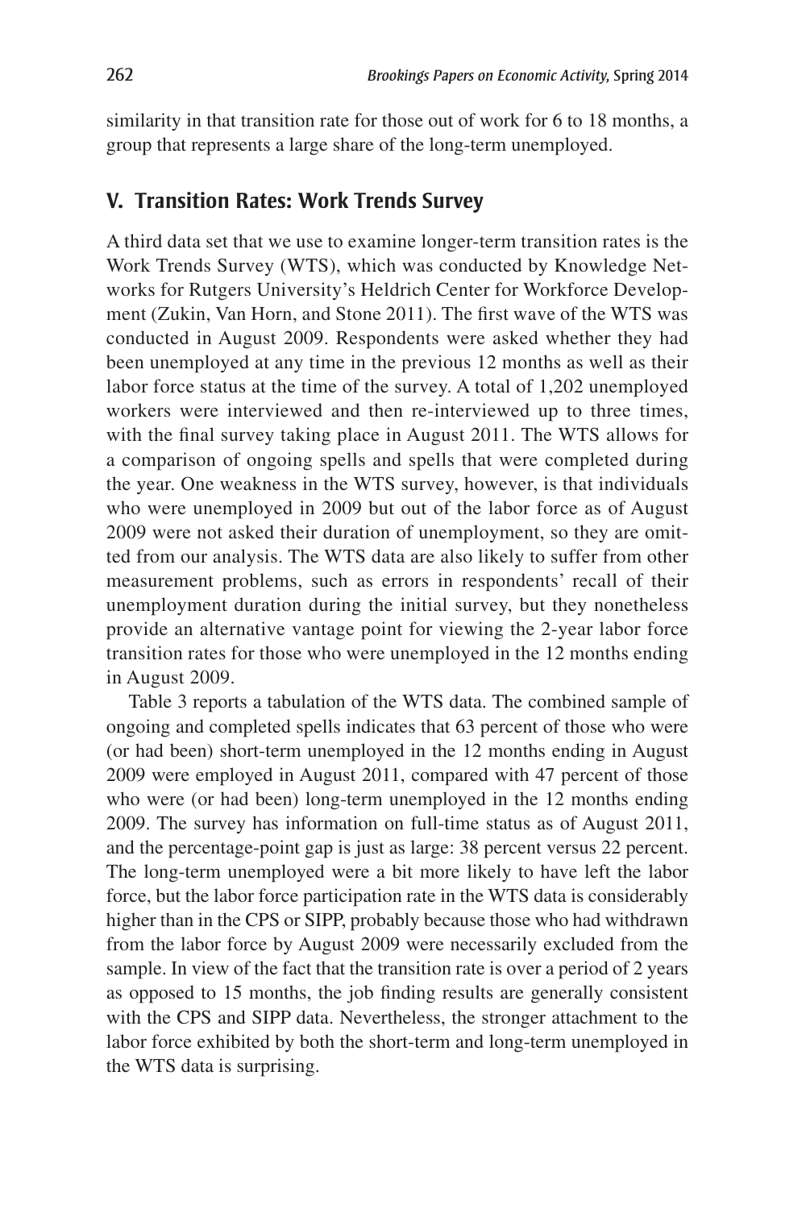similarity in that transition rate for those out of work for 6 to 18 months, a group that represents a large share of the long-term unemployed.

## V. Transition Rates: Work Trends Survey

A third data set that we use to examine longer-term transition rates is the Work Trends Survey (WTS), which was conducted by Knowledge Networks for Rutgers University's Heldrich Center for Workforce Development (Zukin, Van Horn, and Stone 2011). The first wave of the WTS was conducted in August 2009. Respondents were asked whether they had been unemployed at any time in the previous 12 months as well as their labor force status at the time of the survey. A total of 1,202 unemployed workers were interviewed and then re-interviewed up to three times, with the final survey taking place in August 2011. The WTS allows for a comparison of ongoing spells and spells that were completed during the year. One weakness in the WTS survey, however, is that individuals who were unemployed in 2009 but out of the labor force as of August 2009 were not asked their duration of unemployment, so they are omitted from our analysis. The WTS data are also likely to suffer from other measurement problems, such as errors in respondents' recall of their unemployment duration during the initial survey, but they nonetheless provide an alternative vantage point for viewing the 2-year labor force transition rates for those who were unemployed in the 12 months ending in August 2009.

Table 3 reports a tabulation of the WTS data. The combined sample of ongoing and completed spells indicates that 63 percent of those who were (or had been) short-term unemployed in the 12 months ending in August 2009 were employed in August 2011, compared with 47 percent of those who were (or had been) long-term unemployed in the 12 months ending 2009. The survey has information on full-time status as of August 2011, and the percentage-point gap is just as large: 38 percent versus 22 percent. The long-term unemployed were a bit more likely to have left the labor force, but the labor force participation rate in the WTS data is considerably higher than in the CPS or SIPP, probably because those who had withdrawn from the labor force by August 2009 were necessarily excluded from the sample. In view of the fact that the transition rate is over a period of 2 years as opposed to 15 months, the job finding results are generally consistent with the CPS and SIPP data. Nevertheless, the stronger attachment to the labor force exhibited by both the short-term and long-term unemployed in the WTS data is surprising.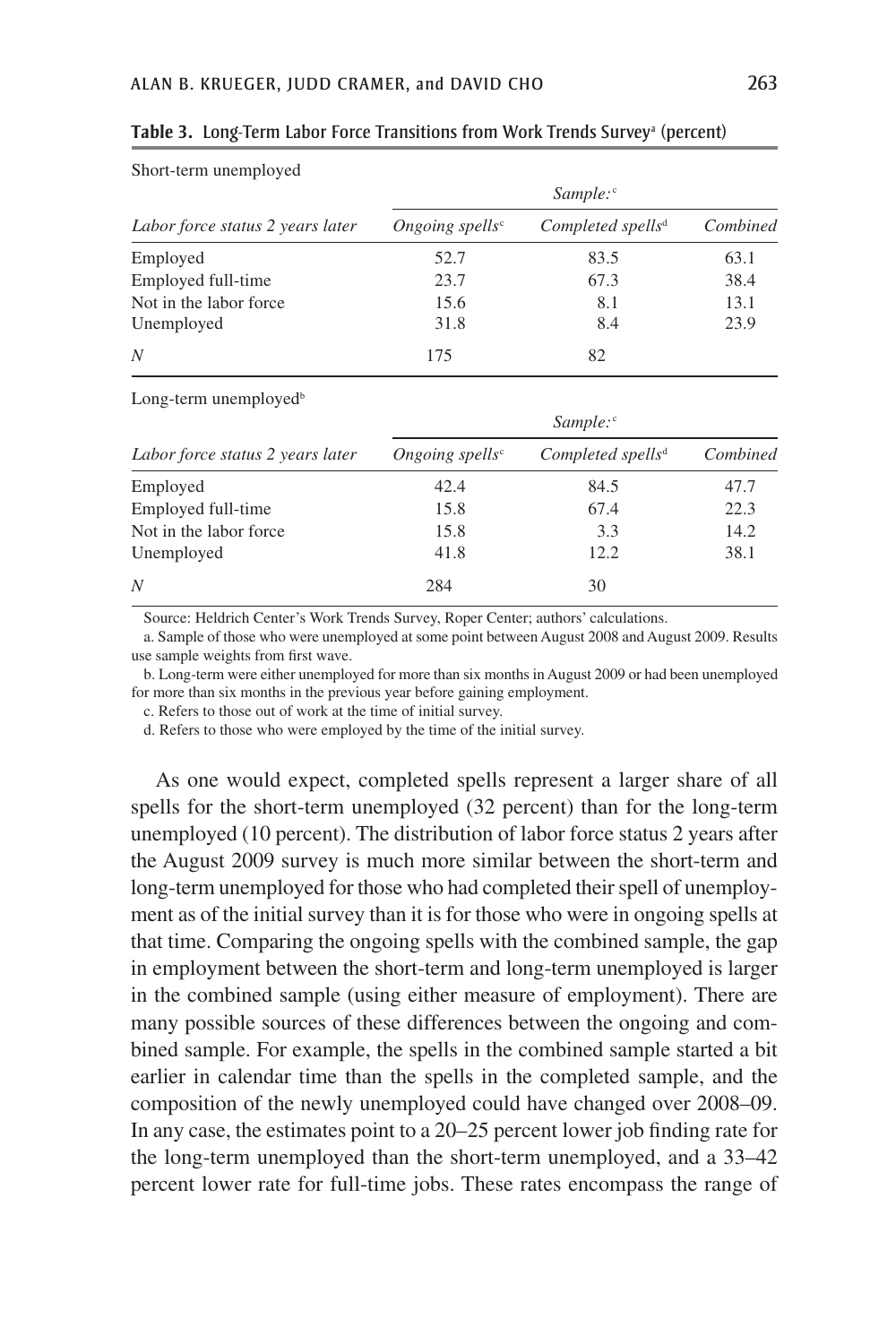**Table 3. Long-Term Labor Force Transitions from Work Trends Survey[a] (percent)**

Short-term unemployed

| | Sample:[c] | | |
|---|---|---|---|
| *Labor force status 2 years later* | *Ongoing spells*[c] | *Completed spells*[d] | *Combined* |
| Employed | 52.7 | 83.5 | 63.1 |
| Employed full-time | 23.7 | 67.3 | 38.4 |
| Not in the labor force | 15.6 | 8.1 | 13.1 |
| Unemployed | 31.8 | 8.4 | 23.9 |
| *N* | 175 | 82 | |

Long-term unemployed[b]

| | Sample:[c] | | |
|---|---|---|---|
| *Labor force status 2 years later* | *Ongoing spells*[c] | *Completed spells*[d] | *Combined* |
| Employed | 42.4 | 84.5 | 47.7 |
| Employed full-time | 15.8 | 67.4 | 22.3 |
| Not in the labor force | 15.8 | 3.3 | 14.2 |
| Unemployed | 41.8 | 12.2 | 38.1 |
| *N* | 284 | 30 | |

Source: Heldrich Center's Work Trends Survey, Roper Center; authors' calculations.

a. Sample of those who were unemployed at some point between August 2008 and August 2009. Results use sample weights from first wave.

b. Long-term were either unemployed for more than six months in August 2009 or had been unemployed for more than six months in the previous year before gaining employment.

c. Refers to those out of work at the time of initial survey.

d. Refers to those who were employed by the time of the initial survey.

As one would expect, completed spells represent a larger share of all spells for the short-term unemployed (32 percent) than for the long-term unemployed (10 percent). The distribution of labor force status 2 years after the August 2009 survey is much more similar between the short-term and long-term unemployed for those who had completed their spell of unemployment as of the initial survey than it is for those who were in ongoing spells at that time. Comparing the ongoing spells with the combined sample, the gap in employment between the short-term and long-term unemployed is larger in the combined sample (using either measure of employment). There are many possible sources of these differences between the ongoing and combined sample. For example, the spells in the combined sample started a bit earlier in calendar time than the spells in the completed sample, and the composition of the newly unemployed could have changed over 2008–09. In any case, the estimates point to a 20–25 percent lower job finding rate for the long-term unemployed than the short-term unemployed, and a 33–42 percent lower rate for full-time jobs. These rates encompass the range of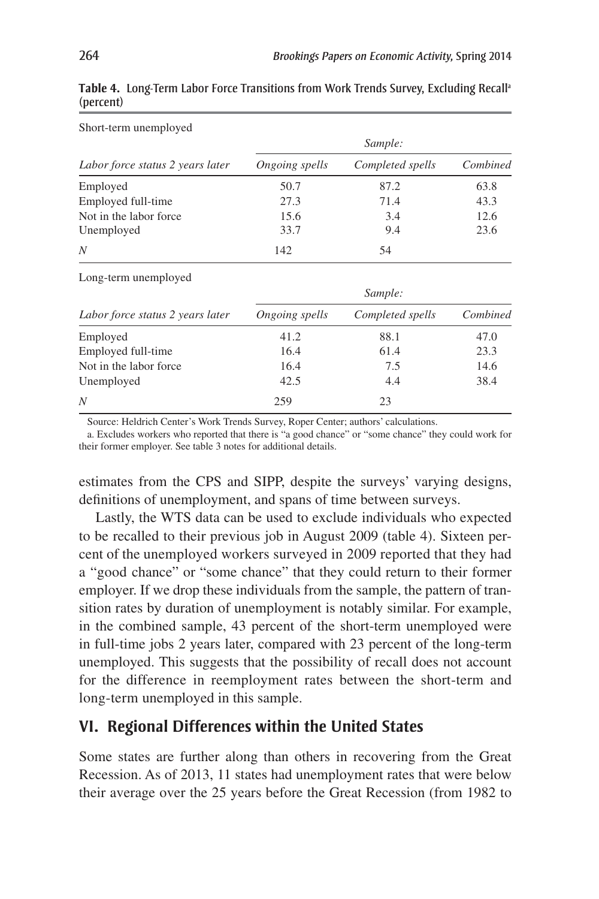**Table 4.** Long-Term Labor Force Transitions from Work Trends Survey, Excluding Recall[a] (percent)

Short-term unemployed

| | Sample: | | |
|---|---|---|---|
| *Labor force status 2 years later* | *Ongoing spells* | *Completed spells* | *Combined* |
| Employed | 50.7 | 87.2 | 63.8 |
| Employed full-time | 27.3 | 71.4 | 43.3 |
| Not in the labor force | 15.6 | 3.4 | 12.6 |
| Unemployed | 33.7 | 9.4 | 23.6 |
| *N* | 142 | 54 | |

Long-term unemployed

| | Sample: | | |
|---|---|---|---|
| *Labor force status 2 years later* | *Ongoing spells* | *Completed spells* | *Combined* |
| Employed | 41.2 | 88.1 | 47.0 |
| Employed full-time | 16.4 | 61.4 | 23.3 |
| Not in the labor force | 16.4 | 7.5 | 14.6 |
| Unemployed | 42.5 | 4.4 | 38.4 |
| *N* | 259 | 23 | |

Source: Heldrich Center's Work Trends Survey, Roper Center; authors' calculations.

a. Excludes workers who reported that there is "a good chance" or "some chance" they could work for their former employer. See table 3 notes for additional details.

estimates from the CPS and SIPP, despite the surveys' varying designs, definitions of unemployment, and spans of time between surveys.

Lastly, the WTS data can be used to exclude individuals who expected to be recalled to their previous job in August 2009 (table 4). Sixteen percent of the unemployed workers surveyed in 2009 reported that they had a "good chance" or "some chance" that they could return to their former employer. If we drop these individuals from the sample, the pattern of transition rates by duration of unemployment is notably similar. For example, in the combined sample, 43 percent of the short-term unemployed were in full-time jobs 2 years later, compared with 23 percent of the long-term unemployed. This suggests that the possibility of recall does not account for the difference in reemployment rates between the short-term and long-term unemployed in this sample.

## VI. Regional Differences within the United States

Some states are further along than others in recovering from the Great Recession. As of 2013, 11 states had unemployment rates that were below their average over the 25 years before the Great Recession (from 1982 to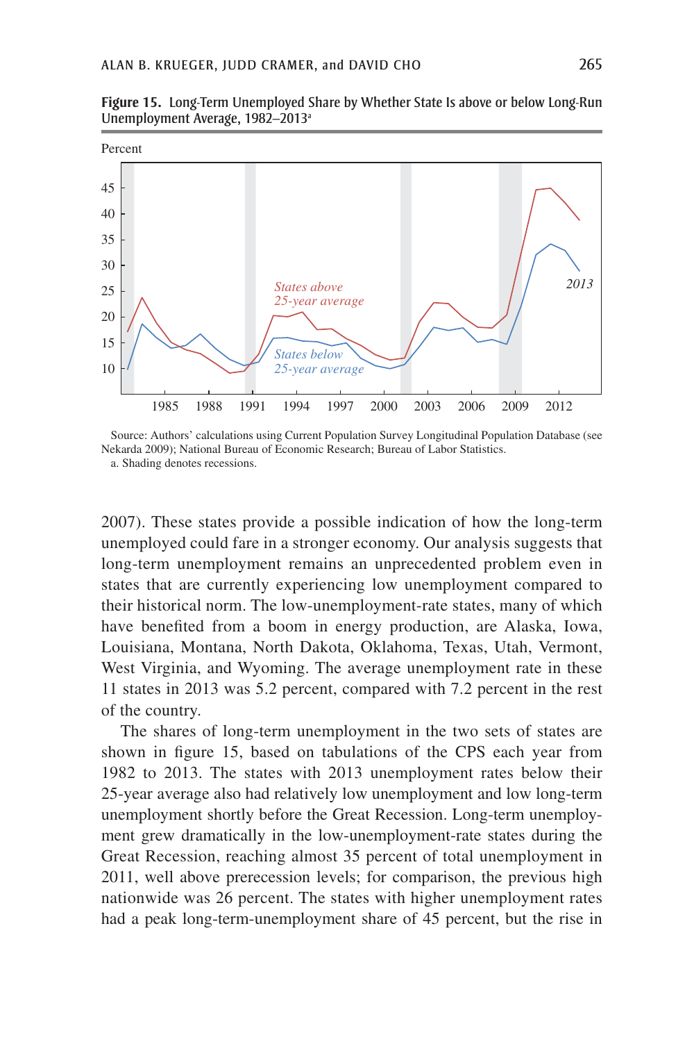**Figure 15. Long-Term Unemployed Share by Whether State Is above or below Long-Run Unemployment Average, 1982–2013**[a]

Source: Authors' calculations using Current Population Survey Longitudinal Population Database (see Nekarda 2009); National Bureau of Economic Research; Bureau of Labor Statistics.

a. Shading denotes recessions.

2007). These states provide a possible indication of how the long-term unemployed could fare in a stronger economy. Our analysis suggests that long-term unemployment remains an unprecedented problem even in states that are currently experiencing low unemployment compared to their historical norm. The low-unemployment-rate states, many of which have benefited from a boom in energy production, are Alaska, Iowa, Louisiana, Montana, North Dakota, Oklahoma, Texas, Utah, Vermont, West Virginia, and Wyoming. The average unemployment rate in these 11 states in 2013 was 5.2 percent, compared with 7.2 percent in the rest of the country.

The shares of long-term unemployment in the two sets of states are shown in figure 15, based on tabulations of the CPS each year from 1982 to 2013. The states with 2013 unemployment rates below their 25-year average also had relatively low unemployment and low long-term unemployment shortly before the Great Recession. Long-term unemployment grew dramatically in the low-unemployment-rate states during the Great Recession, reaching almost 35 percent of total unemployment in 2011, well above prerecession levels; for comparison, the previous high nationwide was 26 percent. The states with higher unemployment rates had a peak long-term-unemployment share of 45 percent, but the rise in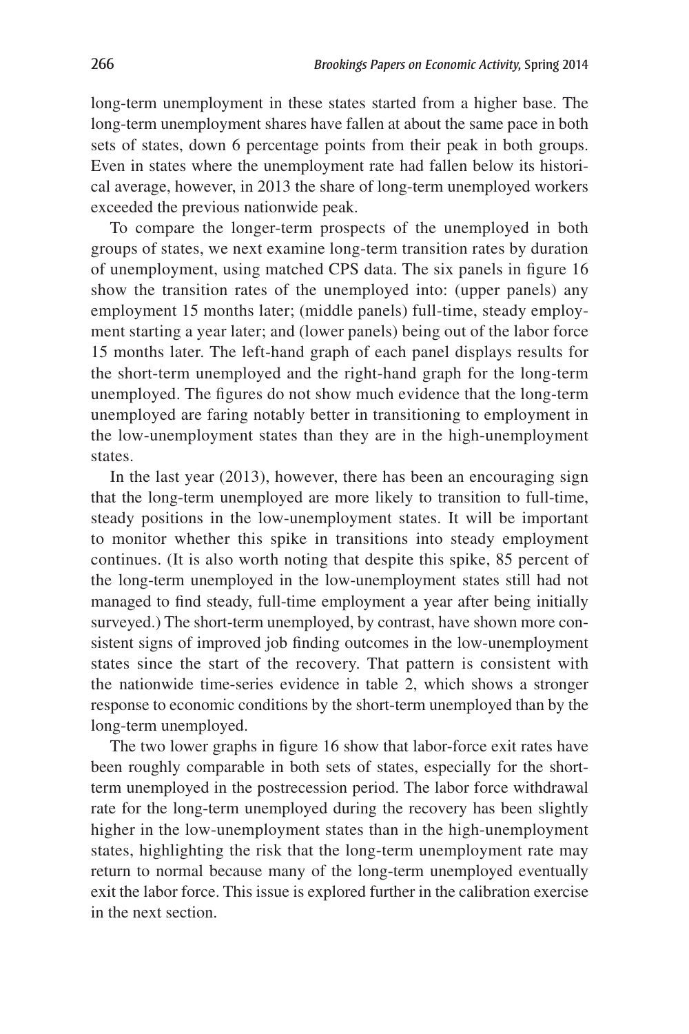long-term unemployment in these states started from a higher base. The long-term unemployment shares have fallen at about the same pace in both sets of states, down 6 percentage points from their peak in both groups. Even in states where the unemployment rate had fallen below its historical average, however, in 2013 the share of long-term unemployed workers exceeded the previous nationwide peak.

To compare the longer-term prospects of the unemployed in both groups of states, we next examine long-term transition rates by duration of unemployment, using matched CPS data. The six panels in figure 16 show the transition rates of the unemployed into: (upper panels) any employment 15 months later; (middle panels) full-time, steady employment starting a year later; and (lower panels) being out of the labor force 15 months later. The left-hand graph of each panel displays results for the short-term unemployed and the right-hand graph for the long-term unemployed. The figures do not show much evidence that the long-term unemployed are faring notably better in transitioning to employment in the low-unemployment states than they are in the high-unemployment states.

In the last year (2013), however, there has been an encouraging sign that the long-term unemployed are more likely to transition to full-time, steady positions in the low-unemployment states. It will be important to monitor whether this spike in transitions into steady employment continues. (It is also worth noting that despite this spike, 85 percent of the long-term unemployed in the low-unemployment states still had not managed to find steady, full-time employment a year after being initially surveyed.) The short-term unemployed, by contrast, have shown more consistent signs of improved job finding outcomes in the low-unemployment states since the start of the recovery. That pattern is consistent with the nationwide time-series evidence in table 2, which shows a stronger response to economic conditions by the short-term unemployed than by the long-term unemployed.

The two lower graphs in figure 16 show that labor-force exit rates have been roughly comparable in both sets of states, especially for the short-term unemployed in the postrecession period. The labor force withdrawal rate for the long-term unemployed during the recovery has been slightly higher in the low-unemployment states than in the high-unemployment states, highlighting the risk that the long-term unemployment rate may return to normal because many of the long-term unemployed eventually exit the labor force. This issue is explored further in the calibration exercise in the next section.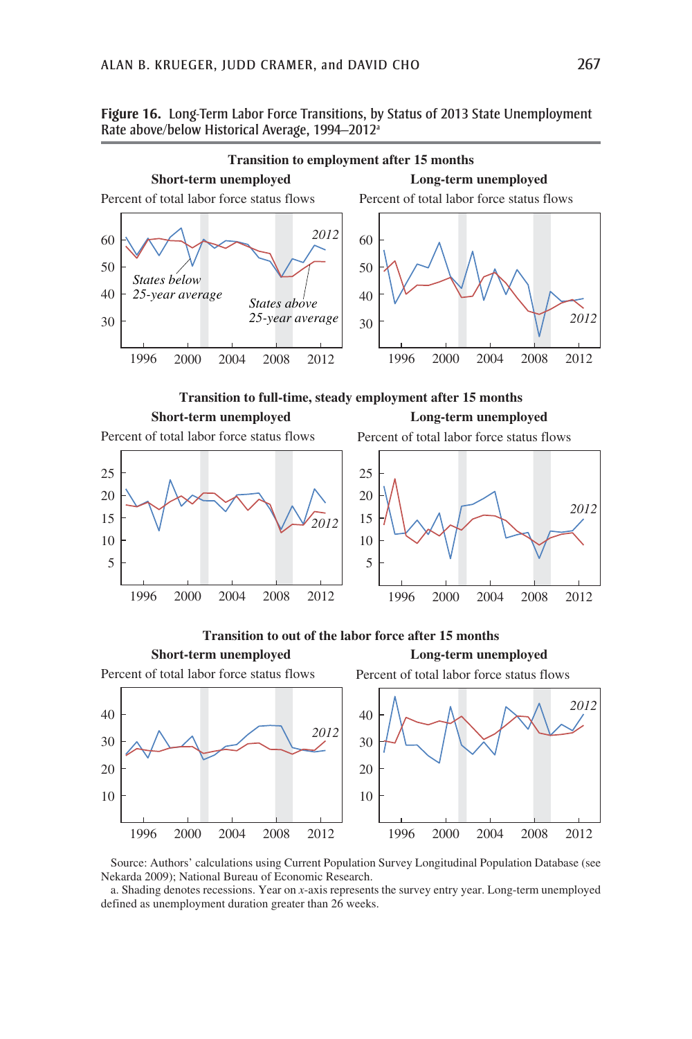**Figure 16.** Long-Term Labor Force Transitions, by Status of 2013 State Unemployment Rate above/below Historical Average, 1994–2012[a]

**Transition to employment after 15 months**

Short-term unemployed

Percent of total labor force status flows

60
50
40
30

1996 2000 2004 2008 2012

2012

States below 25-year average

States above 25-year average

Long-term unemployed

Percent of total labor force status flows

60
50
40
30

1996 2000 2004 2008 2012

2012

**Transition to full-time, steady employment after 15 months**

Short-term unemployed

Percent of total labor force status flows

25
20
15
10
5

1996 2000 2004 2008 2012

2012

Long-term unemployed

Percent of total labor force status flows

25
20
15
10
5

1996 2000 2004 2008 2012

2012

**Transition to out of the labor force after 15 months**

Short-term unemployed

Percent of total labor force status flows

40
30
20
10

1996 2000 2004 2008 2012

2012

Long-term unemployed

Percent of total labor force status flows

40
30
20
10

1996 2000 2004 2008 2012

2012

Source: Authors' calculations using Current Population Survey Longitudinal Population Database (see Nekarda 2009); National Bureau of Economic Research.

a. Shading denotes recessions. Year on *x*-axis represents the survey entry year. Long-term unemployed defined as unemployment duration greater than 26 weeks.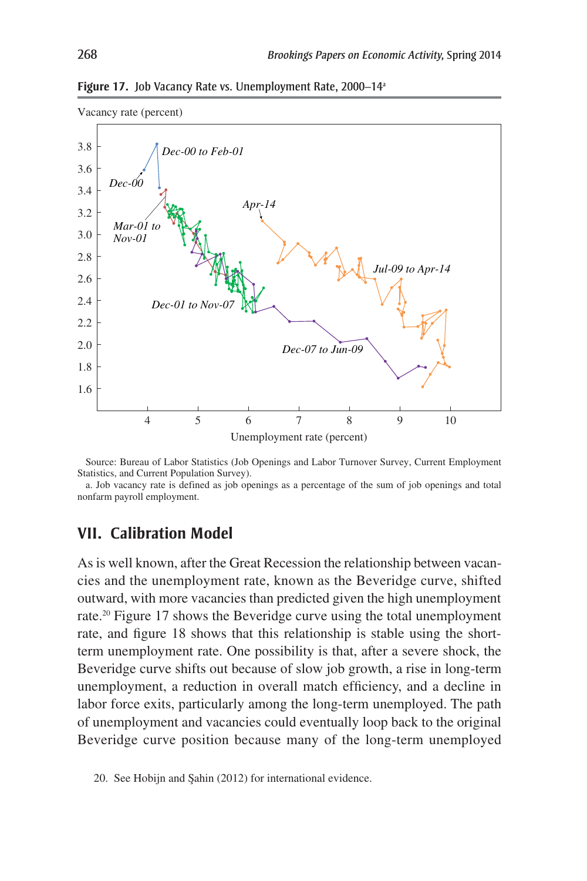**Figure 17.** Job Vacancy Rate vs. Unemployment Rate, 2000–14[a]

Vacancy rate (percent)

3.8
3.6
3.4
3.2
3.0
2.8
2.6
2.4
2.2
2.0
1.8
1.6

*Dec-00 to Feb-01*
*Dec-00*
*Apr-14*
*Mar-01 to Nov-01*
*Jul-09 to Apr-14*
*Dec-01 to Nov-07*
*Dec-07 to Jun-09*

4 5 6 7 8 9 10

Unemployment rate (percent)

Source: Bureau of Labor Statistics (Job Openings and Labor Turnover Survey, Current Employment Statistics, and Current Population Survey).

a. Job vacancy rate is defined as job openings as a percentage of the sum of job openings and total nonfarm payroll employment.

## VII. Calibration Model

As is well known, after the Great Recession the relationship between vacancies and the unemployment rate, known as the Beveridge curve, shifted outward, with more vacancies than predicted given the high unemployment rate.[20] Figure 17 shows the Beveridge curve using the total unemployment rate, and figure 18 shows that this relationship is stable using the short-term unemployment rate. One possibility is that, after a severe shock, the Beveridge curve shifts out because of slow job growth, a rise in long-term unemployment, a reduction in overall match efficiency, and a decline in labor force exits, particularly among the long-term unemployed. The path of unemployment and vacancies could eventually loop back to the original Beveridge curve position because many of the long-term unemployed

20. See Hobijn and Şahin (2012) for international evidence.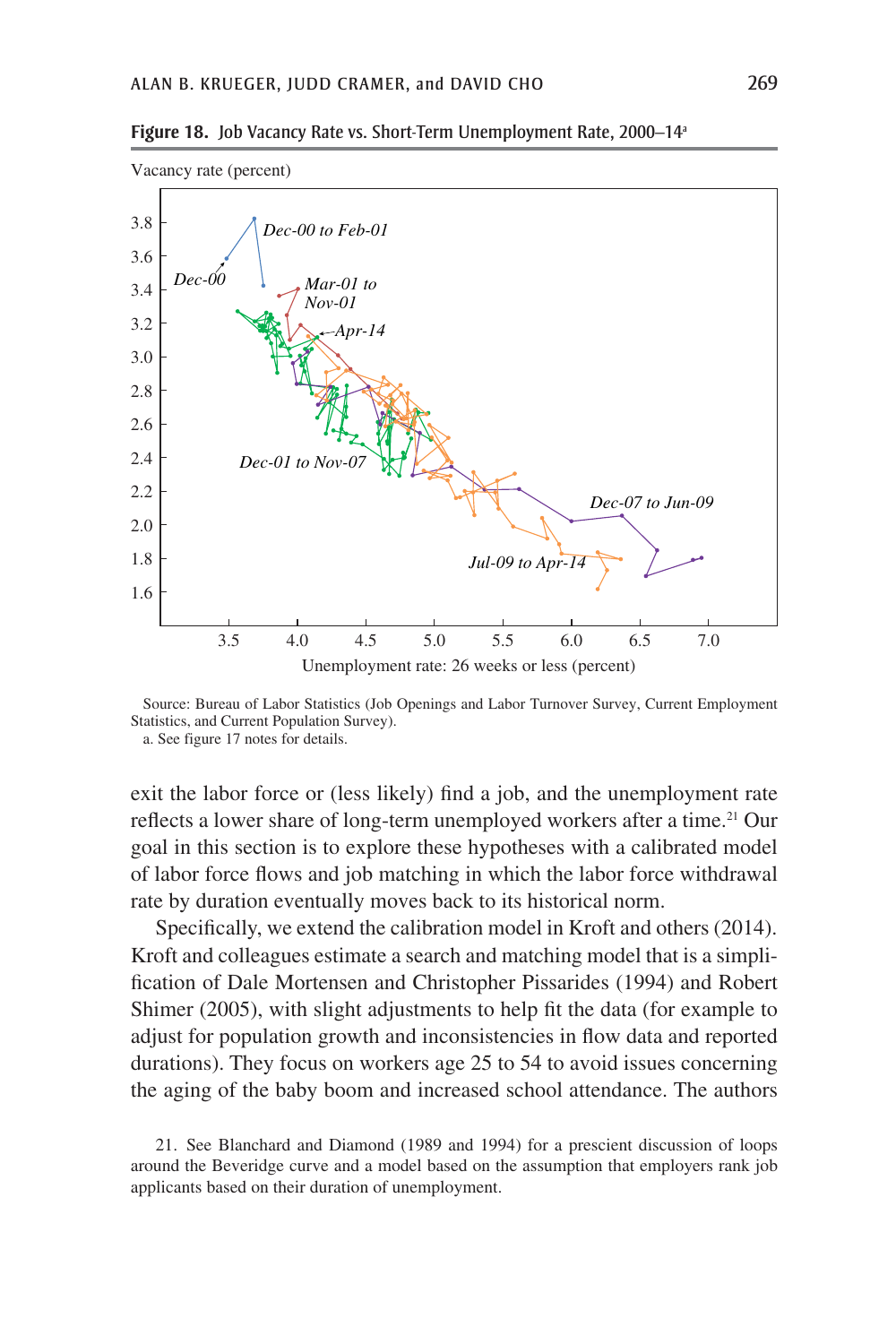**Figure 18. Job Vacancy Rate vs. Short-Term Unemployment Rate, 2000–14[a]**

Vacancy rate (percent)

3.8
3.6
3.4
3.2
3.0
2.8
2.6
2.4
2.2
2.0
1.8
1.6

Dec-00 to Feb-01
Dec-00
Mar-01 to Nov-01
Apr-14
Dec-01 to Nov-07
Dec-07 to Jun-09
Jul-09 to Apr-14

3.5 4.0 4.5 5.0 5.5 6.0 6.5 7.0

Unemployment rate: 26 weeks or less (percent)

Source: Bureau of Labor Statistics (Job Openings and Labor Turnover Survey, Current Employment Statistics, and Current Population Survey).

a. See figure 17 notes for details.

exit the labor force or (less likely) find a job, and the unemployment rate reflects a lower share of long-term unemployed workers after a time.[21] Our goal in this section is to explore these hypotheses with a calibrated model of labor force flows and job matching in which the labor force withdrawal rate by duration eventually moves back to its historical norm.

Specifically, we extend the calibration model in Kroft and others (2014). Kroft and colleagues estimate a search and matching model that is a simplification of Dale Mortensen and Christopher Pissarides (1994) and Robert Shimer (2005), with slight adjustments to help fit the data (for example to adjust for population growth and inconsistencies in flow data and reported durations). They focus on workers age 25 to 54 to avoid issues concerning the aging of the baby boom and increased school attendance. The authors

21. See Blanchard and Diamond (1989 and 1994) for a prescient discussion of loops around the Beveridge curve and a model based on the assumption that employers rank job applicants based on their duration of unemployment.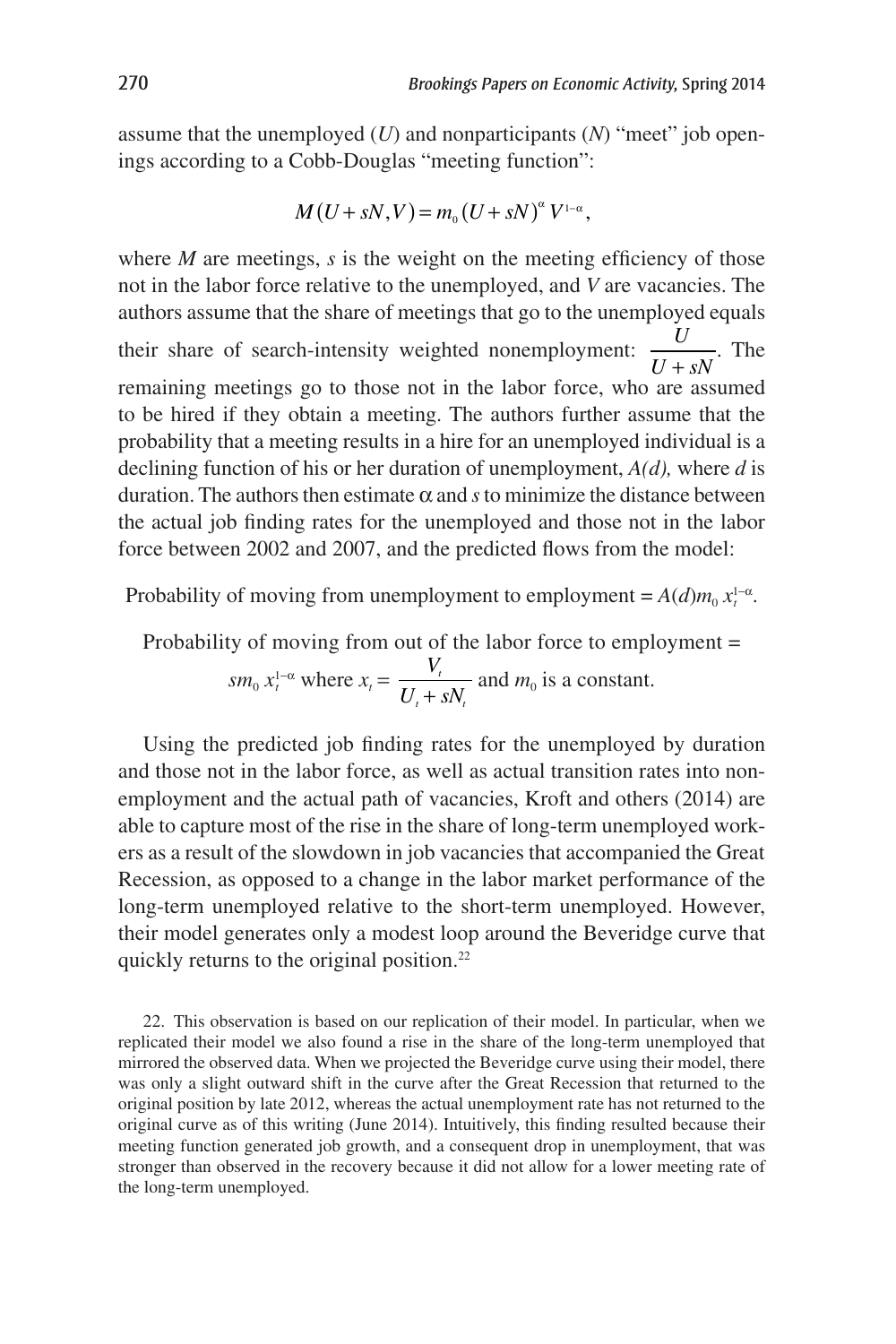assume that the unemployed ($U$) and nonparticipants ($N$) "meet" job openings according to a Cobb-Douglas "meeting function":

$$M(U + sN, V) = m_0 (U + sN)^{\alpha} V^{1-\alpha},$$

where $M$ are meetings, $s$ is the weight on the meeting efficiency of those not in the labor force relative to the unemployed, and $V$ are vacancies. The authors assume that the share of meetings that go to the unemployed equals their share of search-intensity weighted nonemployment: $\frac{U}{U + sN}$. The remaining meetings go to those not in the labor force, who are assumed to be hired if they obtain a meeting. The authors further assume that the probability that a meeting results in a hire for an unemployed individual is a declining function of his or her duration of unemployment, $A(d)$, where $d$ is duration. The authors then estimate $\alpha$ and $s$ to minimize the distance between the actual job finding rates for the unemployed and those not in the labor force between 2002 and 2007, and the predicted flows from the model:

Probability of moving from unemployment to employment = $A(d) m_0 x_t^{1-\alpha}$.

Probability of moving from out of the labor force to employment = $s m_0 x_t^{1-\alpha}$ where $x_t = \frac{V_t}{U_t + sN_t}$ and $m_0$ is a constant.

Using the predicted job finding rates for the unemployed by duration and those not in the labor force, as well as actual transition rates into nonemployment and the actual path of vacancies, Kroft and others (2014) are able to capture most of the rise in the share of long-term unemployed workers as a result of the slowdown in job vacancies that accompanied the Great Recession, as opposed to a change in the labor market performance of the long-term unemployed relative to the short-term unemployed. However, their model generates only a modest loop around the Beveridge curve that quickly returns to the original position.[22]

22. This observation is based on our replication of their model. In particular, when we replicated their model we also found a rise in the share of the long-term unemployed that mirrored the observed data. When we projected the Beveridge curve using their model, there was only a slight outward shift in the curve after the Great Recession that returned to the original position by late 2012, whereas the actual unemployment rate has not returned to the original curve as of this writing (June 2014). Intuitively, this finding resulted because their meeting function generated job growth, and a consequent drop in unemployment, that was stronger than observed in the recovery because it did not allow for a lower meeting rate of the long-term unemployed.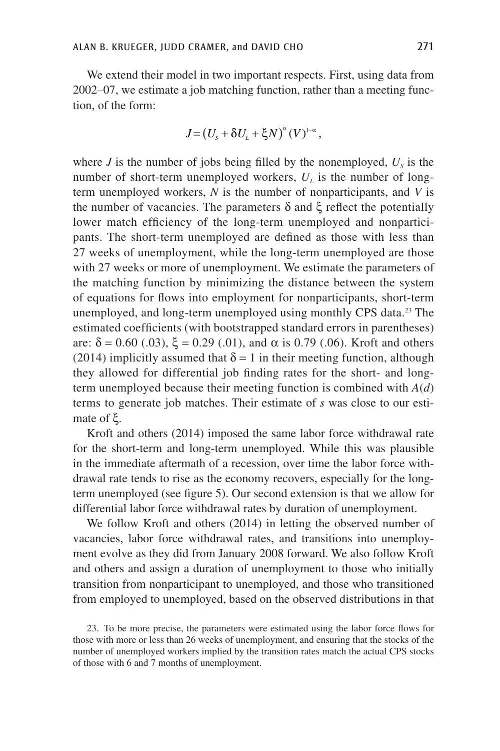We extend their model in two important respects. First, using data from 2002–07, we estimate a job matching function, rather than a meeting function, of the form:

$$J = \left(U_S + \delta U_L + \xi N\right)^{\alpha} (V)^{1-\alpha},$$

where $J$ is the number of jobs being filled by the nonemployed, $U_S$ is the number of short-term unemployed workers, $U_L$ is the number of long-term unemployed workers, $N$ is the number of nonparticipants, and $V$ is the number of vacancies. The parameters $\delta$ and $\xi$ reflect the potentially lower match efficiency of the long-term unemployed and nonparticipants. The short-term unemployed are defined as those with less than 27 weeks of unemployment, while the long-term unemployed are those with 27 weeks or more of unemployment. We estimate the parameters of the matching function by minimizing the distance between the system of equations for flows into employment for nonparticipants, short-term unemployed, and long-term unemployed using monthly CPS data.[23] The estimated coefficients (with bootstrapped standard errors in parentheses) are: $\delta = 0.60$ (.03), $\xi = 0.29$ (.01), and $\alpha$ is 0.79 (.06). Kroft and others (2014) implicitly assumed that $\delta = 1$ in their meeting function, although they allowed for differential job finding rates for the short- and long-term unemployed because their meeting function is combined with $A(d)$ terms to generate job matches. Their estimate of $s$ was close to our estimate of $\xi$.

Kroft and others (2014) imposed the same labor force withdrawal rate for the short-term and long-term unemployed. While this was plausible in the immediate aftermath of a recession, over time the labor force withdrawal rate tends to rise as the economy recovers, especially for the long-term unemployed (see figure 5). Our second extension is that we allow for differential labor force withdrawal rates by duration of unemployment.

We follow Kroft and others (2014) in letting the observed number of vacancies, labor force withdrawal rates, and transitions into unemployment evolve as they did from January 2008 forward. We also follow Kroft and others and assign a duration of unemployment to those who initially transition from nonparticipant to unemployed, and those who transitioned from employed to unemployed, based on the observed distributions in that

23. To be more precise, the parameters were estimated using the labor force flows for those with more or less than 26 weeks of unemployment, and ensuring that the stocks of the number of unemployed workers implied by the transition rates match the actual CPS stocks of those with 6 and 7 months of unemployment.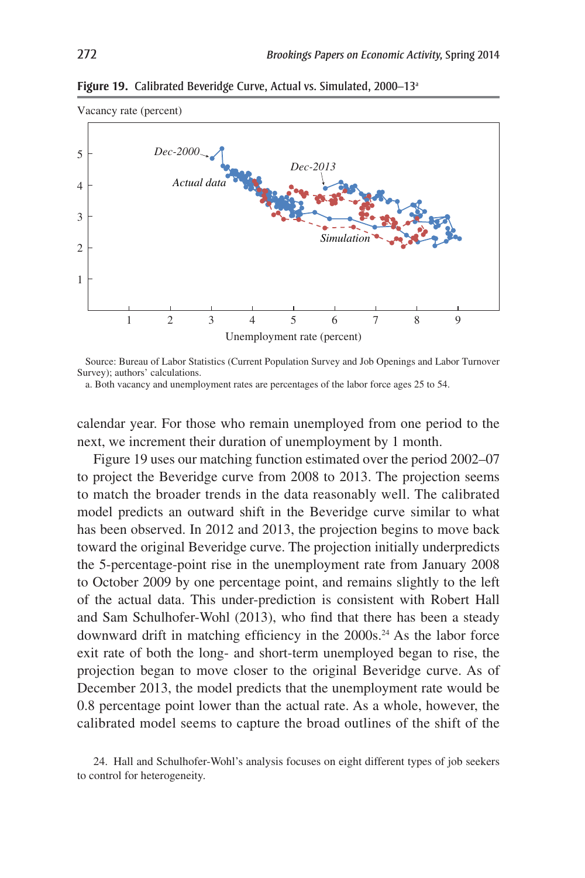**Figure 19. Calibrated Beveridge Curve, Actual vs. Simulated, 2000–13**[a]

Vacancy rate (percent)

5
4
3
2
1

Dec-2000
Actual data
Dec-2013
Simulation

1 2 3 4 5 6 7 8 9

Unemployment rate (percent)

Source: Bureau of Labor Statistics (Current Population Survey and Job Openings and Labor Turnover Survey); authors' calculations.

a. Both vacancy and unemployment rates are percentages of the labor force ages 25 to 54.

calendar year. For those who remain unemployed from one period to the next, we increment their duration of unemployment by 1 month.

Figure 19 uses our matching function estimated over the period 2002–07 to project the Beveridge curve from 2008 to 2013. The projection seems to match the broader trends in the data reasonably well. The calibrated model predicts an outward shift in the Beveridge curve similar to what has been observed. In 2012 and 2013, the projection begins to move back toward the original Beveridge curve. The projection initially underpredicts the 5-percentage-point rise in the unemployment rate from January 2008 to October 2009 by one percentage point, and remains slightly to the left of the actual data. This under-prediction is consistent with Robert Hall and Sam Schulhofer-Wohl (2013), who find that there has been a steady downward drift in matching efficiency in the 2000s.[24] As the labor force exit rate of both the long- and short-term unemployed began to rise, the projection began to move closer to the original Beveridge curve. As of December 2013, the model predicts that the unemployment rate would be 0.8 percentage point lower than the actual rate. As a whole, however, the calibrated model seems to capture the broad outlines of the shift of the

24. Hall and Schulhofer-Wohl's analysis focuses on eight different types of job seekers to control for heterogeneity.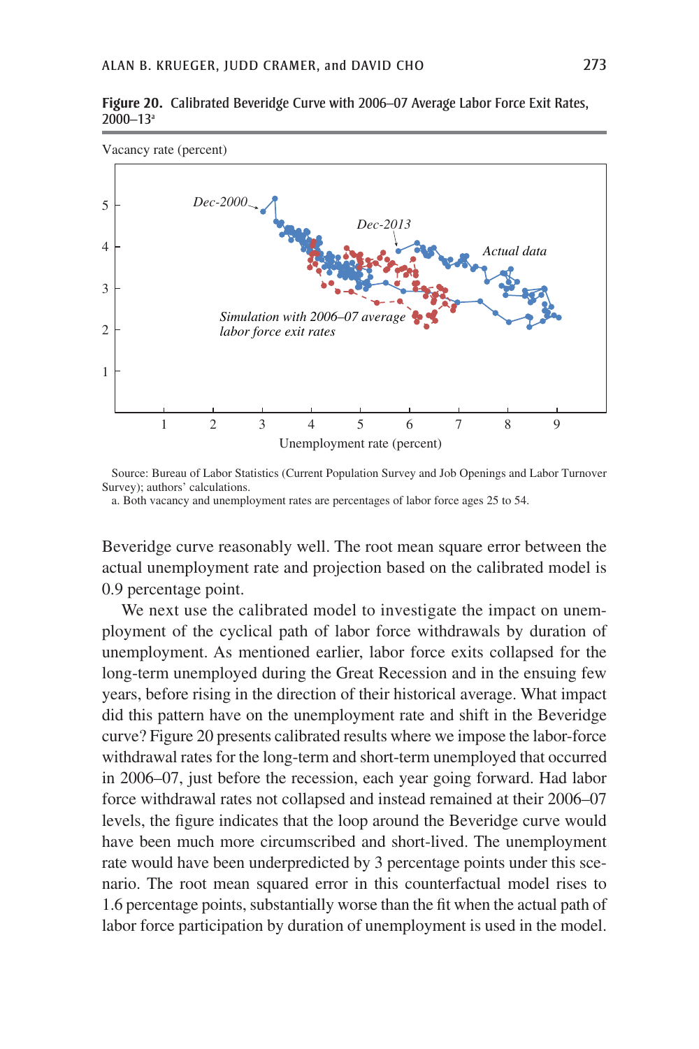**Figure 20. Calibrated Beveridge Curve with 2006–07 Average Labor Force Exit Rates, 2000–13**[a]

Vacancy rate (percent)

5
4
3
2
1

Dec-2000

Dec-2013

Actual data

Simulation with 2006–07 average labor force exit rates

1 2 3 4 5 6 7 8 9

Unemployment rate (percent)

Source: Bureau of Labor Statistics (Current Population Survey and Job Openings and Labor Turnover Survey); authors' calculations.

a. Both vacancy and unemployment rates are percentages of labor force ages 25 to 54.

Beveridge curve reasonably well. The root mean square error between the actual unemployment rate and projection based on the calibrated model is 0.9 percentage point.

We next use the calibrated model to investigate the impact on unemployment of the cyclical path of labor force withdrawals by duration of unemployment. As mentioned earlier, labor force exits collapsed for the long-term unemployed during the Great Recession and in the ensuing few years, before rising in the direction of their historical average. What impact did this pattern have on the unemployment rate and shift in the Beveridge curve? Figure 20 presents calibrated results where we impose the labor-force withdrawal rates for the long-term and short-term unemployed that occurred in 2006–07, just before the recession, each year going forward. Had labor force withdrawal rates not collapsed and instead remained at their 2006–07 levels, the figure indicates that the loop around the Beveridge curve would have been much more circumscribed and short-lived. The unemployment rate would have been underpredicted by 3 percentage points under this scenario. The root mean squared error in this counterfactual model rises to 1.6 percentage points, substantially worse than the fit when the actual path of labor force participation by duration of unemployment is used in the model.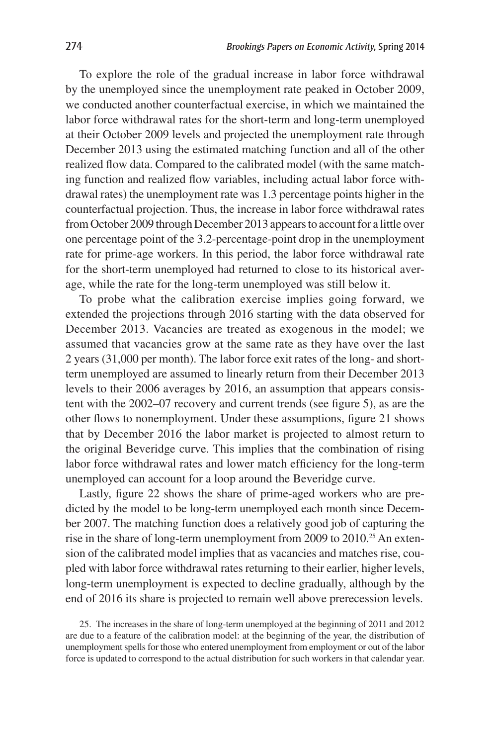To explore the role of the gradual increase in labor force withdrawal by the unemployed since the unemployment rate peaked in October 2009, we conducted another counterfactual exercise, in which we maintained the labor force withdrawal rates for the short-term and long-term unemployed at their October 2009 levels and projected the unemployment rate through December 2013 using the estimated matching function and all of the other realized flow data. Compared to the calibrated model (with the same matching function and realized flow variables, including actual labor force withdrawal rates) the unemployment rate was 1.3 percentage points higher in the counterfactual projection. Thus, the increase in labor force withdrawal rates from October 2009 through December 2013 appears to account for a little over one percentage point of the 3.2-percentage-point drop in the unemployment rate for prime-age workers. In this period, the labor force withdrawal rate for the short-term unemployed had returned to close to its historical average, while the rate for the long-term unemployed was still below it.

To probe what the calibration exercise implies going forward, we extended the projections through 2016 starting with the data observed for December 2013. Vacancies are treated as exogenous in the model; we assumed that vacancies grow at the same rate as they have over the last 2 years (31,000 per month). The labor force exit rates of the long- and short-term unemployed are assumed to linearly return from their December 2013 levels to their 2006 averages by 2016, an assumption that appears consistent with the 2002–07 recovery and current trends (see figure 5), as are the other flows to nonemployment. Under these assumptions, figure 21 shows that by December 2016 the labor market is projected to almost return to the original Beveridge curve. This implies that the combination of rising labor force withdrawal rates and lower match efficiency for the long-term unemployed can account for a loop around the Beveridge curve.

Lastly, figure 22 shows the share of prime-aged workers who are predicted by the model to be long-term unemployed each month since December 2007. The matching function does a relatively good job of capturing the rise in the share of long-term unemployment from 2009 to 2010.[25] An extension of the calibrated model implies that as vacancies and matches rise, coupled with labor force withdrawal rates returning to their earlier, higher levels, long-term unemployment is expected to decline gradually, although by the end of 2016 its share is projected to remain well above prerecession levels.

25. The increases in the share of long-term unemployed at the beginning of 2011 and 2012 are due to a feature of the calibration model: at the beginning of the year, the distribution of unemployment spells for those who entered unemployment from employment or out of the labor force is updated to correspond to the actual distribution for such workers in that calendar year.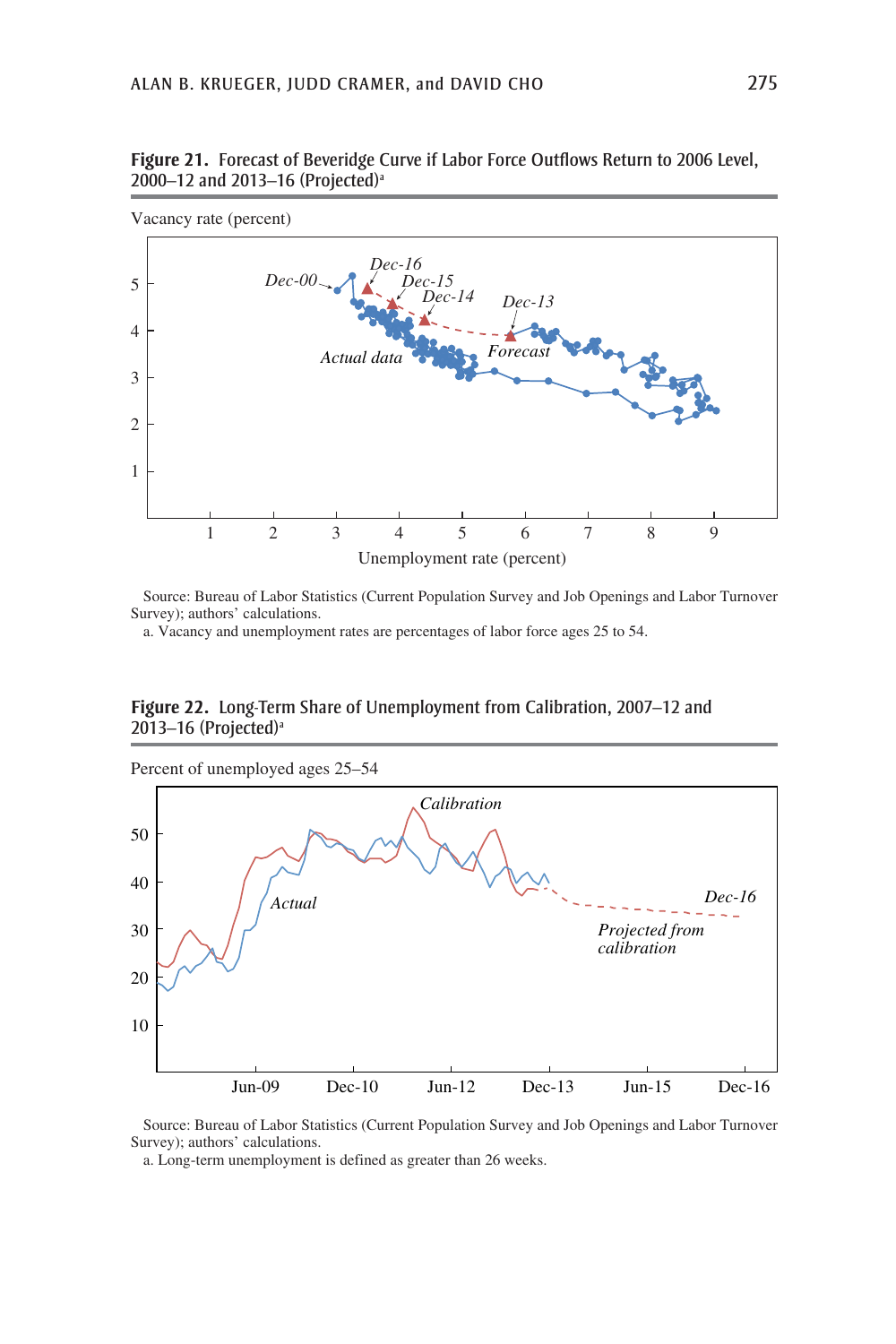**Figure 21. Forecast of Beveridge Curve if Labor Force Outflows Return to 2006 Level, 2000–12 and 2013–16 (Projected)**[a]

Vacancy rate (percent)

Dec-00
Dec-16
Dec-15
Dec-14
Dec-13
Actual data
Forecast

5
4
3
2
1

1 2 3 4 5 6 7 8 9

Unemployment rate (percent)

Source: Bureau of Labor Statistics (Current Population Survey and Job Openings and Labor Turnover Survey); authors' calculations.

a. Vacancy and unemployment rates are percentages of labor force ages 25 to 54.

**Figure 22. Long-Term Share of Unemployment from Calibration, 2007–12 and 2013–16 (Projected)**[a]

Percent of unemployed ages 25–54

Calibration
Actual
Dec-16
Projected from calibration

50
40
30
20
10

Jun-09 Dec-10 Jun-12 Dec-13 Jun-15 Dec-16

Source: Bureau of Labor Statistics (Current Population Survey and Job Openings and Labor Turnover Survey); authors' calculations.

a. Long-term unemployment is defined as greater than 26 weeks.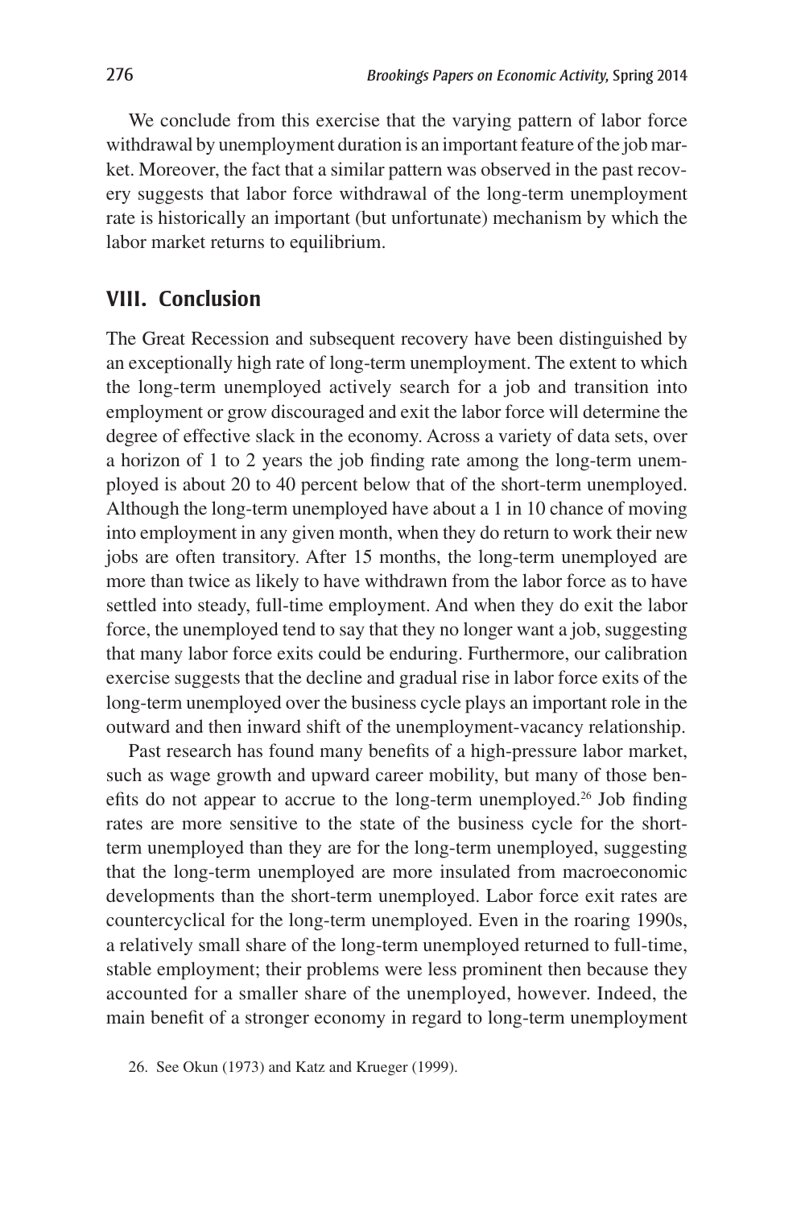We conclude from this exercise that the varying pattern of labor force withdrawal by unemployment duration is an important feature of the job market. Moreover, the fact that a similar pattern was observed in the past recovery suggests that labor force withdrawal of the long-term unemployment rate is historically an important (but unfortunate) mechanism by which the labor market returns to equilibrium.

## VIII. Conclusion

The Great Recession and subsequent recovery have been distinguished by an exceptionally high rate of long-term unemployment. The extent to which the long-term unemployed actively search for a job and transition into employment or grow discouraged and exit the labor force will determine the degree of effective slack in the economy. Across a variety of data sets, over a horizon of 1 to 2 years the job finding rate among the long-term unemployed is about 20 to 40 percent below that of the short-term unemployed. Although the long-term unemployed have about a 1 in 10 chance of moving into employment in any given month, when they do return to work their new jobs are often transitory. After 15 months, the long-term unemployed are more than twice as likely to have withdrawn from the labor force as to have settled into steady, full-time employment. And when they do exit the labor force, the unemployed tend to say that they no longer want a job, suggesting that many labor force exits could be enduring. Furthermore, our calibration exercise suggests that the decline and gradual rise in labor force exits of the long-term unemployed over the business cycle plays an important role in the outward and then inward shift of the unemployment-vacancy relationship.

Past research has found many benefits of a high-pressure labor market, such as wage growth and upward career mobility, but many of those benefits do not appear to accrue to the long-term unemployed.[26] Job finding rates are more sensitive to the state of the business cycle for the short-term unemployed than they are for the long-term unemployed, suggesting that the long-term unemployed are more insulated from macroeconomic developments than the short-term unemployed. Labor force exit rates are countercyclical for the long-term unemployed. Even in the roaring 1990s, a relatively small share of the long-term unemployed returned to full-time, stable employment; their problems were less prominent then because they accounted for a smaller share of the unemployed, however. Indeed, the main benefit of a stronger economy in regard to long-term unemployment

26. See Okun (1973) and Katz and Krueger (1999).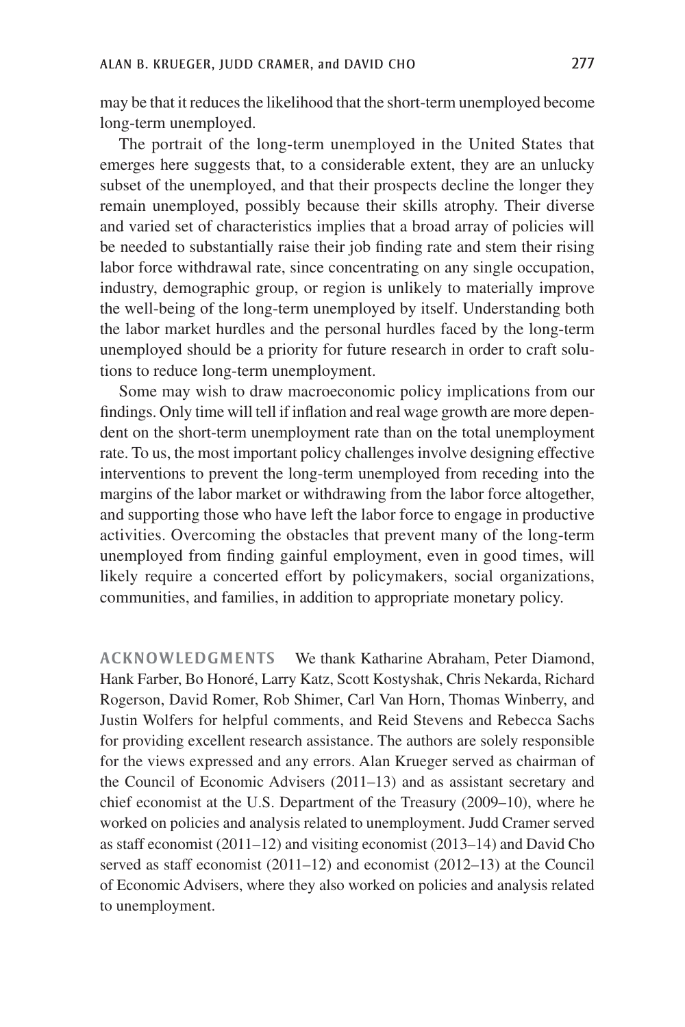may be that it reduces the likelihood that the short-term unemployed become long-term unemployed.

The portrait of the long-term unemployed in the United States that emerges here suggests that, to a considerable extent, they are an unlucky subset of the unemployed, and that their prospects decline the longer they remain unemployed, possibly because their skills atrophy. Their diverse and varied set of characteristics implies that a broad array of policies will be needed to substantially raise their job finding rate and stem their rising labor force withdrawal rate, since concentrating on any single occupation, industry, demographic group, or region is unlikely to materially improve the well-being of the long-term unemployed by itself. Understanding both the labor market hurdles and the personal hurdles faced by the long-term unemployed should be a priority for future research in order to craft solutions to reduce long-term unemployment.

Some may wish to draw macroeconomic policy implications from our findings. Only time will tell if inflation and real wage growth are more dependent on the short-term unemployment rate than on the total unemployment rate. To us, the most important policy challenges involve designing effective interventions to prevent the long-term unemployed from receding into the margins of the labor market or withdrawing from the labor force altogether, and supporting those who have left the labor force to engage in productive activities. Overcoming the obstacles that prevent many of the long-term unemployed from finding gainful employment, even in good times, will likely require a concerted effort by policymakers, social organizations, communities, and families, in addition to appropriate monetary policy.

**ACKNOWLEDGMENTS** We thank Katharine Abraham, Peter Diamond, Hank Farber, Bo Honoré, Larry Katz, Scott Kostyshak, Chris Nekarda, Richard Rogerson, David Romer, Rob Shimer, Carl Van Horn, Thomas Winberry, and Justin Wolfers for helpful comments, and Reid Stevens and Rebecca Sachs for providing excellent research assistance. The authors are solely responsible for the views expressed and any errors. Alan Krueger served as chairman of the Council of Economic Advisers (2011–13) and as assistant secretary and chief economist at the U.S. Department of the Treasury (2009–10), where he worked on policies and analysis related to unemployment. Judd Cramer served as staff economist (2011–12) and visiting economist (2013–14) and David Cho served as staff economist (2011–12) and economist (2012–13) at the Council of Economic Advisers, where they also worked on policies and analysis related to unemployment.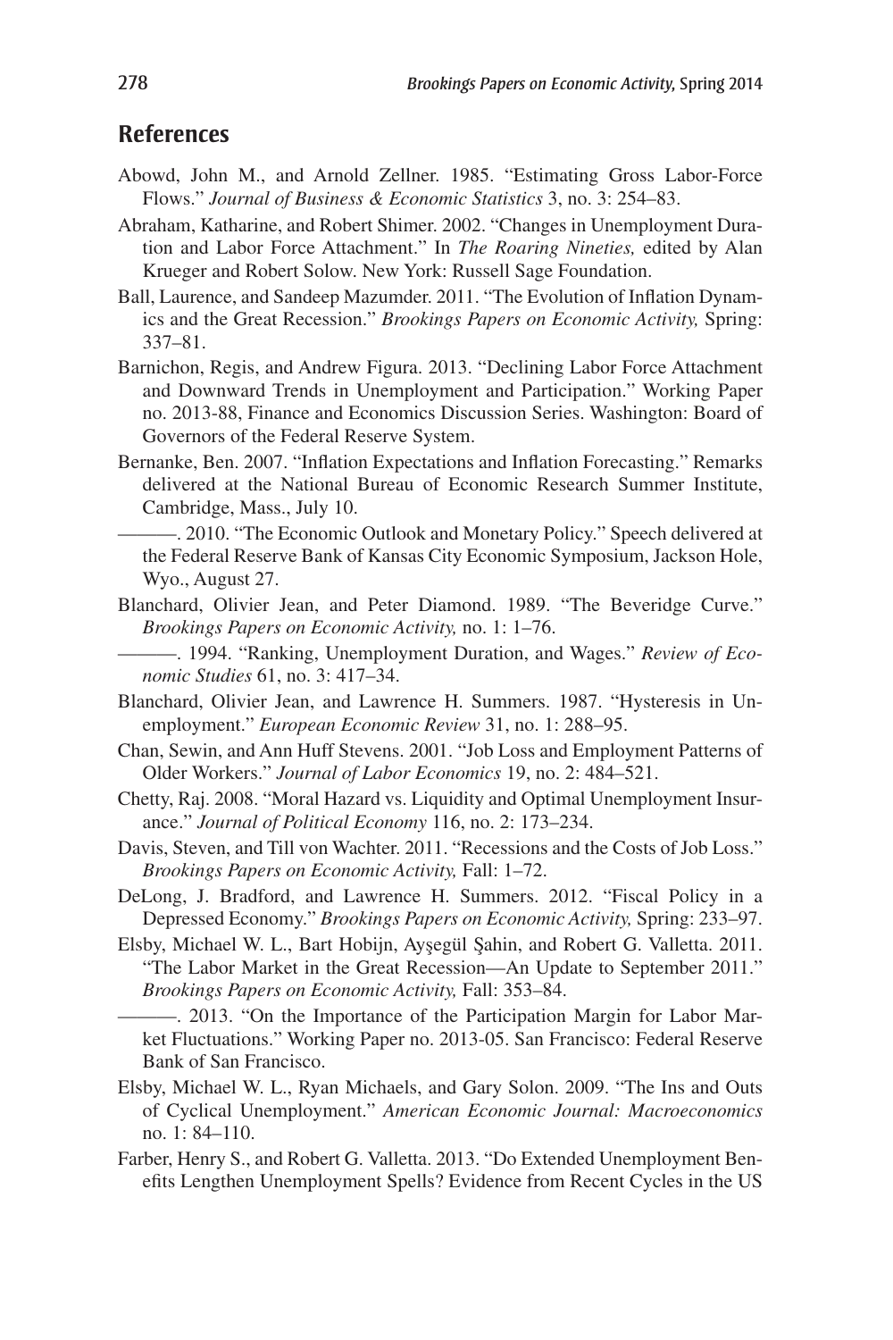## References

Abowd, John M., and Arnold Zellner. 1985. "Estimating Gross Labor-Force Flows." *Journal of Business & Economic Statistics* 3, no. 3: 254–83.

Abraham, Katharine, and Robert Shimer. 2002. "Changes in Unemployment Duration and Labor Force Attachment." In *The Roaring Nineties,* edited by Alan Krueger and Robert Solow. New York: Russell Sage Foundation.

Ball, Laurence, and Sandeep Mazumder. 2011. "The Evolution of Inflation Dynamics and the Great Recession." *Brookings Papers on Economic Activity,* Spring: 337–81.

Barnichon, Regis, and Andrew Figura. 2013. "Declining Labor Force Attachment and Downward Trends in Unemployment and Participation." Working Paper no. 2013-88, Finance and Economics Discussion Series. Washington: Board of Governors of the Federal Reserve System.

Bernanke, Ben. 2007. "Inflation Expectations and Inflation Forecasting." Remarks delivered at the National Bureau of Economic Research Summer Institute, Cambridge, Mass., July 10.

———. 2010. "The Economic Outlook and Monetary Policy." Speech delivered at the Federal Reserve Bank of Kansas City Economic Symposium, Jackson Hole, Wyo., August 27.

Blanchard, Olivier Jean, and Peter Diamond. 1989. "The Beveridge Curve." *Brookings Papers on Economic Activity,* no. 1: 1–76.

———. 1994. "Ranking, Unemployment Duration, and Wages." *Review of Economic Studies* 61, no. 3: 417–34.

Blanchard, Olivier Jean, and Lawrence H. Summers. 1987. "Hysteresis in Unemployment." *European Economic Review* 31, no. 1: 288–95.

Chan, Sewin, and Ann Huff Stevens. 2001. "Job Loss and Employment Patterns of Older Workers." *Journal of Labor Economics* 19, no. 2: 484–521.

Chetty, Raj. 2008. "Moral Hazard vs. Liquidity and Optimal Unemployment Insurance." *Journal of Political Economy* 116, no. 2: 173–234.

Davis, Steven, and Till von Wachter. 2011. "Recessions and the Costs of Job Loss." *Brookings Papers on Economic Activity,* Fall: 1–72.

DeLong, J. Bradford, and Lawrence H. Summers. 2012. "Fiscal Policy in a Depressed Economy." *Brookings Papers on Economic Activity,* Spring: 233–97.

Elsby, Michael W. L., Bart Hobijn, Ayşegül Şahin, and Robert G. Valletta. 2011. "The Labor Market in the Great Recession—An Update to September 2011." *Brookings Papers on Economic Activity,* Fall: 353–84.

———. 2013. "On the Importance of the Participation Margin for Labor Market Fluctuations." Working Paper no. 2013-05. San Francisco: Federal Reserve Bank of San Francisco.

Elsby, Michael W. L., Ryan Michaels, and Gary Solon. 2009. "The Ins and Outs of Cyclical Unemployment." *American Economic Journal: Macroeconomics* no. 1: 84–110.

Farber, Henry S., and Robert G. Valletta. 2013. "Do Extended Unemployment Benefits Lengthen Unemployment Spells? Evidence from Recent Cycles in the US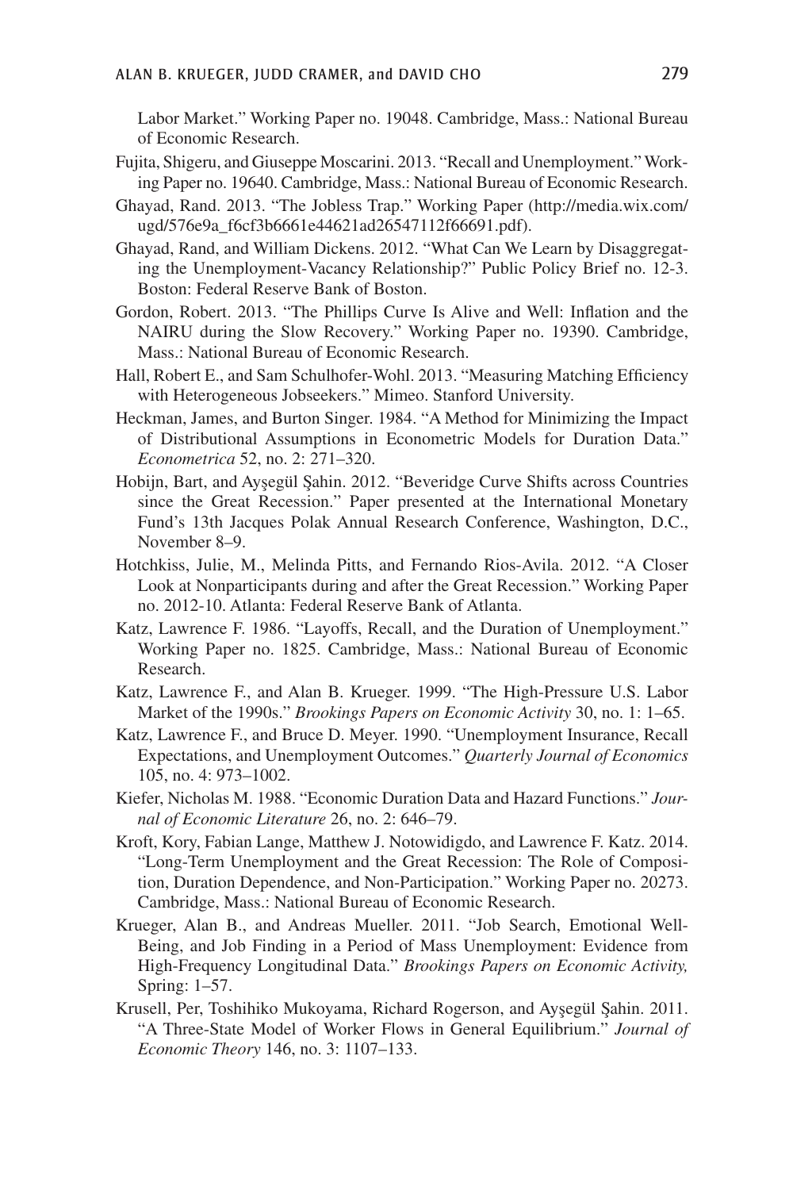Labor Market." Working Paper no. 19048. Cambridge, Mass.: National Bureau of Economic Research.

Fujita, Shigeru, and Giuseppe Moscarini. 2013. "Recall and Unemployment." Working Paper no. 19640. Cambridge, Mass.: National Bureau of Economic Research.

Ghayad, Rand. 2013. "The Jobless Trap." Working Paper (http://media.wix.com/ugd/576e9a_f6cf3b6661e44621ad26547112f66691.pdf).

Ghayad, Rand, and William Dickens. 2012. "What Can We Learn by Disaggregating the Unemployment-Vacancy Relationship?" Public Policy Brief no. 12-3. Boston: Federal Reserve Bank of Boston.

Gordon, Robert. 2013. "The Phillips Curve Is Alive and Well: Inflation and the NAIRU during the Slow Recovery." Working Paper no. 19390. Cambridge, Mass.: National Bureau of Economic Research.

Hall, Robert E., and Sam Schulhofer-Wohl. 2013. "Measuring Matching Efficiency with Heterogeneous Jobseekers." Mimeo. Stanford University.

Heckman, James, and Burton Singer. 1984. "A Method for Minimizing the Impact of Distributional Assumptions in Econometric Models for Duration Data." *Econometrica* 52, no. 2: 271–320.

Hobijn, Bart, and Ayşegül Şahin. 2012. "Beveridge Curve Shifts across Countries since the Great Recession." Paper presented at the International Monetary Fund's 13th Jacques Polak Annual Research Conference, Washington, D.C., November 8–9.

Hotchkiss, Julie, M., Melinda Pitts, and Fernando Rios-Avila. 2012. "A Closer Look at Nonparticipants during and after the Great Recession." Working Paper no. 2012-10. Atlanta: Federal Reserve Bank of Atlanta.

Katz, Lawrence F. 1986. "Layoffs, Recall, and the Duration of Unemployment." Working Paper no. 1825. Cambridge, Mass.: National Bureau of Economic Research.

Katz, Lawrence F., and Alan B. Krueger. 1999. "The High-Pressure U.S. Labor Market of the 1990s." *Brookings Papers on Economic Activity* 30, no. 1: 1–65.

Katz, Lawrence F., and Bruce D. Meyer. 1990. "Unemployment Insurance, Recall Expectations, and Unemployment Outcomes." *Quarterly Journal of Economics* 105, no. 4: 973–1002.

Kiefer, Nicholas M. 1988. "Economic Duration Data and Hazard Functions." *Journal of Economic Literature* 26, no. 2: 646–79.

Kroft, Kory, Fabian Lange, Matthew J. Notowidigdo, and Lawrence F. Katz. 2014. "Long-Term Unemployment and the Great Recession: The Role of Composition, Duration Dependence, and Non-Participation." Working Paper no. 20273. Cambridge, Mass.: National Bureau of Economic Research.

Krueger, Alan B., and Andreas Mueller. 2011. "Job Search, Emotional Well-Being, and Job Finding in a Period of Mass Unemployment: Evidence from High-Frequency Longitudinal Data." *Brookings Papers on Economic Activity,* Spring: 1–57.

Krusell, Per, Toshihiko Mukoyama, Richard Rogerson, and Ayşegül Şahin. 2011. "A Three-State Model of Worker Flows in General Equilibrium." *Journal of Economic Theory* 146, no. 3: 1107–133.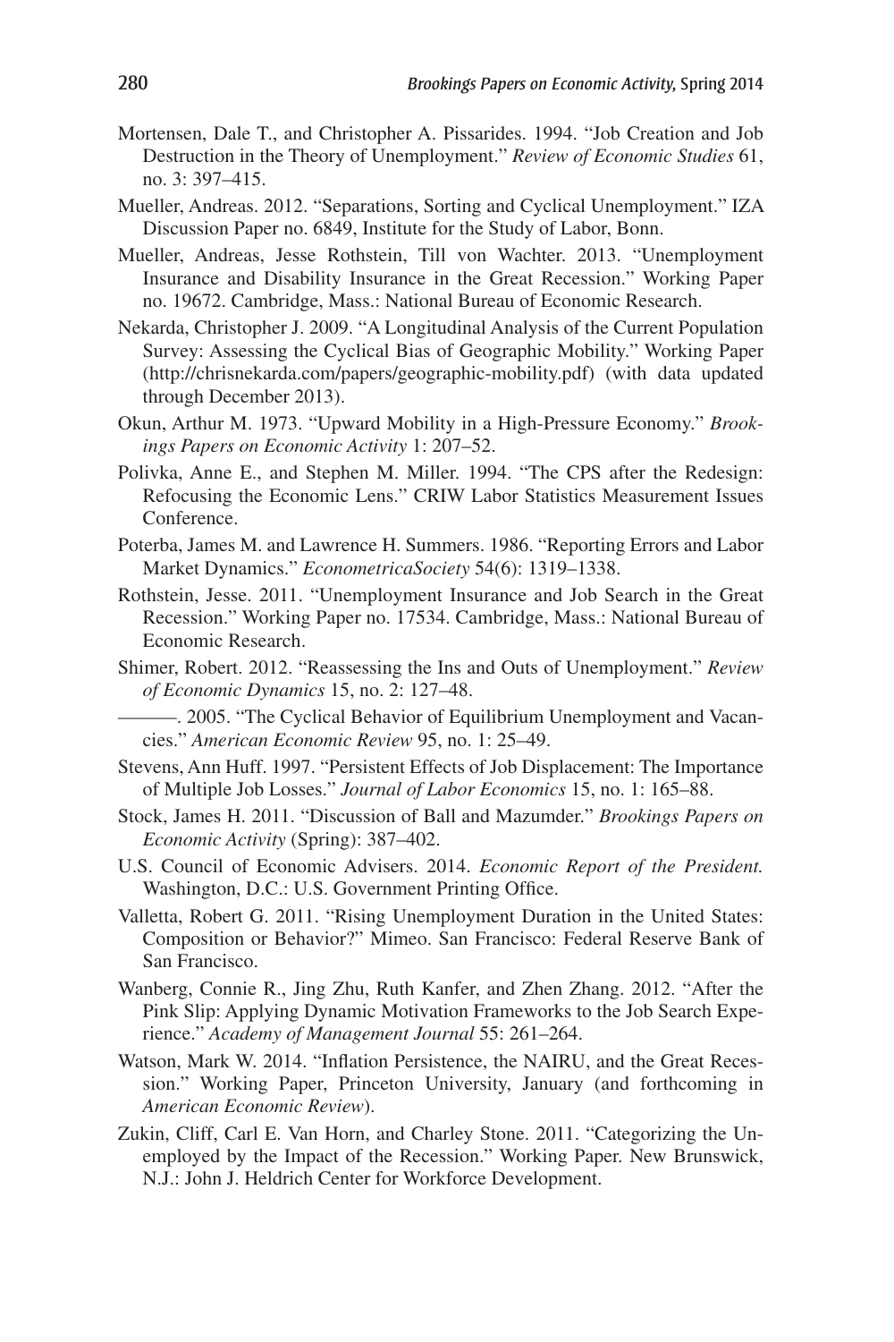Mortensen, Dale T., and Christopher A. Pissarides. 1994. "Job Creation and Job Destruction in the Theory of Unemployment." *Review of Economic Studies* 61, no. 3: 397–415.

Mueller, Andreas. 2012. "Separations, Sorting and Cyclical Unemployment." IZA Discussion Paper no. 6849, Institute for the Study of Labor, Bonn.

Mueller, Andreas, Jesse Rothstein, Till von Wachter. 2013. "Unemployment Insurance and Disability Insurance in the Great Recession." Working Paper no. 19672. Cambridge, Mass.: National Bureau of Economic Research.

Nekarda, Christopher J. 2009. "A Longitudinal Analysis of the Current Population Survey: Assessing the Cyclical Bias of Geographic Mobility." Working Paper (http://chrisnekarda.com/papers/geographic-mobility.pdf) (with data updated through December 2013).

Okun, Arthur M. 1973. "Upward Mobility in a High-Pressure Economy." *Brookings Papers on Economic Activity* 1: 207–52.

Polivka, Anne E., and Stephen M. Miller. 1994. "The CPS after the Redesign: Refocusing the Economic Lens." CRIW Labor Statistics Measurement Issues Conference.

Poterba, James M. and Lawrence H. Summers. 1986. "Reporting Errors and Labor Market Dynamics." *EconometricaSociety* 54(6): 1319–1338.

Rothstein, Jesse. 2011. "Unemployment Insurance and Job Search in the Great Recession." Working Paper no. 17534. Cambridge, Mass.: National Bureau of Economic Research.

Shimer, Robert. 2012. "Reassessing the Ins and Outs of Unemployment." *Review of Economic Dynamics* 15, no. 2: 127–48.

———. 2005. "The Cyclical Behavior of Equilibrium Unemployment and Vacancies." *American Economic Review* 95, no. 1: 25–49.

Stevens, Ann Huff. 1997. "Persistent Effects of Job Displacement: The Importance of Multiple Job Losses." *Journal of Labor Economics* 15, no. 1: 165–88.

Stock, James H. 2011. "Discussion of Ball and Mazumder." *Brookings Papers on Economic Activity* (Spring): 387–402.

U.S. Council of Economic Advisers. 2014. *Economic Report of the President.* Washington, D.C.: U.S. Government Printing Office.

Valletta, Robert G. 2011. "Rising Unemployment Duration in the United States: Composition or Behavior?" Mimeo. San Francisco: Federal Reserve Bank of San Francisco.

Wanberg, Connie R., Jing Zhu, Ruth Kanfer, and Zhen Zhang. 2012. "After the Pink Slip: Applying Dynamic Motivation Frameworks to the Job Search Experience." *Academy of Management Journal* 55: 261–264.

Watson, Mark W. 2014. "Inflation Persistence, the NAIRU, and the Great Recession." Working Paper, Princeton University, January (and forthcoming in *American Economic Review*).

Zukin, Cliff, Carl E. Van Horn, and Charley Stone. 2011. "Categorizing the Unemployed by the Impact of the Recession." Working Paper. New Brunswick, N.J.: John J. Heldrich Center for Workforce Development.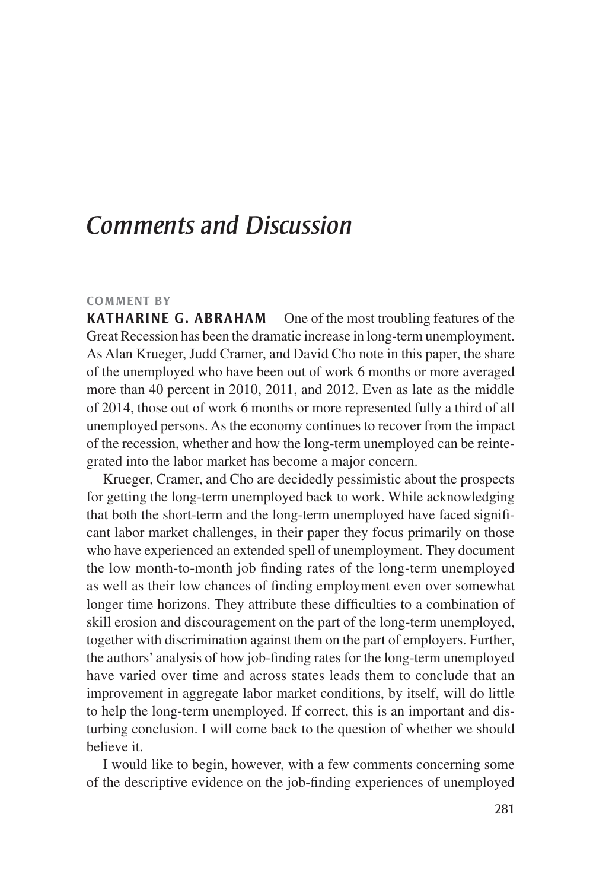# Comments and Discussion

**COMMENT BY**

**KATHARINE G. ABRAHAM** One of the most troubling features of the Great Recession has been the dramatic increase in long-term unemployment. As Alan Krueger, Judd Cramer, and David Cho note in this paper, the share of the unemployed who have been out of work 6 months or more averaged more than 40 percent in 2010, 2011, and 2012. Even as late as the middle of 2014, those out of work 6 months or more represented fully a third of all unemployed persons. As the economy continues to recover from the impact of the recession, whether and how the long-term unemployed can be reintegrated into the labor market has become a major concern.

Krueger, Cramer, and Cho are decidedly pessimistic about the prospects for getting the long-term unemployed back to work. While acknowledging that both the short-term and the long-term unemployed have faced significant labor market challenges, in their paper they focus primarily on those who have experienced an extended spell of unemployment. They document the low month-to-month job finding rates of the long-term unemployed as well as their low chances of finding employment even over somewhat longer time horizons. They attribute these difficulties to a combination of skill erosion and discouragement on the part of the long-term unemployed, together with discrimination against them on the part of employers. Further, the authors' analysis of how job-finding rates for the long-term unemployed have varied over time and across states leads them to conclude that an improvement in aggregate labor market conditions, by itself, will do little to help the long-term unemployed. If correct, this is an important and disturbing conclusion. I will come back to the question of whether we should believe it.

I would like to begin, however, with a few comments concerning some of the descriptive evidence on the job-finding experiences of unemployed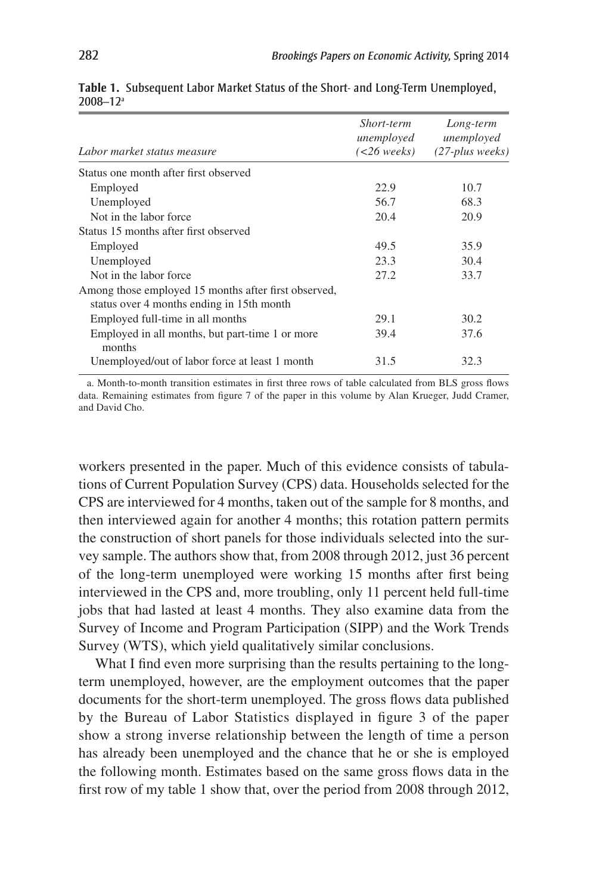**Table 1. Subsequent Labor Market Status of the Short- and Long-Term Unemployed, 2008–12[a]**

| *Labor market status measure* | *Short-term unemployed (<26 weeks)* | *Long-term unemployed (27-plus weeks)* |
|---|---|---|
| Status one month after first observed | | |
| Employed | 22.9 | 10.7 |
| Unemployed | 56.7 | 68.3 |
| Not in the labor force | 20.4 | 20.9 |
| Status 15 months after first observed | | |
| Employed | 49.5 | 35.9 |
| Unemployed | 23.3 | 30.4 |
| Not in the labor force | 27.2 | 33.7 |
| Among those employed 15 months after first observed, status over 4 months ending in 15th month | | |
| Employed full-time in all months | 29.1 | 30.2 |
| Employed in all months, but part-time 1 or more months | 39.4 | 37.6 |
| Unemployed/out of labor force at least 1 month | 31.5 | 32.3 |

a. Month-to-month transition estimates in first three rows of table calculated from BLS gross flows data. Remaining estimates from figure 7 of the paper in this volume by Alan Krueger, Judd Cramer, and David Cho.

workers presented in the paper. Much of this evidence consists of tabulations of Current Population Survey (CPS) data. Households selected for the CPS are interviewed for 4 months, taken out of the sample for 8 months, and then interviewed again for another 4 months; this rotation pattern permits the construction of short panels for those individuals selected into the survey sample. The authors show that, from 2008 through 2012, just 36 percent of the long-term unemployed were working 15 months after first being interviewed in the CPS and, more troubling, only 11 percent held full-time jobs that had lasted at least 4 months. They also examine data from the Survey of Income and Program Participation (SIPP) and the Work Trends Survey (WTS), which yield qualitatively similar conclusions.

What I find even more surprising than the results pertaining to the long-term unemployed, however, are the employment outcomes that the paper documents for the short-term unemployed. The gross flows data published by the Bureau of Labor Statistics displayed in figure 3 of the paper show a strong inverse relationship between the length of time a person has already been unemployed and the chance that he or she is employed the following month. Estimates based on the same gross flows data in the first row of my table 1 show that, over the period from 2008 through 2012,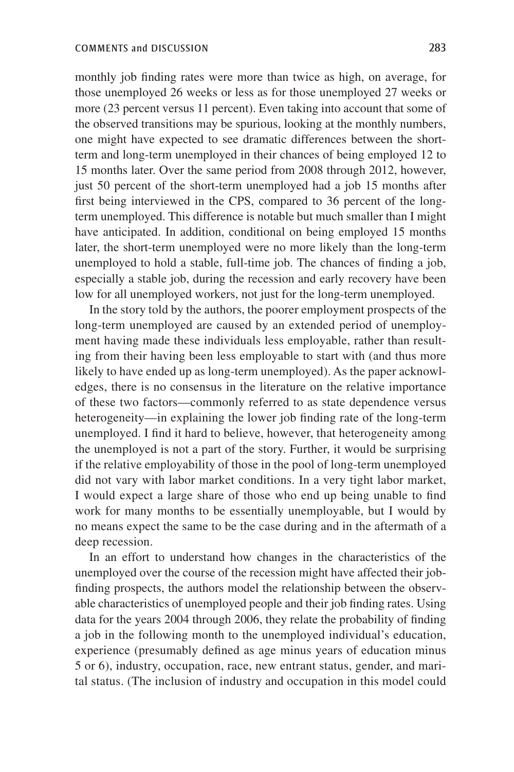monthly job finding rates were more than twice as high, on average, for those unemployed 26 weeks or less as for those unemployed 27 weeks or more (23 percent versus 11 percent). Even taking into account that some of the observed transitions may be spurious, looking at the monthly numbers, one might have expected to see dramatic differences between the short-term and long-term unemployed in their chances of being employed 12 to 15 months later. Over the same period from 2008 through 2012, however, just 50 percent of the short-term unemployed had a job 15 months after first being interviewed in the CPS, compared to 36 percent of the long-term unemployed. This difference is notable but much smaller than I might have anticipated. In addition, conditional on being employed 15 months later, the short-term unemployed were no more likely than the long-term unemployed to hold a stable, full-time job. The chances of finding a job, especially a stable job, during the recession and early recovery have been low for all unemployed workers, not just for the long-term unemployed.

In the story told by the authors, the poorer employment prospects of the long-term unemployed are caused by an extended period of unemployment having made these individuals less employable, rather than resulting from their having been less employable to start with (and thus more likely to have ended up as long-term unemployed). As the paper acknowledges, there is no consensus in the literature on the relative importance of these two factors—commonly referred to as state dependence versus heterogeneity—in explaining the lower job finding rate of the long-term unemployed. I find it hard to believe, however, that heterogeneity among the unemployed is not a part of the story. Further, it would be surprising if the relative employability of those in the pool of long-term unemployed did not vary with labor market conditions. In a very tight labor market, I would expect a large share of those who end up being unable to find work for many months to be essentially unemployable, but I would by no means expect the same to be the case during and in the aftermath of a deep recession.

In an effort to understand how changes in the characteristics of the unemployed over the course of the recession might have affected their job-finding prospects, the authors model the relationship between the observable characteristics of unemployed people and their job finding rates. Using data for the years 2004 through 2006, they relate the probability of finding a job in the following month to the unemployed individual's education, experience (presumably defined as age minus years of education minus 5 or 6), industry, occupation, race, new entrant status, gender, and marital status. (The inclusion of industry and occupation in this model could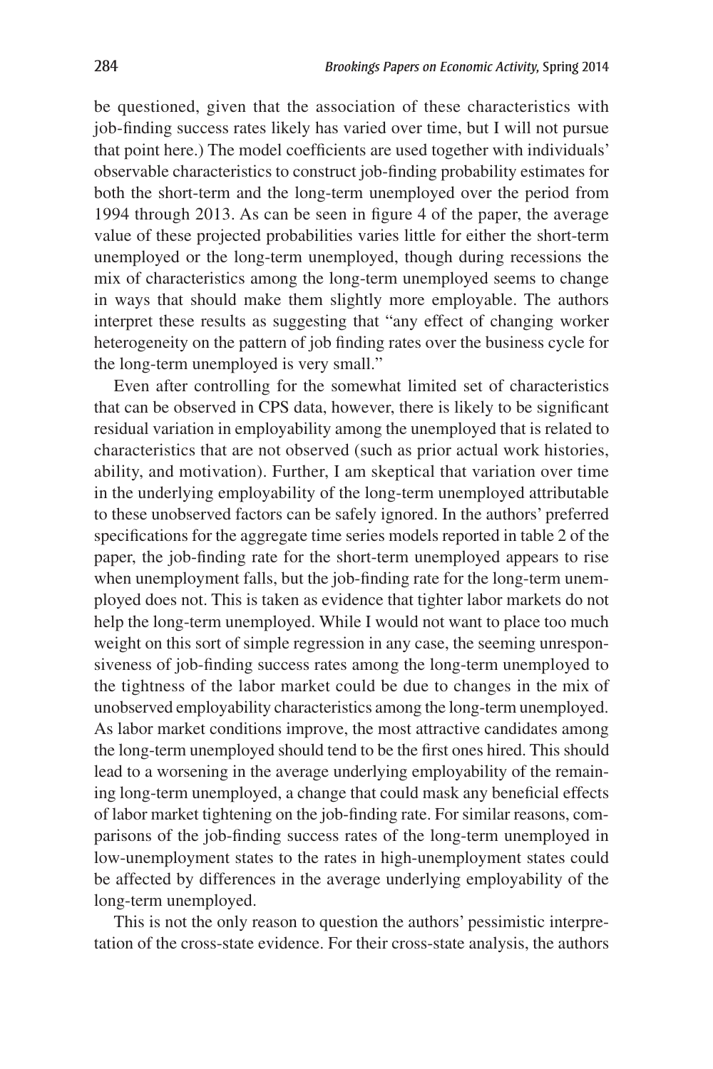be questioned, given that the association of these characteristics with job-finding success rates likely has varied over time, but I will not pursue that point here.) The model coefficients are used together with individuals' observable characteristics to construct job-finding probability estimates for both the short-term and the long-term unemployed over the period from 1994 through 2013. As can be seen in figure 4 of the paper, the average value of these projected probabilities varies little for either the short-term unemployed or the long-term unemployed, though during recessions the mix of characteristics among the long-term unemployed seems to change in ways that should make them slightly more employable. The authors interpret these results as suggesting that "any effect of changing worker heterogeneity on the pattern of job finding rates over the business cycle for the long-term unemployed is very small."

Even after controlling for the somewhat limited set of characteristics that can be observed in CPS data, however, there is likely to be significant residual variation in employability among the unemployed that is related to characteristics that are not observed (such as prior actual work histories, ability, and motivation). Further, I am skeptical that variation over time in the underlying employability of the long-term unemployed attributable to these unobserved factors can be safely ignored. In the authors' preferred specifications for the aggregate time series models reported in table 2 of the paper, the job-finding rate for the short-term unemployed appears to rise when unemployment falls, but the job-finding rate for the long-term unemployed does not. This is taken as evidence that tighter labor markets do not help the long-term unemployed. While I would not want to place too much weight on this sort of simple regression in any case, the seeming unresponsiveness of job-finding success rates among the long-term unemployed to the tightness of the labor market could be due to changes in the mix of unobserved employability characteristics among the long-term unemployed. As labor market conditions improve, the most attractive candidates among the long-term unemployed should tend to be the first ones hired. This should lead to a worsening in the average underlying employability of the remaining long-term unemployed, a change that could mask any beneficial effects of labor market tightening on the job-finding rate. For similar reasons, comparisons of the job-finding success rates of the long-term unemployed in low-unemployment states to the rates in high-unemployment states could be affected by differences in the average underlying employability of the long-term unemployed.

This is not the only reason to question the authors' pessimistic interpretation of the cross-state evidence. For their cross-state analysis, the authors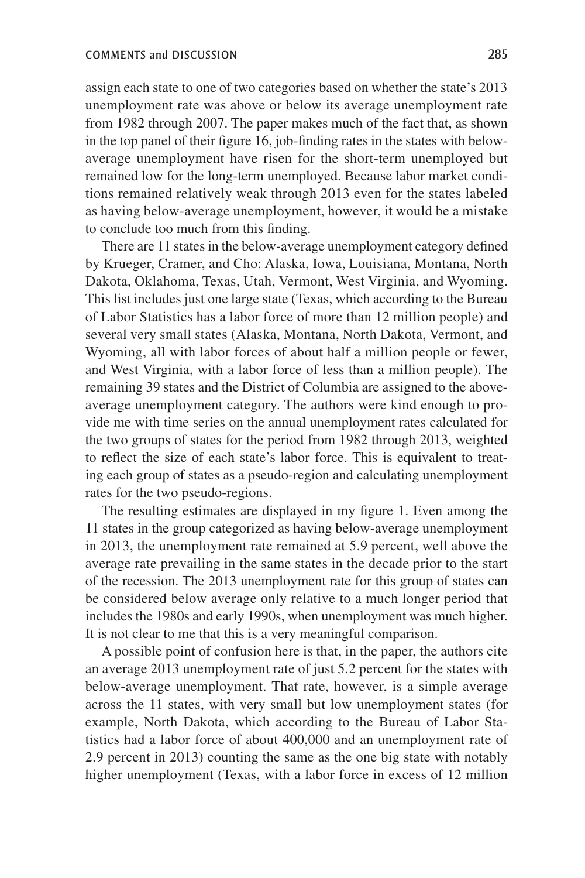assign each state to one of two categories based on whether the state's 2013 unemployment rate was above or below its average unemployment rate from 1982 through 2007. The paper makes much of the fact that, as shown in the top panel of their figure 16, job-finding rates in the states with below-average unemployment have risen for the short-term unemployed but remained low for the long-term unemployed. Because labor market conditions remained relatively weak through 2013 even for the states labeled as having below-average unemployment, however, it would be a mistake to conclude too much from this finding.

There are 11 states in the below-average unemployment category defined by Krueger, Cramer, and Cho: Alaska, Iowa, Louisiana, Montana, North Dakota, Oklahoma, Texas, Utah, Vermont, West Virginia, and Wyoming. This list includes just one large state (Texas, which according to the Bureau of Labor Statistics has a labor force of more than 12 million people) and several very small states (Alaska, Montana, North Dakota, Vermont, and Wyoming, all with labor forces of about half a million people or fewer, and West Virginia, with a labor force of less than a million people). The remaining 39 states and the District of Columbia are assigned to the above-average unemployment category. The authors were kind enough to provide me with time series on the annual unemployment rates calculated for the two groups of states for the period from 1982 through 2013, weighted to reflect the size of each state's labor force. This is equivalent to treating each group of states as a pseudo-region and calculating unemployment rates for the two pseudo-regions.

The resulting estimates are displayed in my figure 1. Even among the 11 states in the group categorized as having below-average unemployment in 2013, the unemployment rate remained at 5.9 percent, well above the average rate prevailing in the same states in the decade prior to the start of the recession. The 2013 unemployment rate for this group of states can be considered below average only relative to a much longer period that includes the 1980s and early 1990s, when unemployment was much higher. It is not clear to me that this is a very meaningful comparison.

A possible point of confusion here is that, in the paper, the authors cite an average 2013 unemployment rate of just 5.2 percent for the states with below-average unemployment. That rate, however, is a simple average across the 11 states, with very small but low unemployment states (for example, North Dakota, which according to the Bureau of Labor Statistics had a labor force of about 400,000 and an unemployment rate of 2.9 percent in 2013) counting the same as the one big state with notably higher unemployment (Texas, with a labor force in excess of 12 million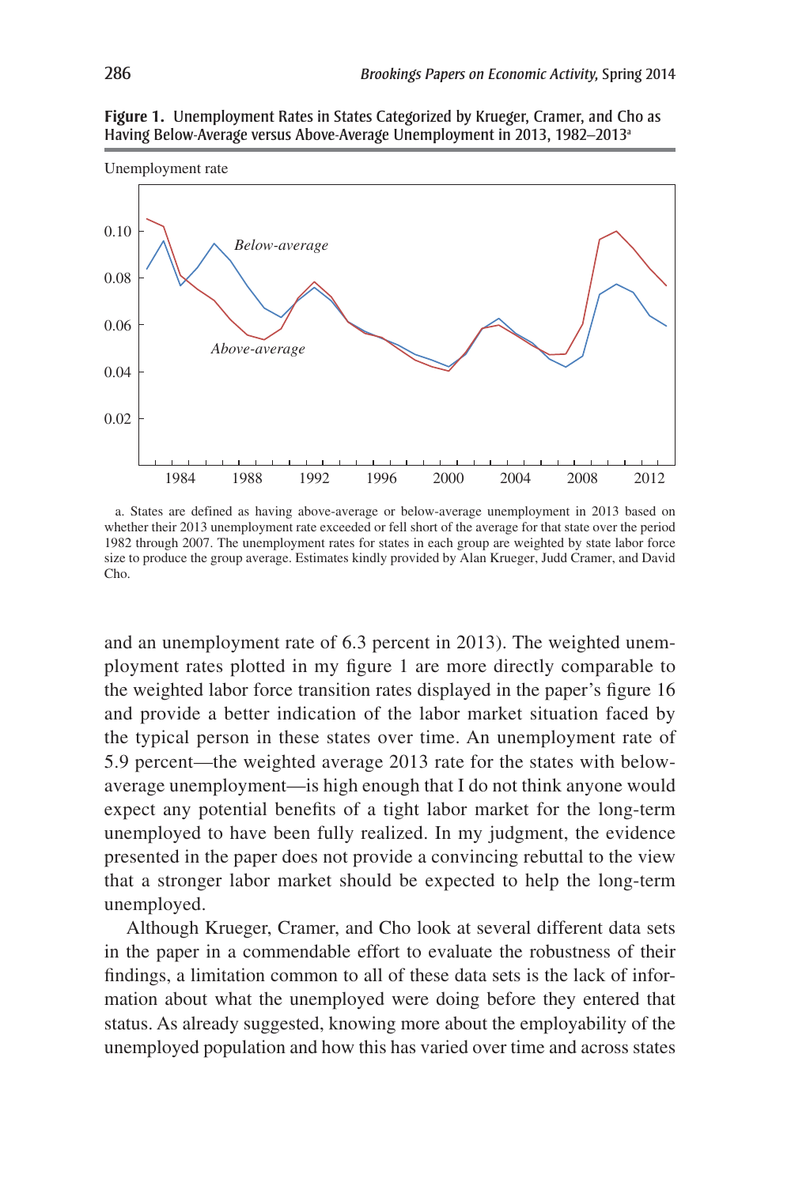**Figure 1. Unemployment Rates in States Categorized by Krueger, Cramer, and Cho as Having Below-Average versus Above-Average Unemployment in 2013, 1982–2013[a]**

Unemployment rate

0.10
0.08
0.06
0.04
0.02

Below-average
Above-average

1984 1988 1992 1996 2000 2004 2008 2012

a. States are defined as having above-average or below-average unemployment in 2013 based on whether their 2013 unemployment rate exceeded or fell short of the average for that state over the period 1982 through 2007. The unemployment rates for states in each group are weighted by state labor force size to produce the group average. Estimates kindly provided by Alan Krueger, Judd Cramer, and David Cho.

and an unemployment rate of 6.3 percent in 2013). The weighted unemployment rates plotted in my figure 1 are more directly comparable to the weighted labor force transition rates displayed in the paper's figure 16 and provide a better indication of the labor market situation faced by the typical person in these states over time. An unemployment rate of 5.9 percent—the weighted average 2013 rate for the states with below-average unemployment—is high enough that I do not think anyone would expect any potential benefits of a tight labor market for the long-term unemployed to have been fully realized. In my judgment, the evidence presented in the paper does not provide a convincing rebuttal to the view that a stronger labor market should be expected to help the long-term unemployed.

Although Krueger, Cramer, and Cho look at several different data sets in the paper in a commendable effort to evaluate the robustness of their findings, a limitation common to all of these data sets is the lack of information about what the unemployed were doing before they entered that status. As already suggested, knowing more about the employability of the unemployed population and how this has varied over time and across states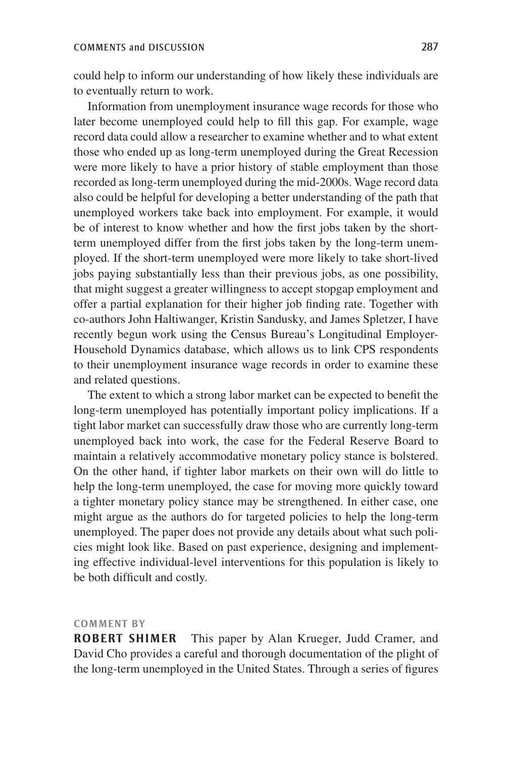could help to inform our understanding of how likely these individuals are to eventually return to work.

Information from unemployment insurance wage records for those who later become unemployed could help to fill this gap. For example, wage record data could allow a researcher to examine whether and to what extent those who ended up as long-term unemployed during the Great Recession were more likely to have a prior history of stable employment than those recorded as long-term unemployed during the mid-2000s. Wage record data also could be helpful for developing a better understanding of the path that unemployed workers take back into employment. For example, it would be of interest to know whether and how the first jobs taken by the short-term unemployed differ from the first jobs taken by the long-term unemployed. If the short-term unemployed were more likely to take short-lived jobs paying substantially less than their previous jobs, as one possibility, that might suggest a greater willingness to accept stopgap employment and offer a partial explanation for their higher job finding rate. Together with co-authors John Haltiwanger, Kristin Sandusky, and James Spletzer, I have recently begun work using the Census Bureau's Longitudinal Employer-Household Dynamics database, which allows us to link CPS respondents to their unemployment insurance wage records in order to examine these and related questions.

The extent to which a strong labor market can be expected to benefit the long-term unemployed has potentially important policy implications. If a tight labor market can successfully draw those who are currently long-term unemployed back into work, the case for the Federal Reserve Board to maintain a relatively accommodative monetary policy stance is bolstered. On the other hand, if tighter labor markets on their own will do little to help the long-term unemployed, the case for moving more quickly toward a tighter monetary policy stance may be strengthened. In either case, one might argue as the authors do for targeted policies to help the long-term unemployed. The paper does not provide any details about what such policies might look like. Based on past experience, designing and implementing effective individual-level interventions for this population is likely to be both difficult and costly.

## COMMENT BY

**ROBERT SHIMER** This paper by Alan Krueger, Judd Cramer, and David Cho provides a careful and thorough documentation of the plight of the long-term unemployed in the United States. Through a series of figures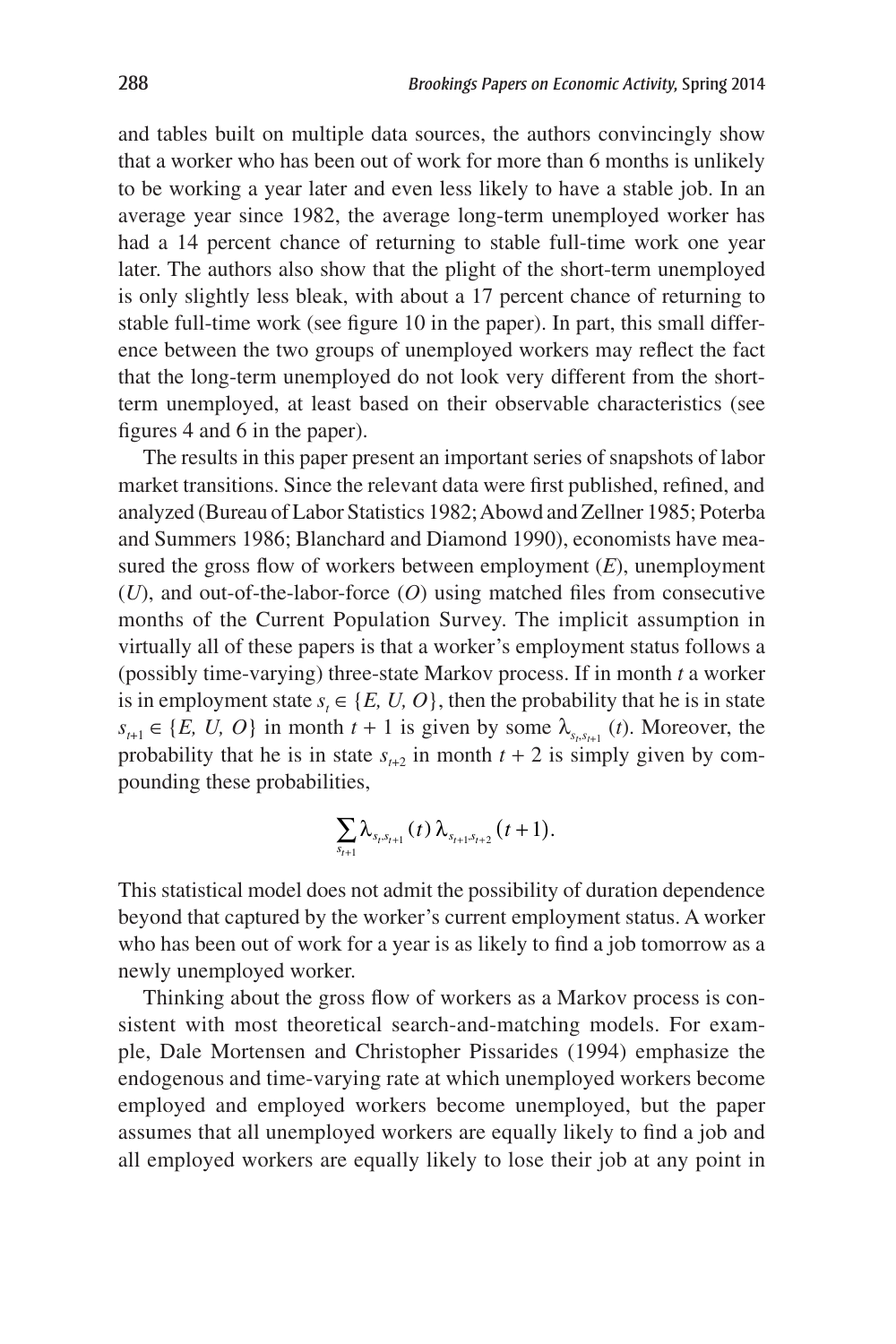and tables built on multiple data sources, the authors convincingly show that a worker who has been out of work for more than 6 months is unlikely to be working a year later and even less likely to have a stable job. In an average year since 1982, the average long-term unemployed worker has had a 14 percent chance of returning to stable full-time work one year later. The authors also show that the plight of the short-term unemployed is only slightly less bleak, with about a 17 percent chance of returning to stable full-time work (see figure 10 in the paper). In part, this small difference between the two groups of unemployed workers may reflect the fact that the long-term unemployed do not look very different from the short-term unemployed, at least based on their observable characteristics (see figures 4 and 6 in the paper).

The results in this paper present an important series of snapshots of labor market transitions. Since the relevant data were first published, refined, and analyzed (Bureau of Labor Statistics 1982; Abowd and Zellner 1985; Poterba and Summers 1986; Blanchard and Diamond 1990), economists have measured the gross flow of workers between employment ($E$), unemployment ($U$), and out-of-the-labor-force ($O$) using matched files from consecutive months of the Current Population Survey. The implicit assumption in virtually all of these papers is that a worker's employment status follows a (possibly time-varying) three-state Markov process. If in month $t$ a worker is in employment state $s_t \in \{E, U, O\}$, then the probability that he is in state $s_{t+1} \in \{E, U, O\}$ in month $t + 1$ is given by some $\lambda_{s_t, s_{t+1}}(t)$. Moreover, the probability that he is in state $s_{t+2}$ in month $t + 2$ is simply given by compounding these probabilities,

$$\sum_{s_{t+1}} \lambda_{s_t, s_{t+1}}(t)\, \lambda_{s_{t+1}, s_{t+2}}(t+1).$$

This statistical model does not admit the possibility of duration dependence beyond that captured by the worker's current employment status. A worker who has been out of work for a year is as likely to find a job tomorrow as a newly unemployed worker.

Thinking about the gross flow of workers as a Markov process is consistent with most theoretical search-and-matching models. For example, Dale Mortensen and Christopher Pissarides (1994) emphasize the endogenous and time-varying rate at which unemployed workers become employed and employed workers become unemployed, but the paper assumes that all unemployed workers are equally likely to find a job and all employed workers are equally likely to lose their job at any point in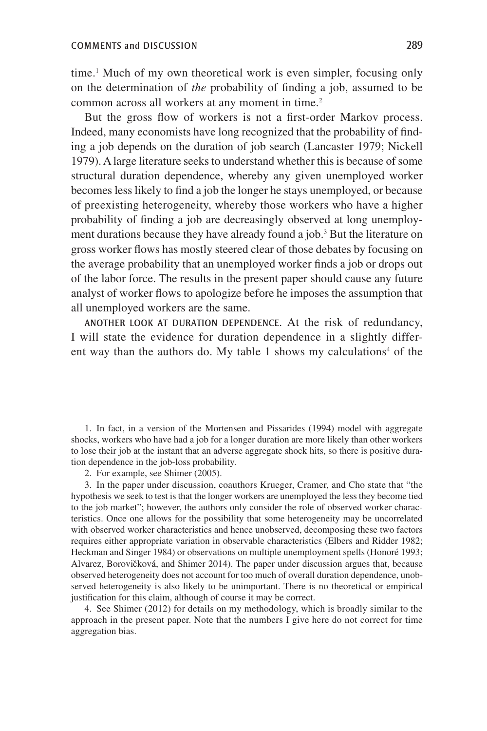time.[1] Much of my own theoretical work is even simpler, focusing only on the determination of *the* probability of finding a job, assumed to be common across all workers at any moment in time.[2]

But the gross flow of workers is not a first-order Markov process. Indeed, many economists have long recognized that the probability of finding a job depends on the duration of job search (Lancaster 1979; Nickell 1979). A large literature seeks to understand whether this is because of some structural duration dependence, whereby any given unemployed worker becomes less likely to find a job the longer he stays unemployed, or because of preexisting heterogeneity, whereby those workers who have a higher probability of finding a job are decreasingly observed at long unemployment durations because they have already found a job.[3] But the literature on gross worker flows has mostly steered clear of those debates by focusing on the average probability that an unemployed worker finds a job or drops out of the labor force. The results in the present paper should cause any future analyst of worker flows to apologize before he imposes the assumption that all unemployed workers are the same.

ANOTHER LOOK AT DURATION DEPENDENCE. At the risk of redundancy, I will state the evidence for duration dependence in a slightly different way than the authors do. My table 1 shows my calculations[4] of the

1. In fact, in a version of the Mortensen and Pissarides (1994) model with aggregate shocks, workers who have had a job for a longer duration are more likely than other workers to lose their job at the instant that an adverse aggregate shock hits, so there is positive duration dependence in the job-loss probability.

2. For example, see Shimer (2005).

3. In the paper under discussion, coauthors Krueger, Cramer, and Cho state that "the hypothesis we seek to test is that the longer workers are unemployed the less they become tied to the job market"; however, the authors only consider the role of observed worker characteristics. Once one allows for the possibility that some heterogeneity may be uncorrelated with observed worker characteristics and hence unobserved, decomposing these two factors requires either appropriate variation in observable characteristics (Elbers and Ridder 1982; Heckman and Singer 1984) or observations on multiple unemployment spells (Honoré 1993; Alvarez, Borovičková, and Shimer 2014). The paper under discussion argues that, because observed heterogeneity does not account for too much of overall duration dependence, unobserved heterogeneity is also likely to be unimportant. There is no theoretical or empirical justification for this claim, although of course it may be correct.

4. See Shimer (2012) for details on my methodology, which is broadly similar to the approach in the present paper. Note that the numbers I give here do not correct for time aggregation bias.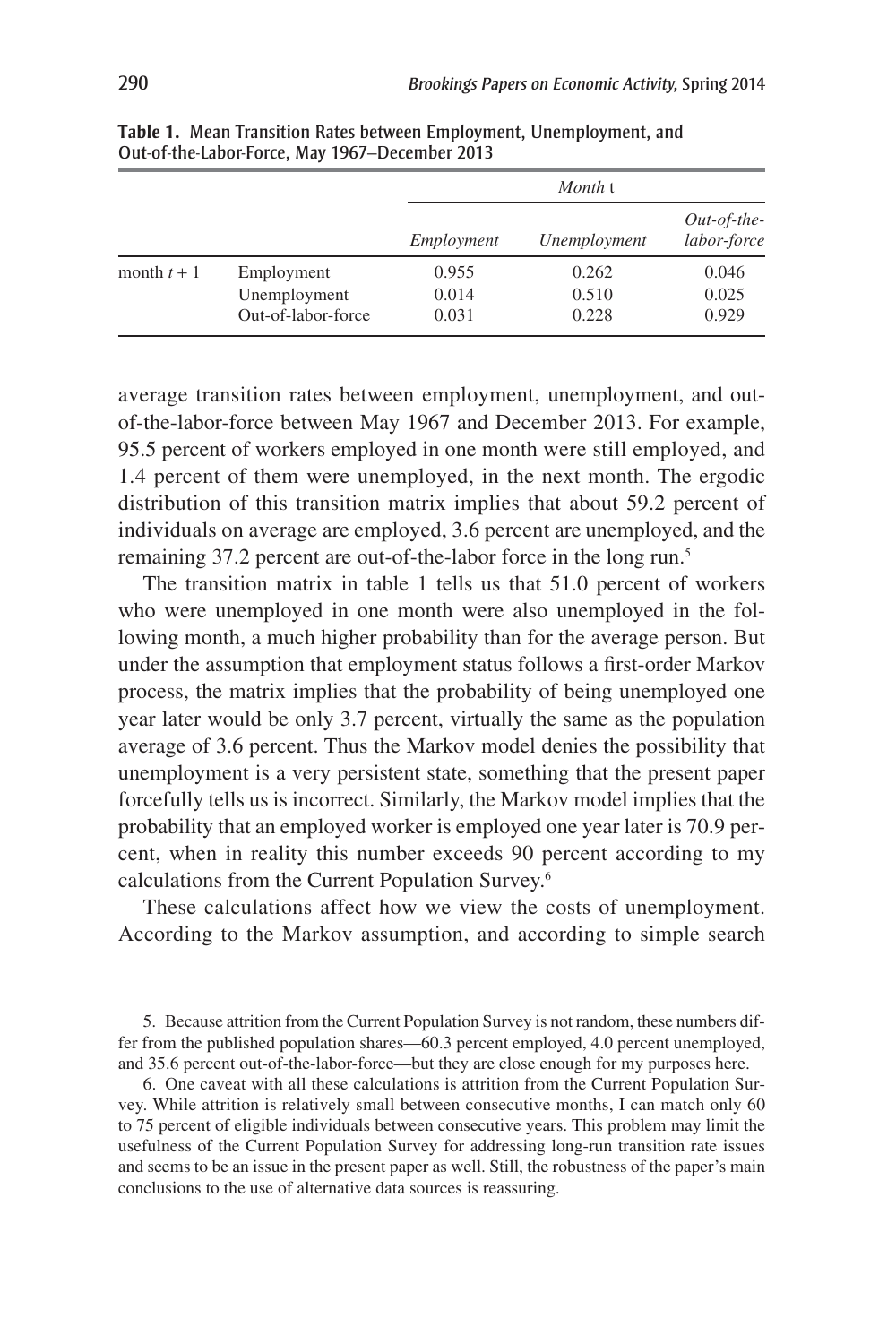**Table 1. Mean Transition Rates between Employment, Unemployment, and Out-of-the-Labor-Force, May 1967–December 2013**

| | | *Month* t | | |
|---|---|---|---|---|
| | | *Employment* | *Unemployment* | *Out-of-the-labor-force* |
| month $t + 1$ | Employment | 0.955 | 0.262 | 0.046 |
| | Unemployment | 0.014 | 0.510 | 0.025 |
| | Out-of-labor-force | 0.031 | 0.228 | 0.929 |

average transition rates between employment, unemployment, and out-of-the-labor-force between May 1967 and December 2013. For example, 95.5 percent of workers employed in one month were still employed, and 1.4 percent of them were unemployed, in the next month. The ergodic distribution of this transition matrix implies that about 59.2 percent of individuals on average are employed, 3.6 percent are unemployed, and the remaining 37.2 percent are out-of-the-labor force in the long run.[5]

The transition matrix in table 1 tells us that 51.0 percent of workers who were unemployed in one month were also unemployed in the following month, a much higher probability than for the average person. But under the assumption that employment status follows a first-order Markov process, the matrix implies that the probability of being unemployed one year later would be only 3.7 percent, virtually the same as the population average of 3.6 percent. Thus the Markov model denies the possibility that unemployment is a very persistent state, something that the present paper forcefully tells us is incorrect. Similarly, the Markov model implies that the probability that an employed worker is employed one year later is 70.9 percent, when in reality this number exceeds 90 percent according to my calculations from the Current Population Survey.[6]

These calculations affect how we view the costs of unemployment. According to the Markov assumption, and according to simple search

5. Because attrition from the Current Population Survey is not random, these numbers differ from the published population shares—60.3 percent employed, 4.0 percent unemployed, and 35.6 percent out-of-the-labor-force—but they are close enough for my purposes here.

6. One caveat with all these calculations is attrition from the Current Population Survey. While attrition is relatively small between consecutive months, I can match only 60 to 75 percent of eligible individuals between consecutive years. This problem may limit the usefulness of the Current Population Survey for addressing long-run transition rate issues and seems to be an issue in the present paper as well. Still, the robustness of the paper's main conclusions to the use of alternative data sources is reassuring.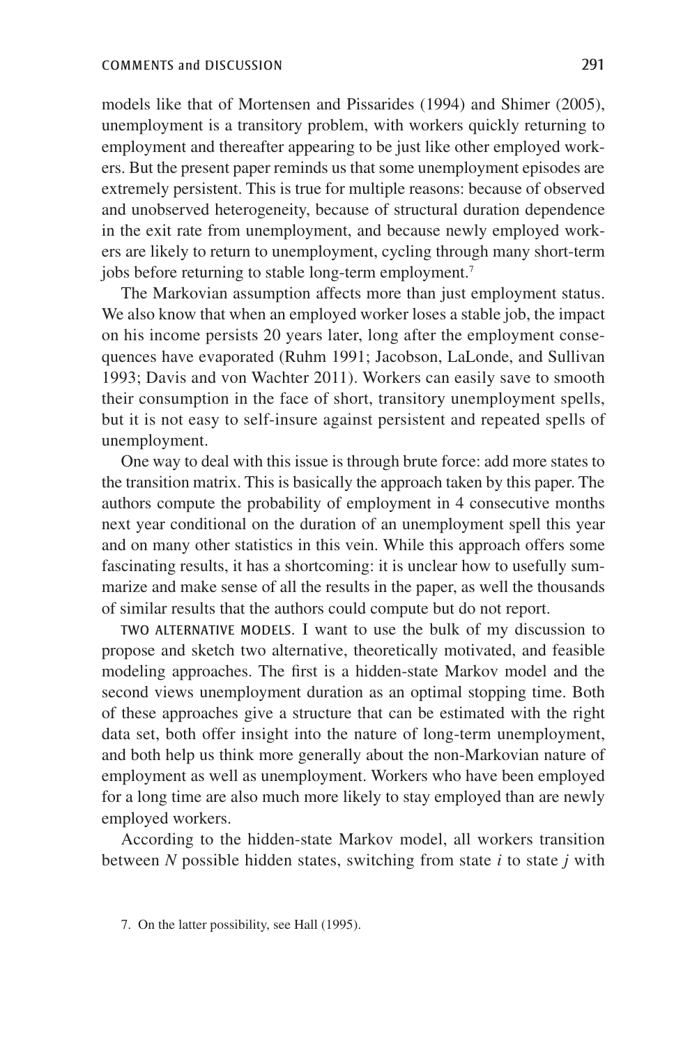models like that of Mortensen and Pissarides (1994) and Shimer (2005), unemployment is a transitory problem, with workers quickly returning to employment and thereafter appearing to be just like other employed workers. But the present paper reminds us that some unemployment episodes are extremely persistent. This is true for multiple reasons: because of observed and unobserved heterogeneity, because of structural duration dependence in the exit rate from unemployment, and because newly employed workers are likely to return to unemployment, cycling through many short-term jobs before returning to stable long-term employment.[7]

The Markovian assumption affects more than just employment status. We also know that when an employed worker loses a stable job, the impact on his income persists 20 years later, long after the employment consequences have evaporated (Ruhm 1991; Jacobson, LaLonde, and Sullivan 1993; Davis and von Wachter 2011). Workers can easily save to smooth their consumption in the face of short, transitory unemployment spells, but it is not easy to self-insure against persistent and repeated spells of unemployment.

One way to deal with this issue is through brute force: add more states to the transition matrix. This is basically the approach taken by this paper. The authors compute the probability of employment in 4 consecutive months next year conditional on the duration of an unemployment spell this year and on many other statistics in this vein. While this approach offers some fascinating results, it has a shortcoming: it is unclear how to usefully summarize and make sense of all the results in the paper, as well the thousands of similar results that the authors could compute but do not report.

TWO ALTERNATIVE MODELS. I want to use the bulk of my discussion to propose and sketch two alternative, theoretically motivated, and feasible modeling approaches. The first is a hidden-state Markov model and the second views unemployment duration as an optimal stopping time. Both of these approaches give a structure that can be estimated with the right data set, both offer insight into the nature of long-term unemployment, and both help us think more generally about the non-Markovian nature of employment as well as unemployment. Workers who have been employed for a long time are also much more likely to stay employed than are newly employed workers.

According to the hidden-state Markov model, all workers transition between $N$ possible hidden states, switching from state $i$ to state $j$ with

7. On the latter possibility, see Hall (1995).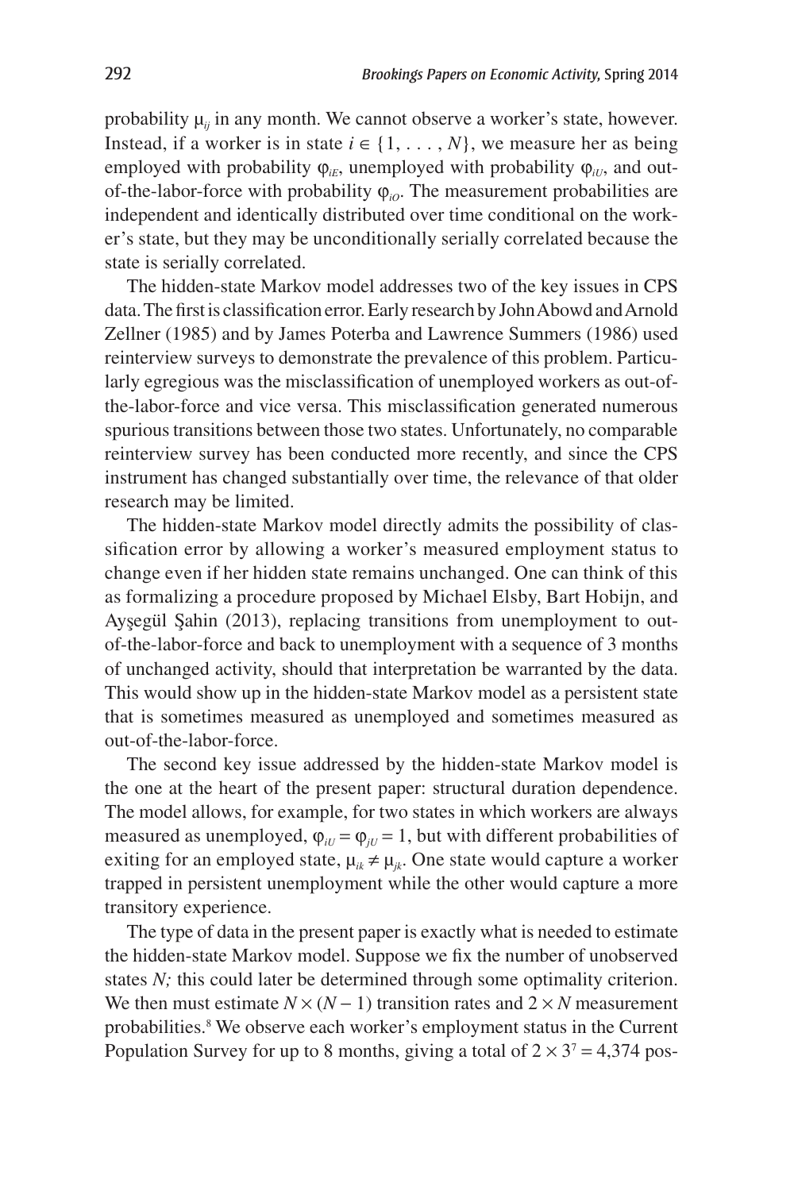probability $\mu_{ij}$ in any month. We cannot observe a worker's state, however. Instead, if a worker is in state $i \in \{1, \ldots, N\}$, we measure her as being employed with probability $\varphi_{iE}$, unemployed with probability $\varphi_{iU}$, and out-of-the-labor-force with probability $\varphi_{iO}$. The measurement probabilities are independent and identically distributed over time conditional on the worker's state, but they may be unconditionally serially correlated because the state is serially correlated.

The hidden-state Markov model addresses two of the key issues in CPS data. The first is classification error. Early research by John Abowd and Arnold Zellner (1985) and by James Poterba and Lawrence Summers (1986) used reinterview surveys to demonstrate the prevalence of this problem. Particularly egregious was the misclassification of unemployed workers as out-of-the-labor-force and vice versa. This misclassification generated numerous spurious transitions between those two states. Unfortunately, no comparable reinterview survey has been conducted more recently, and since the CPS instrument has changed substantially over time, the relevance of that older research may be limited.

The hidden-state Markov model directly admits the possibility of classification error by allowing a worker's measured employment status to change even if her hidden state remains unchanged. One can think of this as formalizing a procedure proposed by Michael Elsby, Bart Hobijn, and Ayşegül Şahin (2013), replacing transitions from unemployment to out-of-the-labor-force and back to unemployment with a sequence of 3 months of unchanged activity, should that interpretation be warranted by the data. This would show up in the hidden-state Markov model as a persistent state that is sometimes measured as unemployed and sometimes measured as out-of-the-labor-force.

The second key issue addressed by the hidden-state Markov model is the one at the heart of the present paper: structural duration dependence. The model allows, for example, for two states in which workers are always measured as unemployed, $\varphi_{iU} = \varphi_{jU} = 1$, but with different probabilities of exiting for an employed state, $\mu_{ik} \neq \mu_{jk}$. One state would capture a worker trapped in persistent unemployment while the other would capture a more transitory experience.

The type of data in the present paper is exactly what is needed to estimate the hidden-state Markov model. Suppose we fix the number of unobserved states $N$; this could later be determined through some optimality criterion. We then must estimate $N \times (N - 1)$ transition rates and $2 \times N$ measurement probabilities.[8] We observe each worker's employment status in the Current Population Survey for up to 8 months, giving a total of $2 \times 3^7 = 4{,}374$ pos-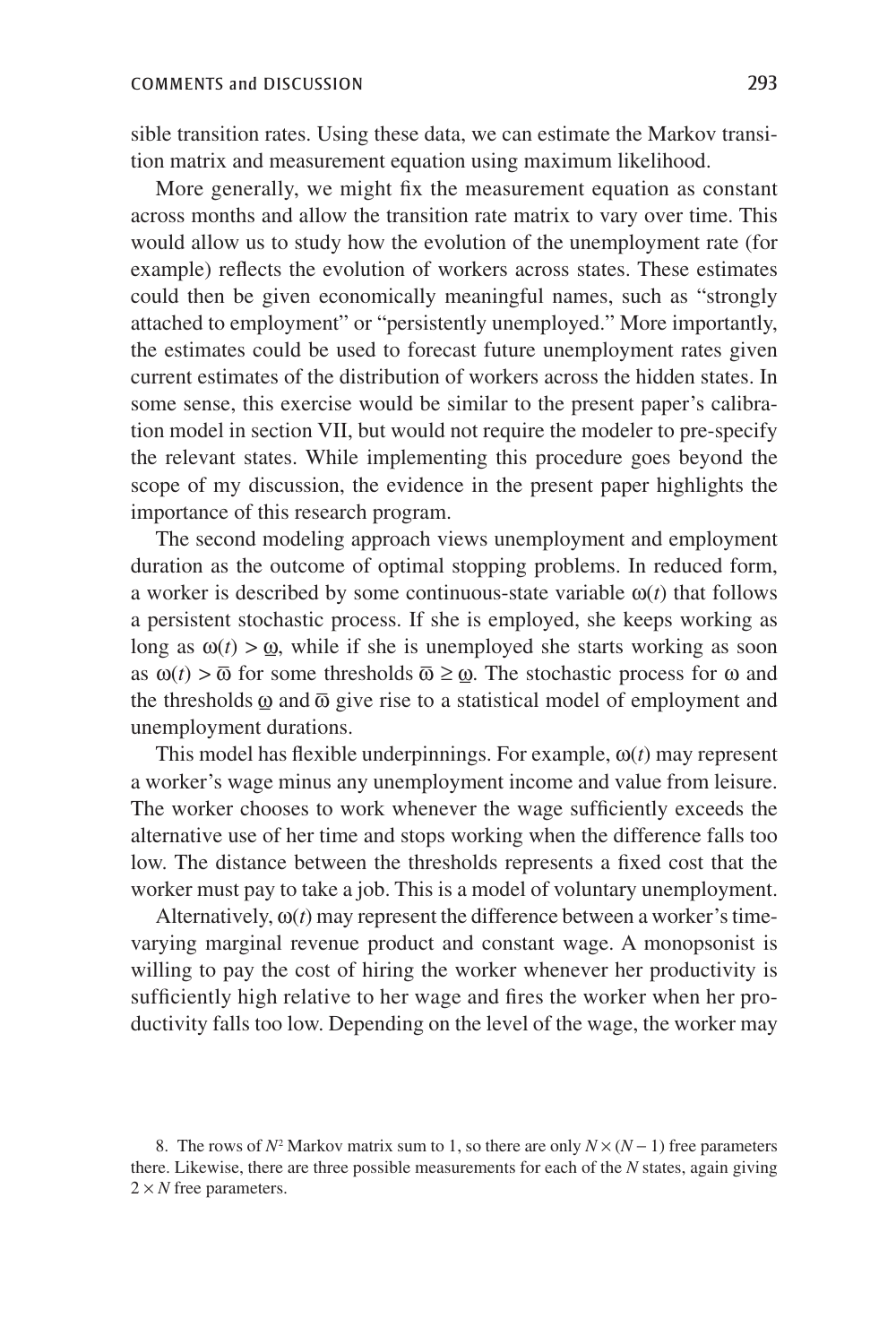sible transition rates. Using these data, we can estimate the Markov transition matrix and measurement equation using maximum likelihood.

More generally, we might fix the measurement equation as constant across months and allow the transition rate matrix to vary over time. This would allow us to study how the evolution of the unemployment rate (for example) reflects the evolution of workers across states. These estimates could then be given economically meaningful names, such as "strongly attached to employment" or "persistently unemployed." More importantly, the estimates could be used to forecast future unemployment rates given current estimates of the distribution of workers across the hidden states. In some sense, this exercise would be similar to the present paper's calibration model in section VII, but would not require the modeler to pre-specify the relevant states. While implementing this procedure goes beyond the scope of my discussion, the evidence in the present paper highlights the importance of this research program.

The second modeling approach views unemployment and employment duration as the outcome of optimal stopping problems. In reduced form, a worker is described by some continuous-state variable $\omega(t)$ that follows a persistent stochastic process. If she is employed, she keeps working as long as $\omega(t) > \underline{\omega}$, while if she is unemployed she starts working as soon as $\omega(t) > \overline{\omega}$ for some thresholds $\overline{\omega} \geq \underline{\omega}$. The stochastic process for $\omega$ and the thresholds $\underline{\omega}$ and $\overline{\omega}$ give rise to a statistical model of employment and unemployment durations.

This model has flexible underpinnings. For example, $\omega(t)$ may represent a worker's wage minus any unemployment income and value from leisure. The worker chooses to work whenever the wage sufficiently exceeds the alternative use of her time and stops working when the difference falls too low. The distance between the thresholds represents a fixed cost that the worker must pay to take a job. This is a model of voluntary unemployment.

Alternatively, $\omega(t)$ may represent the difference between a worker's time-varying marginal revenue product and constant wage. A monopsonist is willing to pay the cost of hiring the worker whenever her productivity is sufficiently high relative to her wage and fires the worker when her productivity falls too low. Depending on the level of the wage, the worker may

8. The rows of $N^2$ Markov matrix sum to 1, so there are only $N \times (N - 1)$ free parameters there. Likewise, there are three possible measurements for each of the $N$ states, again giving $2 \times N$ free parameters.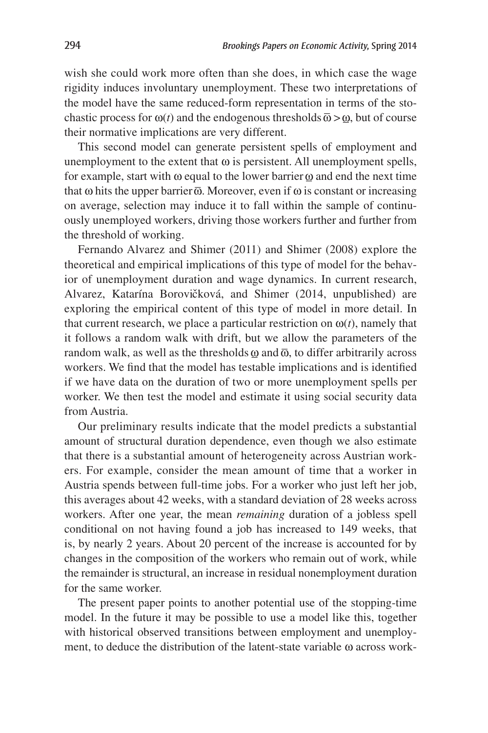wish she could work more often than she does, in which case the wage rigidity induces involuntary unemployment. These two interpretations of the model have the same reduced-form representation in terms of the stochastic process for $\omega(t)$ and the endogenous thresholds $\overline{\omega} > \underline{\omega}$, but of course their normative implications are very different.

This second model can generate persistent spells of employment and unemployment to the extent that $\omega$ is persistent. All unemployment spells, for example, start with $\omega$ equal to the lower barrier $\underline{\omega}$ and end the next time that $\omega$ hits the upper barrier $\overline{\omega}$. Moreover, even if $\omega$ is constant or increasing on average, selection may induce it to fall within the sample of continuously unemployed workers, driving those workers further and further from the threshold of working.

Fernando Alvarez and Shimer (2011) and Shimer (2008) explore the theoretical and empirical implications of this type of model for the behavior of unemployment duration and wage dynamics. In current research, Alvarez, Katarína Borovičková, and Shimer (2014, unpublished) are exploring the empirical content of this type of model in more detail. In that current research, we place a particular restriction on $\omega(t)$, namely that it follows a random walk with drift, but we allow the parameters of the random walk, as well as the thresholds $\underline{\omega}$ and $\overline{\omega}$, to differ arbitrarily across workers. We find that the model has testable implications and is identified if we have data on the duration of two or more unemployment spells per worker. We then test the model and estimate it using social security data from Austria.

Our preliminary results indicate that the model predicts a substantial amount of structural duration dependence, even though we also estimate that there is a substantial amount of heterogeneity across Austrian workers. For example, consider the mean amount of time that a worker in Austria spends between full-time jobs. For a worker who just left her job, this averages about 42 weeks, with a standard deviation of 28 weeks across workers. After one year, the mean *remaining* duration of a jobless spell conditional on not having found a job has increased to 149 weeks, that is, by nearly 2 years. About 20 percent of the increase is accounted for by changes in the composition of the workers who remain out of work, while the remainder is structural, an increase in residual nonemployment duration for the same worker.

The present paper points to another potential use of the stopping-time model. In the future it may be possible to use a model like this, together with historical observed transitions between employment and unemployment, to deduce the distribution of the latent-state variable $\omega$ across work-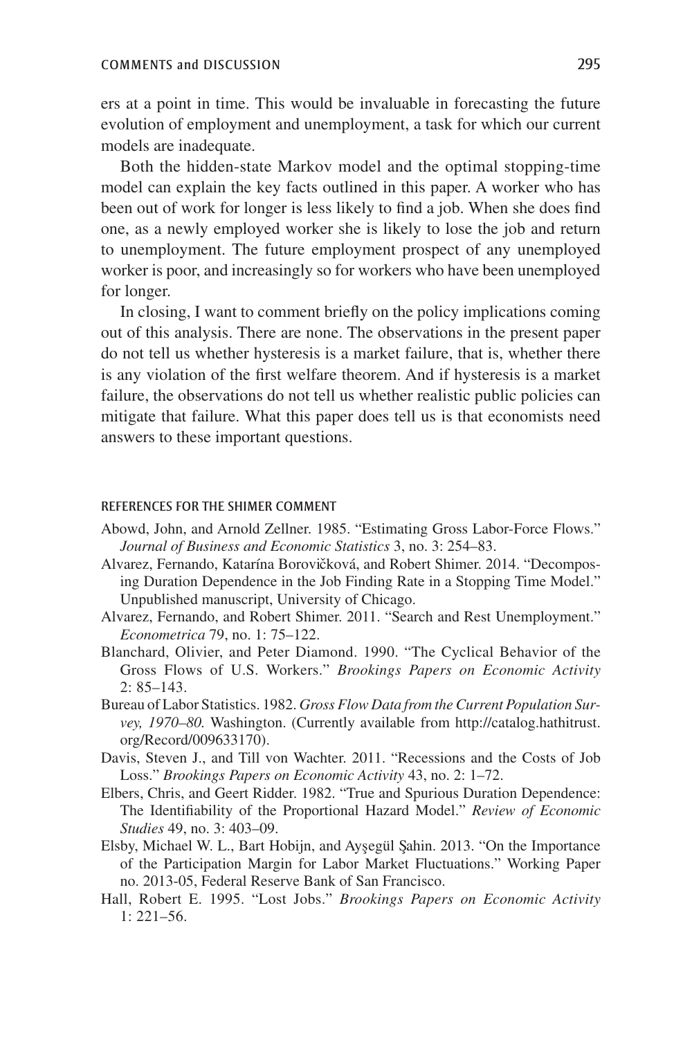ers at a point in time. This would be invaluable in forecasting the future evolution of employment and unemployment, a task for which our current models are inadequate.

Both the hidden-state Markov model and the optimal stopping-time model can explain the key facts outlined in this paper. A worker who has been out of work for longer is less likely to find a job. When she does find one, as a newly employed worker she is likely to lose the job and return to unemployment. The future employment prospect of any unemployed worker is poor, and increasingly so for workers who have been unemployed for longer.

In closing, I want to comment briefly on the policy implications coming out of this analysis. There are none. The observations in the present paper do not tell us whether hysteresis is a market failure, that is, whether there is any violation of the first welfare theorem. And if hysteresis is a market failure, the observations do not tell us whether realistic public policies can mitigate that failure. What this paper does tell us is that economists need answers to these important questions.

#### REFERENCES FOR THE SHIMER COMMENT

Abowd, John, and Arnold Zellner. 1985. "Estimating Gross Labor-Force Flows." *Journal of Business and Economic Statistics* 3, no. 3: 254–83.

Alvarez, Fernando, Katarína Borovičková, and Robert Shimer. 2014. "Decomposing Duration Dependence in the Job Finding Rate in a Stopping Time Model." Unpublished manuscript, University of Chicago.

Alvarez, Fernando, and Robert Shimer. 2011. "Search and Rest Unemployment." *Econometrica* 79, no. 1: 75–122.

Blanchard, Olivier, and Peter Diamond. 1990. "The Cyclical Behavior of the Gross Flows of U.S. Workers." *Brookings Papers on Economic Activity* 2: 85–143.

Bureau of Labor Statistics. 1982. *Gross Flow Data from the Current Population Survey, 1970–80.* Washington. (Currently available from http://catalog.hathitrust.org/Record/009633170).

Davis, Steven J., and Till von Wachter. 2011. "Recessions and the Costs of Job Loss." *Brookings Papers on Economic Activity* 43, no. 2: 1–72.

Elbers, Chris, and Geert Ridder. 1982. "True and Spurious Duration Dependence: The Identifiability of the Proportional Hazard Model." *Review of Economic Studies* 49, no. 3: 403–09.

Elsby, Michael W. L., Bart Hobijn, and Ayşegül Şahin. 2013. "On the Importance of the Participation Margin for Labor Market Fluctuations." Working Paper no. 2013-05, Federal Reserve Bank of San Francisco.

Hall, Robert E. 1995. "Lost Jobs." *Brookings Papers on Economic Activity* 1: 221–56.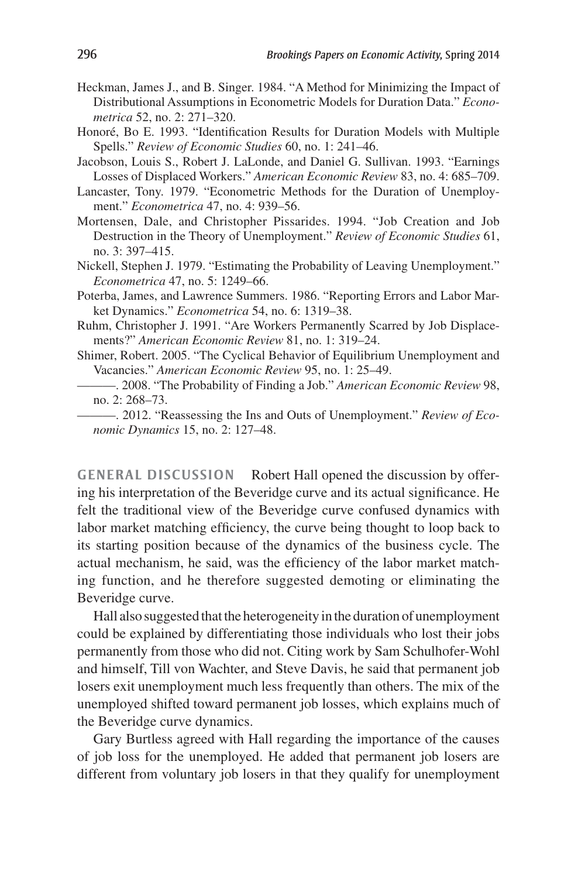Heckman, James J., and B. Singer. 1984. "A Method for Minimizing the Impact of Distributional Assumptions in Econometric Models for Duration Data." *Econometrica* 52, no. 2: 271–320.

Honoré, Bo E. 1993. "Identification Results for Duration Models with Multiple Spells." *Review of Economic Studies* 60, no. 1: 241–46.

Jacobson, Louis S., Robert J. LaLonde, and Daniel G. Sullivan. 1993. "Earnings Losses of Displaced Workers." *American Economic Review* 83, no. 4: 685–709.

Lancaster, Tony. 1979. "Econometric Methods for the Duration of Unemployment." *Econometrica* 47, no. 4: 939–56.

Mortensen, Dale, and Christopher Pissarides. 1994. "Job Creation and Job Destruction in the Theory of Unemployment." *Review of Economic Studies* 61, no. 3: 397–415.

Nickell, Stephen J. 1979. "Estimating the Probability of Leaving Unemployment." *Econometrica* 47, no. 5: 1249–66.

Poterba, James, and Lawrence Summers. 1986. "Reporting Errors and Labor Market Dynamics." *Econometrica* 54, no. 6: 1319–38.

Ruhm, Christopher J. 1991. "Are Workers Permanently Scarred by Job Displacements?" *American Economic Review* 81, no. 1: 319–24.

Shimer, Robert. 2005. "The Cyclical Behavior of Equilibrium Unemployment and Vacancies." *American Economic Review* 95, no. 1: 25–49.

———. 2008. "The Probability of Finding a Job." *American Economic Review* 98, no. 2: 268–73.

———. 2012. "Reassessing the Ins and Outs of Unemployment." *Review of Economic Dynamics* 15, no. 2: 127–48.

**GENERAL DISCUSSION** Robert Hall opened the discussion by offering his interpretation of the Beveridge curve and its actual significance. He felt the traditional view of the Beveridge curve confused dynamics with labor market matching efficiency, the curve being thought to loop back to its starting position because of the dynamics of the business cycle. The actual mechanism, he said, was the efficiency of the labor market matching function, and he therefore suggested demoting or eliminating the Beveridge curve.

Hall also suggested that the heterogeneity in the duration of unemployment could be explained by differentiating those individuals who lost their jobs permanently from those who did not. Citing work by Sam Schulhofer-Wohl and himself, Till von Wachter, and Steve Davis, he said that permanent job losers exit unemployment much less frequently than others. The mix of the unemployed shifted toward permanent job losses, which explains much of the Beveridge curve dynamics.

Gary Burtless agreed with Hall regarding the importance of the causes of job loss for the unemployed. He added that permanent job losers are different from voluntary job losers in that they qualify for unemployment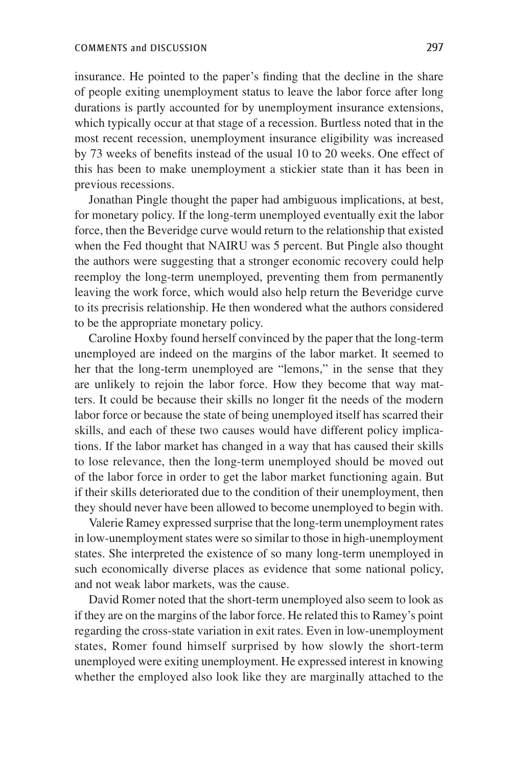insurance. He pointed to the paper's finding that the decline in the share of people exiting unemployment status to leave the labor force after long durations is partly accounted for by unemployment insurance extensions, which typically occur at that stage of a recession. Burtless noted that in the most recent recession, unemployment insurance eligibility was increased by 73 weeks of benefits instead of the usual 10 to 20 weeks. One effect of this has been to make unemployment a stickier state than it has been in previous recessions.

Jonathan Pingle thought the paper had ambiguous implications, at best, for monetary policy. If the long-term unemployed eventually exit the labor force, then the Beveridge curve would return to the relationship that existed when the Fed thought that NAIRU was 5 percent. But Pingle also thought the authors were suggesting that a stronger economic recovery could help reemploy the long-term unemployed, preventing them from permanently leaving the work force, which would also help return the Beveridge curve to its precrisis relationship. He then wondered what the authors considered to be the appropriate monetary policy.

Caroline Hoxby found herself convinced by the paper that the long-term unemployed are indeed on the margins of the labor market. It seemed to her that the long-term unemployed are "lemons," in the sense that they are unlikely to rejoin the labor force. How they become that way matters. It could be because their skills no longer fit the needs of the modern labor force or because the state of being unemployed itself has scarred their skills, and each of these two causes would have different policy implications. If the labor market has changed in a way that has caused their skills to lose relevance, then the long-term unemployed should be moved out of the labor force in order to get the labor market functioning again. But if their skills deteriorated due to the condition of their unemployment, then they should never have been allowed to become unemployed to begin with.

Valerie Ramey expressed surprise that the long-term unemployment rates in low-unemployment states were so similar to those in high-unemployment states. She interpreted the existence of so many long-term unemployed in such economically diverse places as evidence that some national policy, and not weak labor markets, was the cause.

David Romer noted that the short-term unemployed also seem to look as if they are on the margins of the labor force. He related this to Ramey's point regarding the cross-state variation in exit rates. Even in low-unemployment states, Romer found himself surprised by how slowly the short-term unemployed were exiting unemployment. He expressed interest in knowing whether the employed also look like they are marginally attached to the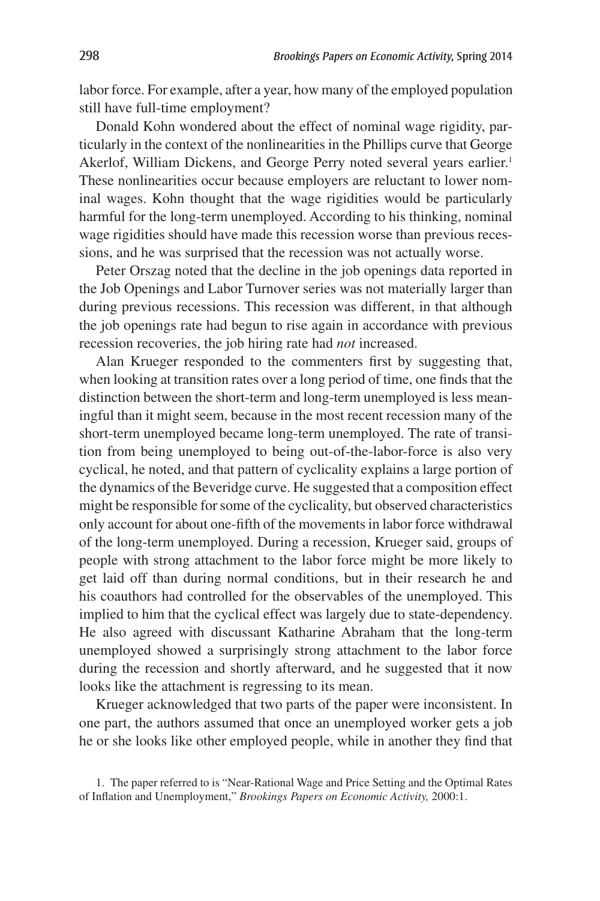labor force. For example, after a year, how many of the employed population still have full-time employment?

Donald Kohn wondered about the effect of nominal wage rigidity, particularly in the context of the nonlinearities in the Phillips curve that George Akerlof, William Dickens, and George Perry noted several years earlier.[1] These nonlinearities occur because employers are reluctant to lower nominal wages. Kohn thought that the wage rigidities would be particularly harmful for the long-term unemployed. According to his thinking, nominal wage rigidities should have made this recession worse than previous recessions, and he was surprised that the recession was not actually worse.

Peter Orszag noted that the decline in the job openings data reported in the Job Openings and Labor Turnover series was not materially larger than during previous recessions. This recession was different, in that although the job openings rate had begun to rise again in accordance with previous recession recoveries, the job hiring rate had *not* increased.

Alan Krueger responded to the commenters first by suggesting that, when looking at transition rates over a long period of time, one finds that the distinction between the short-term and long-term unemployed is less meaningful than it might seem, because in the most recent recession many of the short-term unemployed became long-term unemployed. The rate of transition from being unemployed to being out-of-the-labor-force is also very cyclical, he noted, and that pattern of cyclicality explains a large portion of the dynamics of the Beveridge curve. He suggested that a composition effect might be responsible for some of the cyclicality, but observed characteristics only account for about one-fifth of the movements in labor force withdrawal of the long-term unemployed. During a recession, Krueger said, groups of people with strong attachment to the labor force might be more likely to get laid off than during normal conditions, but in their research he and his coauthors had controlled for the observables of the unemployed. This implied to him that the cyclical effect was largely due to state-dependency. He also agreed with discussant Katharine Abraham that the long-term unemployed showed a surprisingly strong attachment to the labor force during the recession and shortly afterward, and he suggested that it now looks like the attachment is regressing to its mean.

Krueger acknowledged that two parts of the paper were inconsistent. In one part, the authors assumed that once an unemployed worker gets a job he or she looks like other employed people, while in another they find that

1. The paper referred to is "Near-Rational Wage and Price Setting and the Optimal Rates of Inflation and Unemployment," *Brookings Papers on Economic Activity,* 2000:1.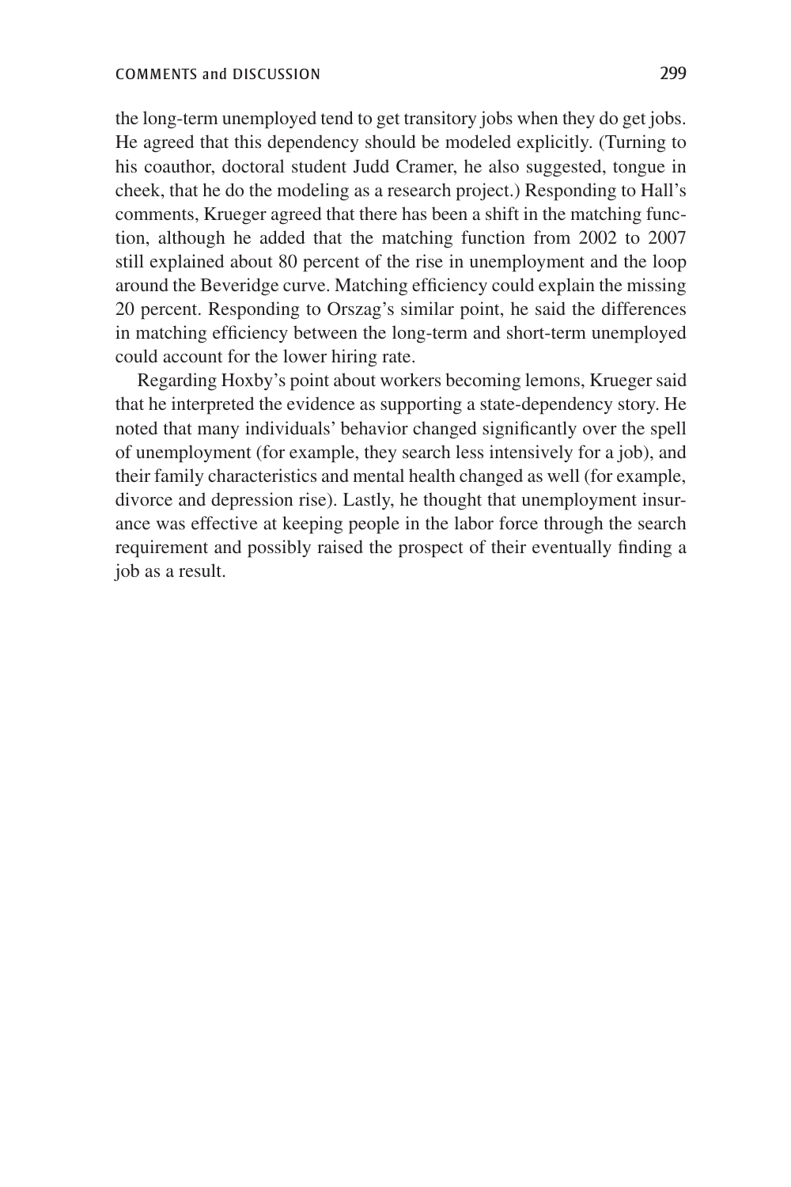the long-term unemployed tend to get transitory jobs when they do get jobs. He agreed that this dependency should be modeled explicitly. (Turning to his coauthor, doctoral student Judd Cramer, he also suggested, tongue in cheek, that he do the modeling as a research project.) Responding to Hall's comments, Krueger agreed that there has been a shift in the matching function, although he added that the matching function from 2002 to 2007 still explained about 80 percent of the rise in unemployment and the loop around the Beveridge curve. Matching efficiency could explain the missing 20 percent. Responding to Orszag's similar point, he said the differences in matching efficiency between the long-term and short-term unemployed could account for the lower hiring rate.

Regarding Hoxby's point about workers becoming lemons, Krueger said that he interpreted the evidence as supporting a state-dependency story. He noted that many individuals' behavior changed significantly over the spell of unemployment (for example, they search less intensively for a job), and their family characteristics and mental health changed as well (for example, divorce and depression rise). Lastly, he thought that unemployment insurance was effective at keeping people in the labor force through the search requirement and possibly raised the prospect of their eventually finding a job as a result.